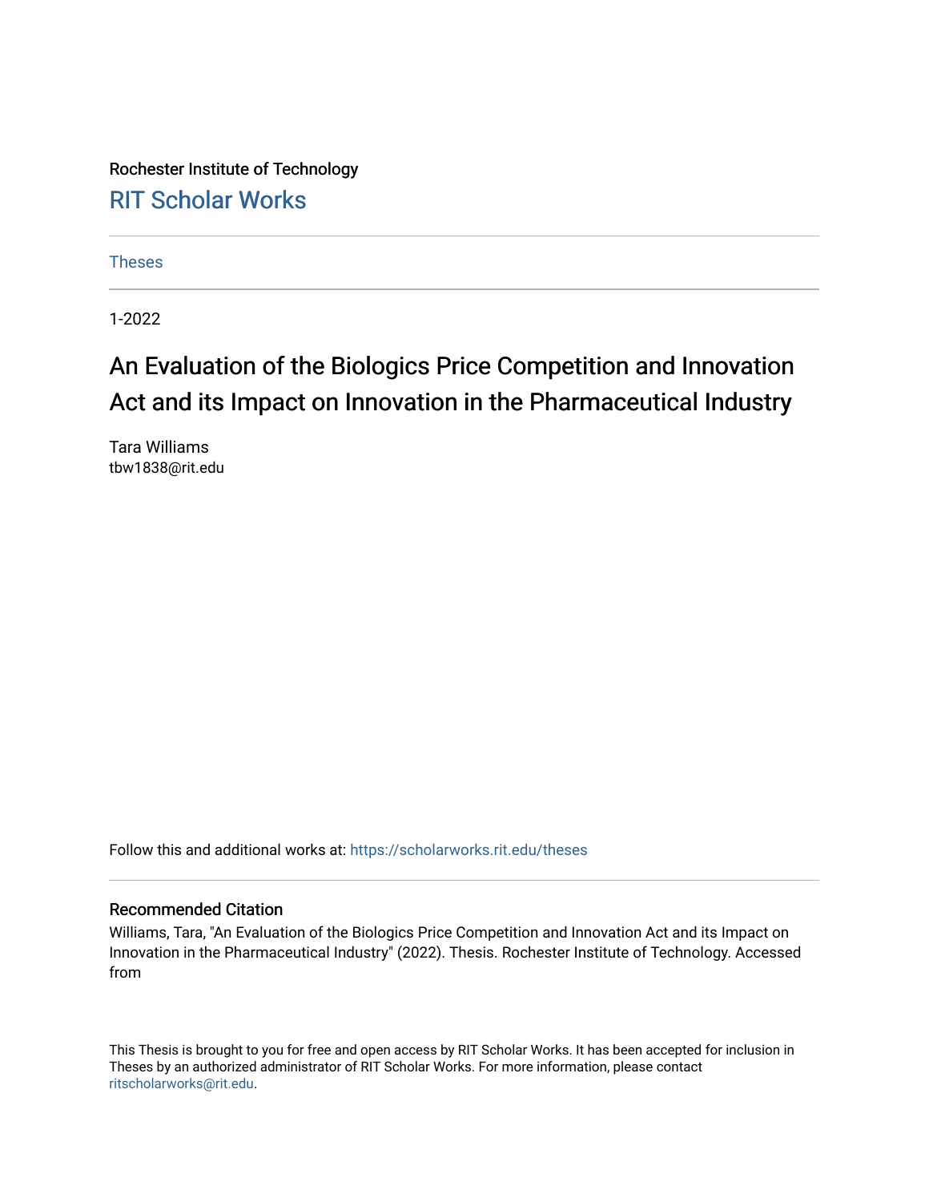Rochester Institute of Technology

RIT Scholar Works

Theses

1-2022

# An Evaluation of the Biologics Price Competition and Innovation Act and its Impact on Innovation in the Pharmaceutical Industry

Tara Williams
tbw1838@rit.edu

Follow this and additional works at: https://scholarworks.rit.edu/theses

### Recommended Citation

Williams, Tara, "An Evaluation of the Biologics Price Competition and Innovation Act and its Impact on Innovation in the Pharmaceutical Industry" (2022). Thesis. Rochester Institute of Technology. Accessed from

This Thesis is brought to you for free and open access by RIT Scholar Works. It has been accepted for inclusion in Theses by an authorized administrator of RIT Scholar Works. For more information, please contact ritscholarworks@rit.edu.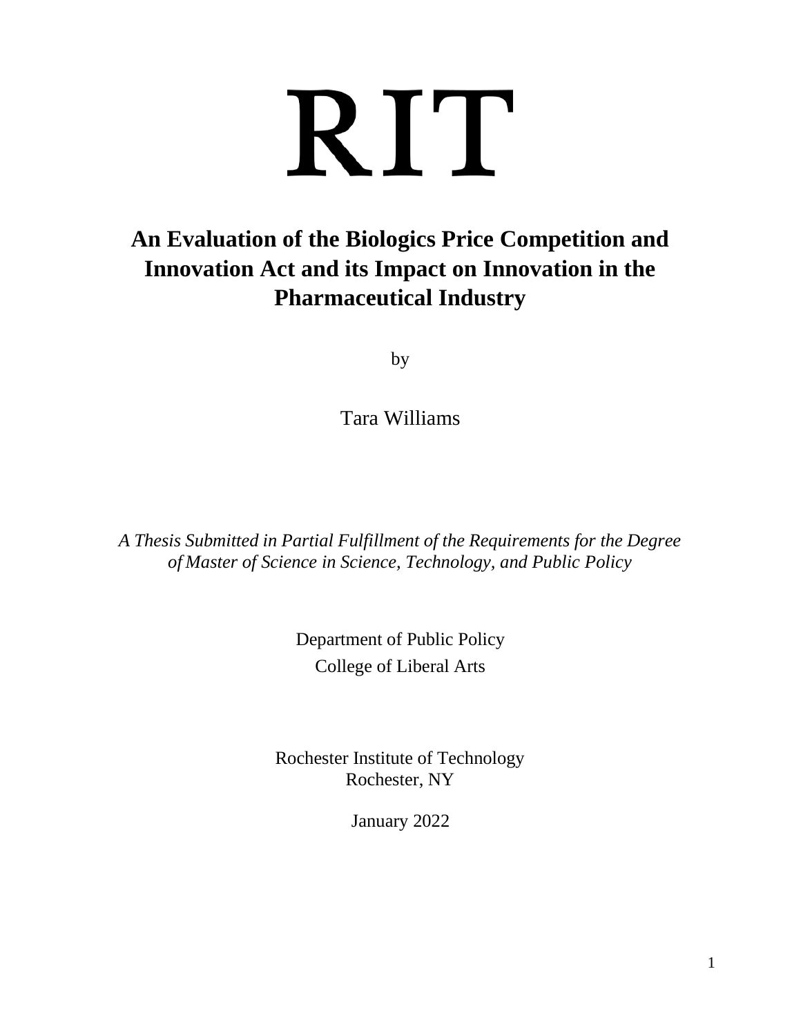# RIT

# An Evaluation of the Biologics Price Competition and Innovation Act and its Impact on Innovation in the Pharmaceutical Industry

by

Tara Williams

*A Thesis Submitted in Partial Fulfillment of the Requirements for the Degree of Master of Science in Science, Technology, and Public Policy*

Department of Public Policy
College of Liberal Arts

Rochester Institute of Technology
Rochester, NY

January 2022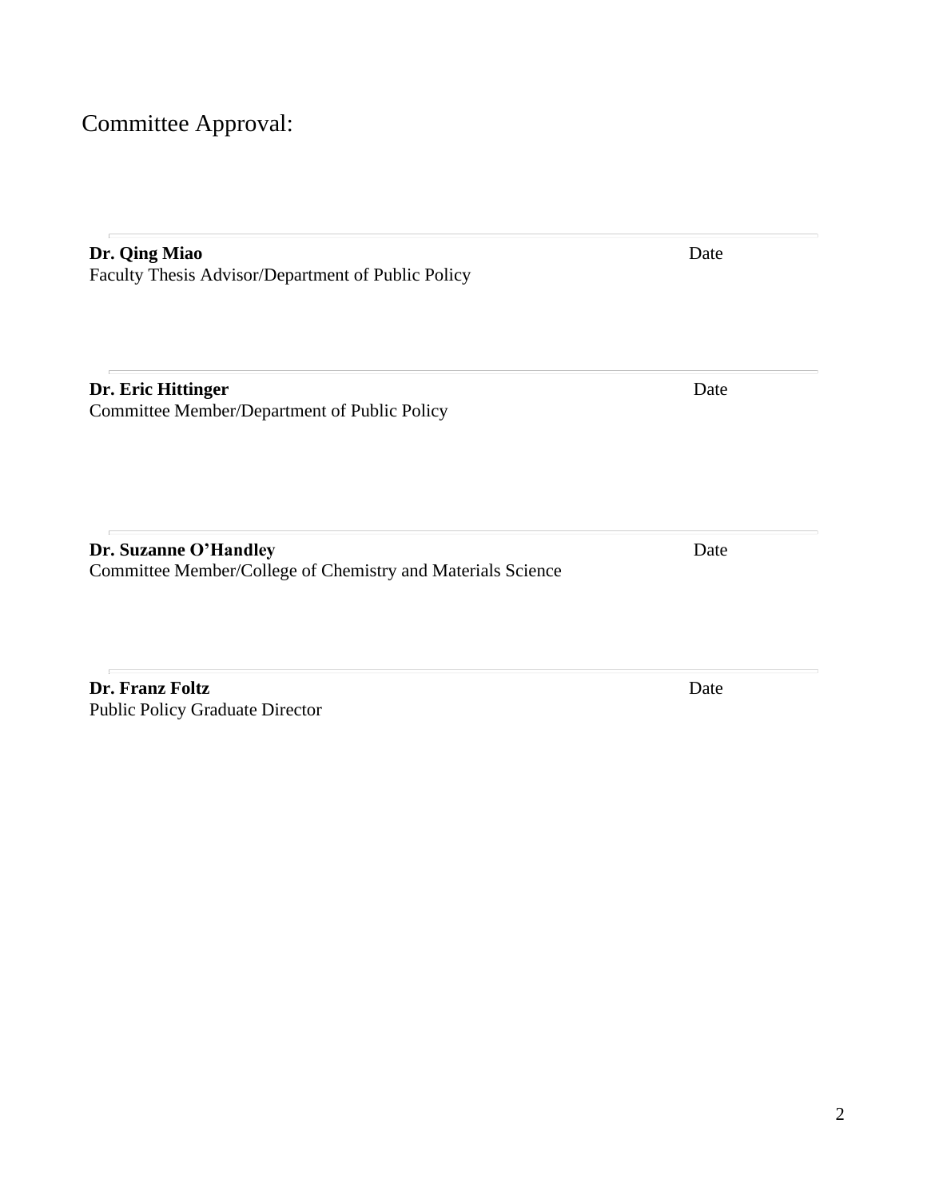Committee Approval:

---

**Dr. Qing Miao** Date
Faculty Thesis Advisor/Department of Public Policy

---

**Dr. Eric Hittinger** Date
Committee Member/Department of Public Policy

---

**Dr. Suzanne O'Handley** Date
Committee Member/College of Chemistry and Materials Science

---

**Dr. Franz Foltz** Date
Public Policy Graduate Director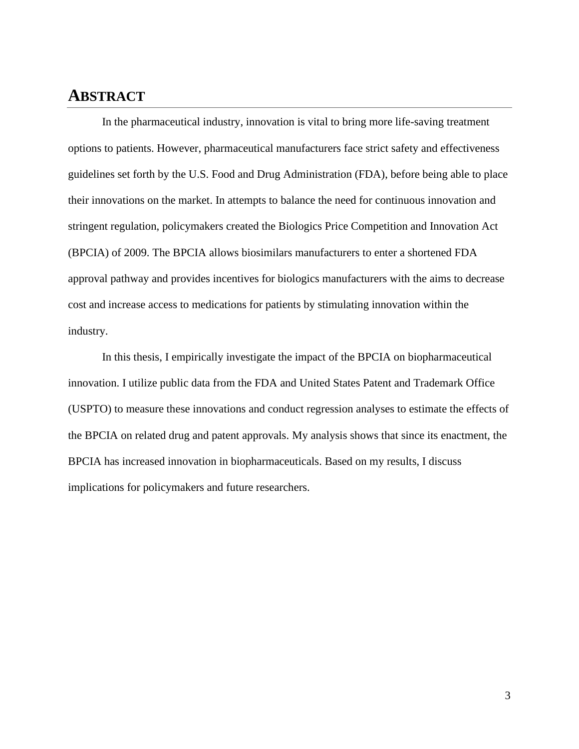# ABSTRACT

In the pharmaceutical industry, innovation is vital to bring more life-saving treatment options to patients. However, pharmaceutical manufacturers face strict safety and effectiveness guidelines set forth by the U.S. Food and Drug Administration (FDA), before being able to place their innovations on the market. In attempts to balance the need for continuous innovation and stringent regulation, policymakers created the Biologics Price Competition and Innovation Act (BPCIA) of 2009. The BPCIA allows biosimilars manufacturers to enter a shortened FDA approval pathway and provides incentives for biologics manufacturers with the aims to decrease cost and increase access to medications for patients by stimulating innovation within the industry.

In this thesis, I empirically investigate the impact of the BPCIA on biopharmaceutical innovation. I utilize public data from the FDA and United States Patent and Trademark Office (USPTO) to measure these innovations and conduct regression analyses to estimate the effects of the BPCIA on related drug and patent approvals. My analysis shows that since its enactment, the BPCIA has increased innovation in biopharmaceuticals. Based on my results, I discuss implications for policymakers and future researchers.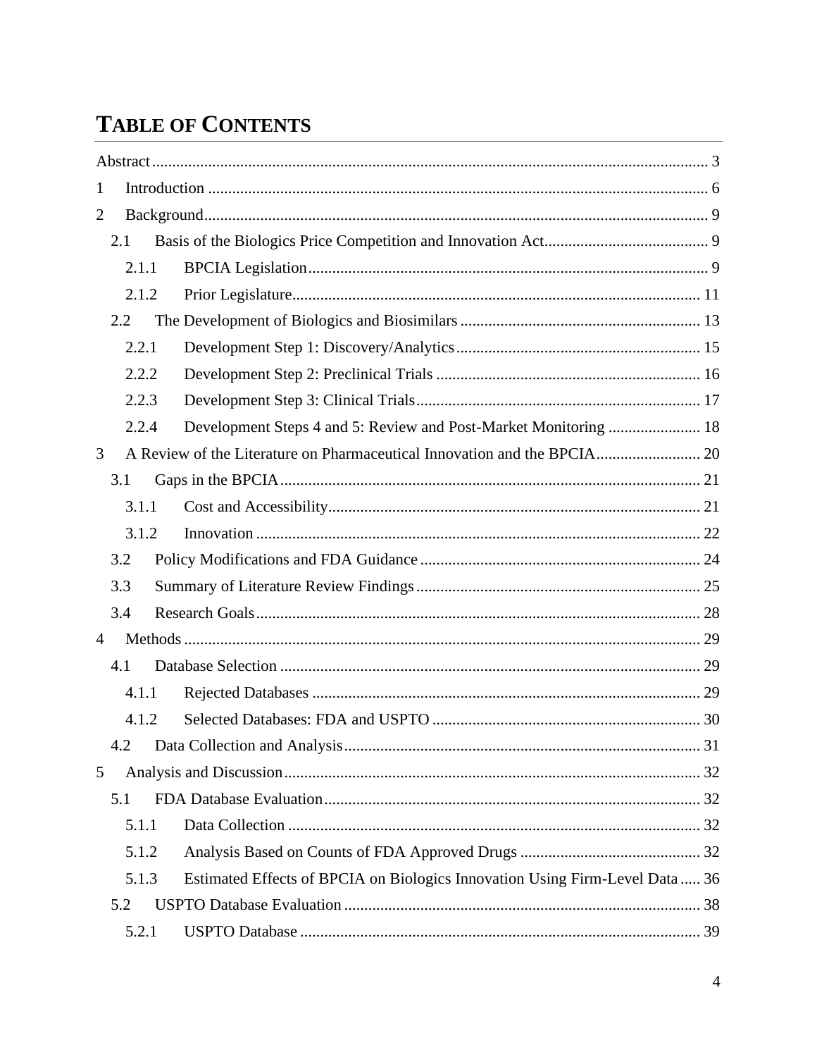# TABLE OF CONTENTS

Abstract ........................................................................................................................... 3

1 Introduction ........................................................................................................... 6

2 Background............................................................................................................ 9

2.1 Basis of the Biologics Price Competition and Innovation Act......................................... 9

2.1.1 BPCIA Legislation.................................................................................................. 9

2.1.2 Prior Legislature..................................................................................................... 11

2.2 The Development of Biologics and Biosimilars ............................................................ 13

2.2.1 Development Step 1: Discovery/Analytics............................................................ 15

2.2.2 Development Step 2: Preclinical Trials ................................................................. 16

2.2.3 Development Step 3: Clinical Trials...................................................................... 17

2.2.4 Development Steps 4 and 5: Review and Post-Market Monitoring ....................... 18

3 A Review of the Literature on Pharmaceutical Innovation and the BPCIA.......................... 20

3.1 Gaps in the BPCIA........................................................................................................ 21

3.1.1 Cost and Accessibility............................................................................................ 21

3.1.2 Innovation .............................................................................................................. 22

3.2 Policy Modifications and FDA Guidance ..................................................................... 24

3.3 Summary of Literature Review Findings ...................................................................... 25

3.4 Research Goals.............................................................................................................. 28

4 Methods ................................................................................................................ 29

4.1 Database Selection ........................................................................................................ 29

4.1.1 Rejected Databases ................................................................................................ 29

4.1.2 Selected Databases: FDA and USPTO .................................................................. 30

4.2 Data Collection and Analysis........................................................................................ 31

5 Analysis and Discussion...................................................................................... 32

5.1 FDA Database Evaluation............................................................................................. 32

5.1.1 Data Collection ...................................................................................................... 32

5.1.2 Analysis Based on Counts of FDA Approved Drugs ............................................ 32

5.1.3 Estimated Effects of BPCIA on Biologics Innovation Using Firm-Level Data ..... 36

5.2 USPTO Database Evaluation ........................................................................................ 38

5.2.1 USPTO Database ................................................................................................... 39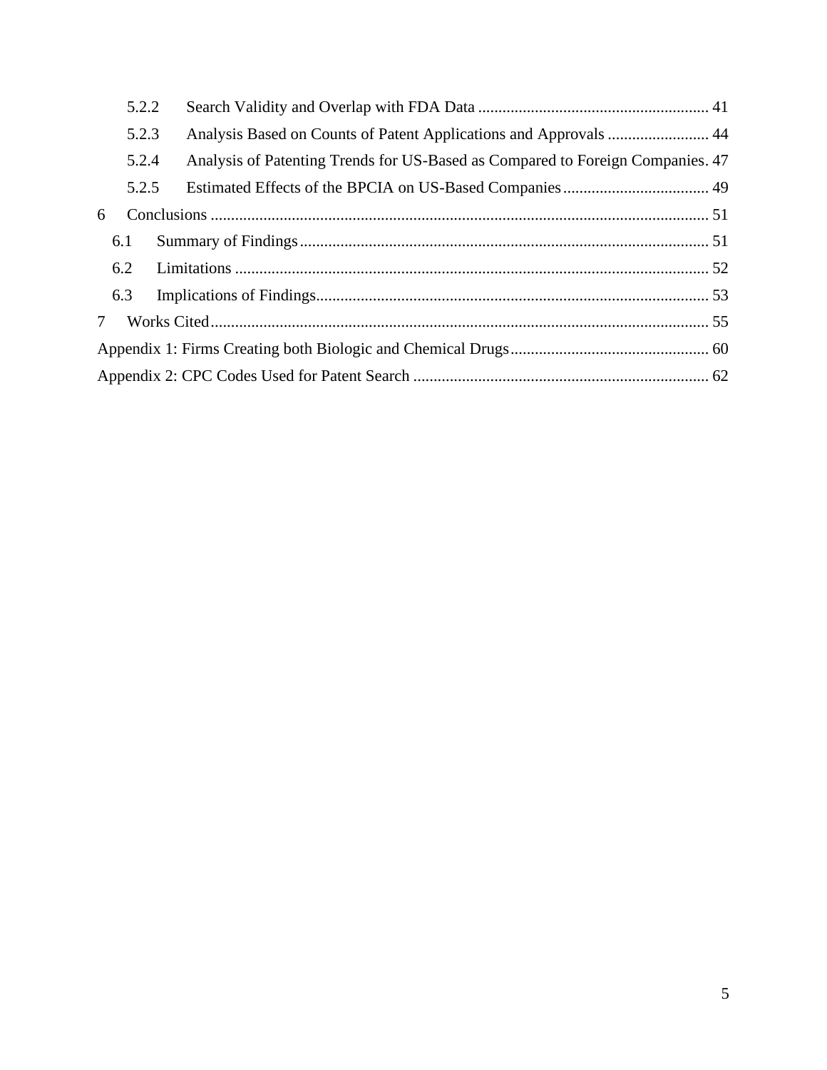5.2.2 Search Validity and Overlap with FDA Data ........................................................ 41

5.2.3 Analysis Based on Counts of Patent Applications and Approvals ......................... 44

5.2.4 Analysis of Patenting Trends for US-Based as Compared to Foreign Companies. 47

5.2.5 Estimated Effects of the BPCIA on US-Based Companies .................................... 49

6 Conclusions .......................................................................................................................... 51

6.1 Summary of Findings .................................................................................................... 51

6.2 Limitations .................................................................................................................... 52

6.3 Implications of Findings ................................................................................................ 53

7 Works Cited .......................................................................................................................... 55

Appendix 1: Firms Creating both Biologic and Chemical Drugs ................................................. 60

Appendix 2: CPC Codes Used for Patent Search ......................................................................... 62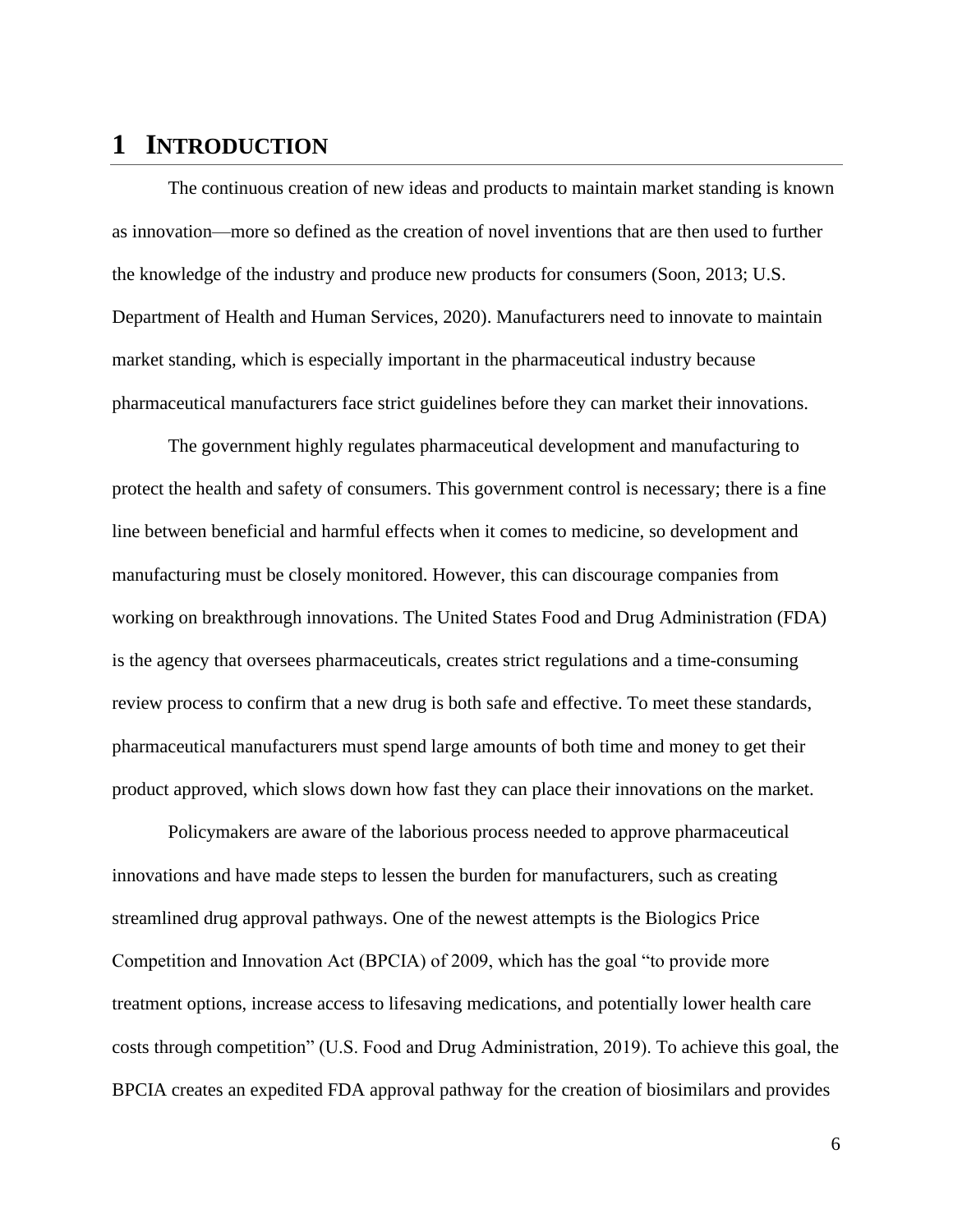# 1 INTRODUCTION

The continuous creation of new ideas and products to maintain market standing is known as innovation—more so defined as the creation of novel inventions that are then used to further the knowledge of the industry and produce new products for consumers (Soon, 2013; U.S. Department of Health and Human Services, 2020). Manufacturers need to innovate to maintain market standing, which is especially important in the pharmaceutical industry because pharmaceutical manufacturers face strict guidelines before they can market their innovations.

The government highly regulates pharmaceutical development and manufacturing to protect the health and safety of consumers. This government control is necessary; there is a fine line between beneficial and harmful effects when it comes to medicine, so development and manufacturing must be closely monitored. However, this can discourage companies from working on breakthrough innovations. The United States Food and Drug Administration (FDA) is the agency that oversees pharmaceuticals, creates strict regulations and a time-consuming review process to confirm that a new drug is both safe and effective. To meet these standards, pharmaceutical manufacturers must spend large amounts of both time and money to get their product approved, which slows down how fast they can place their innovations on the market.

Policymakers are aware of the laborious process needed to approve pharmaceutical innovations and have made steps to lessen the burden for manufacturers, such as creating streamlined drug approval pathways. One of the newest attempts is the Biologics Price Competition and Innovation Act (BPCIA) of 2009, which has the goal "to provide more treatment options, increase access to lifesaving medications, and potentially lower health care costs through competition" (U.S. Food and Drug Administration, 2019). To achieve this goal, the BPCIA creates an expedited FDA approval pathway for the creation of biosimilars and provides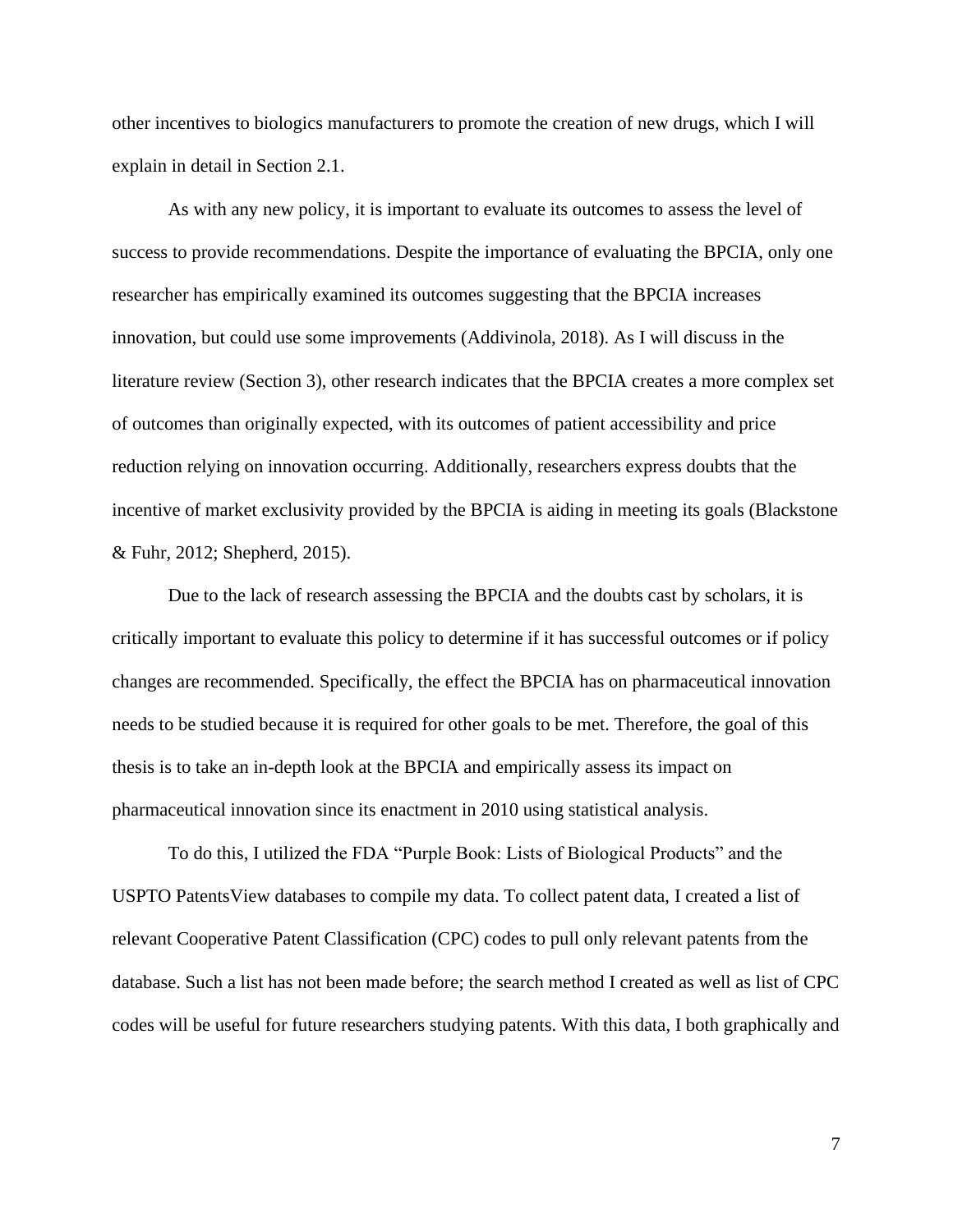other incentives to biologics manufacturers to promote the creation of new drugs, which I will explain in detail in Section 2.1.

As with any new policy, it is important to evaluate its outcomes to assess the level of success to provide recommendations. Despite the importance of evaluating the BPCIA, only one researcher has empirically examined its outcomes suggesting that the BPCIA increases innovation, but could use some improvements (Addivinola, 2018). As I will discuss in the literature review (Section 3), other research indicates that the BPCIA creates a more complex set of outcomes than originally expected, with its outcomes of patient accessibility and price reduction relying on innovation occurring. Additionally, researchers express doubts that the incentive of market exclusivity provided by the BPCIA is aiding in meeting its goals (Blackstone & Fuhr, 2012; Shepherd, 2015).

Due to the lack of research assessing the BPCIA and the doubts cast by scholars, it is critically important to evaluate this policy to determine if it has successful outcomes or if policy changes are recommended. Specifically, the effect the BPCIA has on pharmaceutical innovation needs to be studied because it is required for other goals to be met. Therefore, the goal of this thesis is to take an in-depth look at the BPCIA and empirically assess its impact on pharmaceutical innovation since its enactment in 2010 using statistical analysis.

To do this, I utilized the FDA "Purple Book: Lists of Biological Products" and the USPTO PatentsView databases to compile my data. To collect patent data, I created a list of relevant Cooperative Patent Classification (CPC) codes to pull only relevant patents from the database. Such a list has not been made before; the search method I created as well as list of CPC codes will be useful for future researchers studying patents. With this data, I both graphically and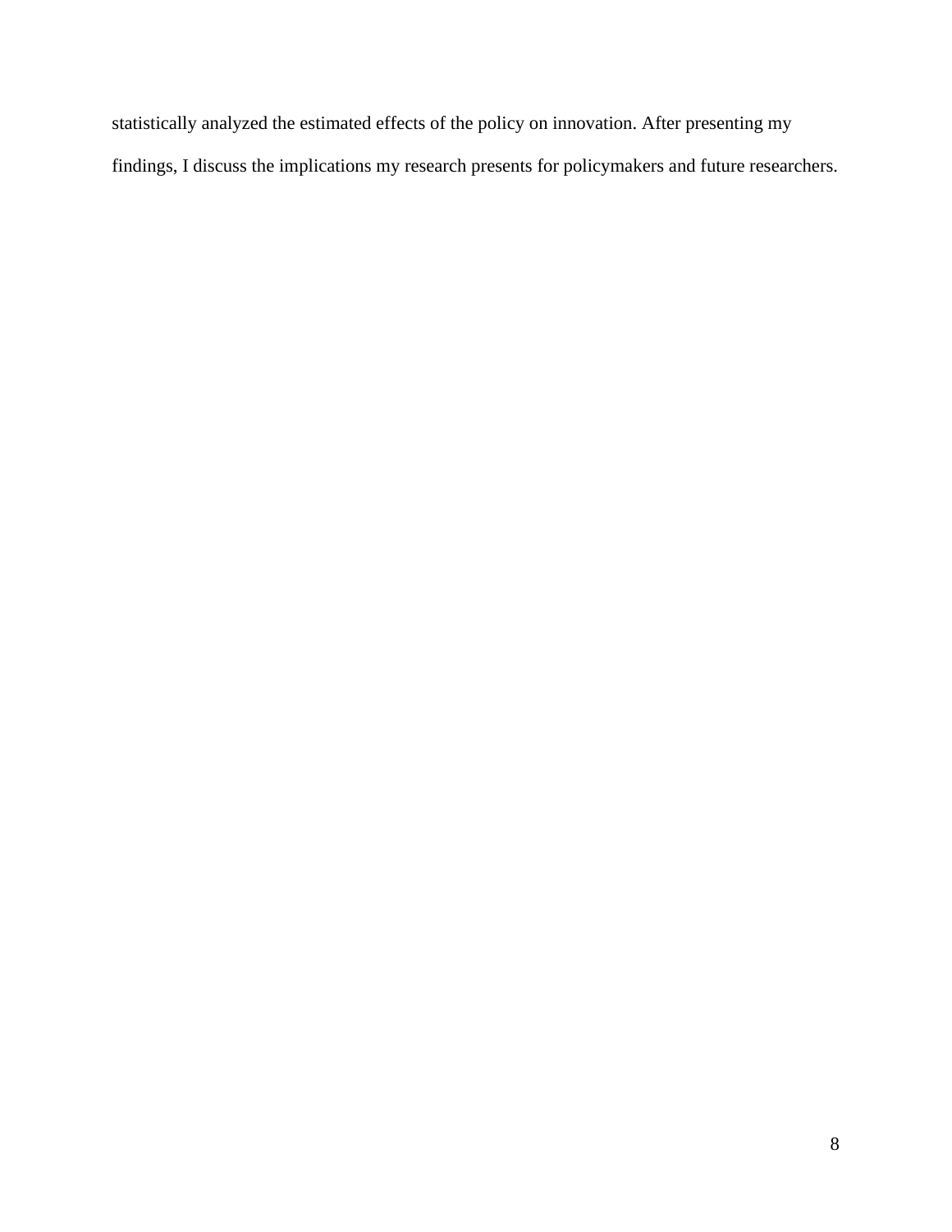statistically analyzed the estimated effects of the policy on innovation. After presenting my findings, I discuss the implications my research presents for policymakers and future researchers.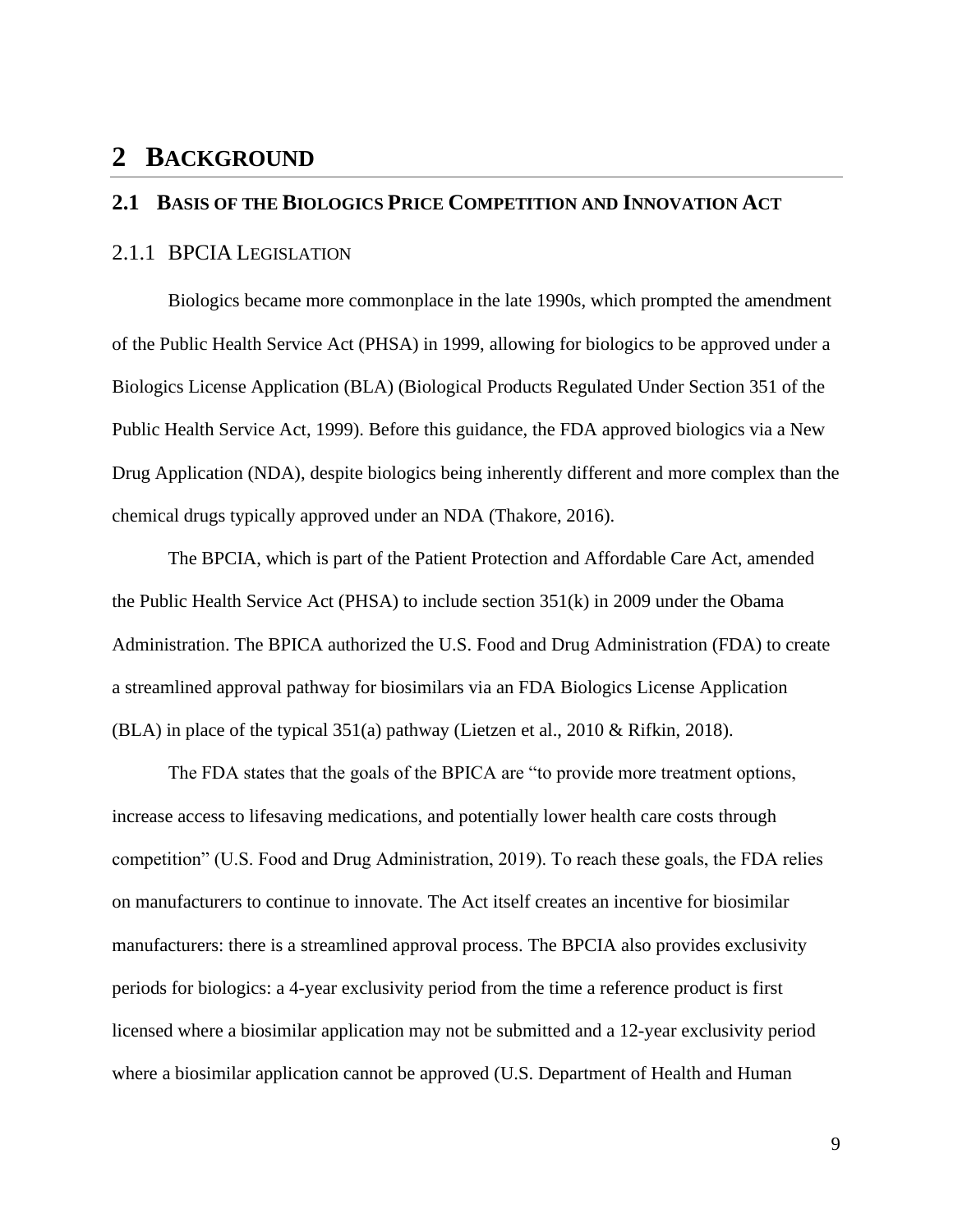# 2 BACKGROUND

## 2.1 BASIS OF THE BIOLOGICS PRICE COMPETITION AND INNOVATION ACT

### 2.1.1 BPCIA LEGISLATION

Biologics became more commonplace in the late 1990s, which prompted the amendment of the Public Health Service Act (PHSA) in 1999, allowing for biologics to be approved under a Biologics License Application (BLA) (Biological Products Regulated Under Section 351 of the Public Health Service Act, 1999). Before this guidance, the FDA approved biologics via a New Drug Application (NDA), despite biologics being inherently different and more complex than the chemical drugs typically approved under an NDA (Thakore, 2016).

The BPCIA, which is part of the Patient Protection and Affordable Care Act, amended the Public Health Service Act (PHSA) to include section 351(k) in 2009 under the Obama Administration. The BPICA authorized the U.S. Food and Drug Administration (FDA) to create a streamlined approval pathway for biosimilars via an FDA Biologics License Application (BLA) in place of the typical 351(a) pathway (Lietzen et al., 2010 & Rifkin, 2018).

The FDA states that the goals of the BPICA are "to provide more treatment options, increase access to lifesaving medications, and potentially lower health care costs through competition" (U.S. Food and Drug Administration, 2019). To reach these goals, the FDA relies on manufacturers to continue to innovate. The Act itself creates an incentive for biosimilar manufacturers: there is a streamlined approval process. The BPCIA also provides exclusivity periods for biologics: a 4-year exclusivity period from the time a reference product is first licensed where a biosimilar application may not be submitted and a 12-year exclusivity period where a biosimilar application cannot be approved (U.S. Department of Health and Human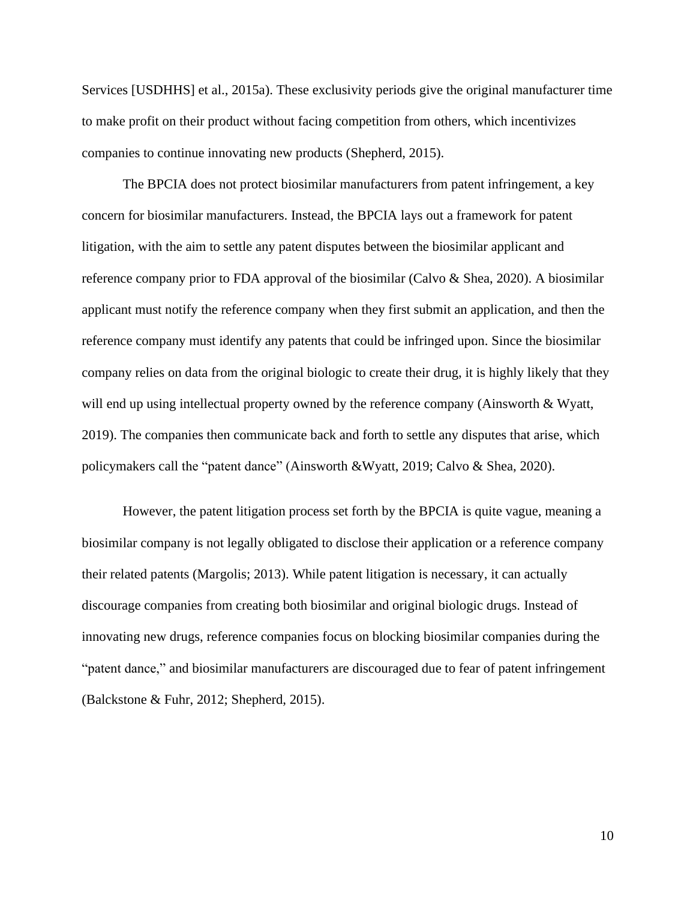Services [USDHHS] et al., 2015a). These exclusivity periods give the original manufacturer time to make profit on their product without facing competition from others, which incentivizes companies to continue innovating new products (Shepherd, 2015).

The BPCIA does not protect biosimilar manufacturers from patent infringement, a key concern for biosimilar manufacturers. Instead, the BPCIA lays out a framework for patent litigation, with the aim to settle any patent disputes between the biosimilar applicant and reference company prior to FDA approval of the biosimilar (Calvo & Shea, 2020). A biosimilar applicant must notify the reference company when they first submit an application, and then the reference company must identify any patents that could be infringed upon. Since the biosimilar company relies on data from the original biologic to create their drug, it is highly likely that they will end up using intellectual property owned by the reference company (Ainsworth & Wyatt, 2019). The companies then communicate back and forth to settle any disputes that arise, which policymakers call the "patent dance" (Ainsworth &Wyatt, 2019; Calvo & Shea, 2020).

However, the patent litigation process set forth by the BPCIA is quite vague, meaning a biosimilar company is not legally obligated to disclose their application or a reference company their related patents (Margolis; 2013). While patent litigation is necessary, it can actually discourage companies from creating both biosimilar and original biologic drugs. Instead of innovating new drugs, reference companies focus on blocking biosimilar companies during the "patent dance," and biosimilar manufacturers are discouraged due to fear of patent infringement (Balckstone & Fuhr, 2012; Shepherd, 2015).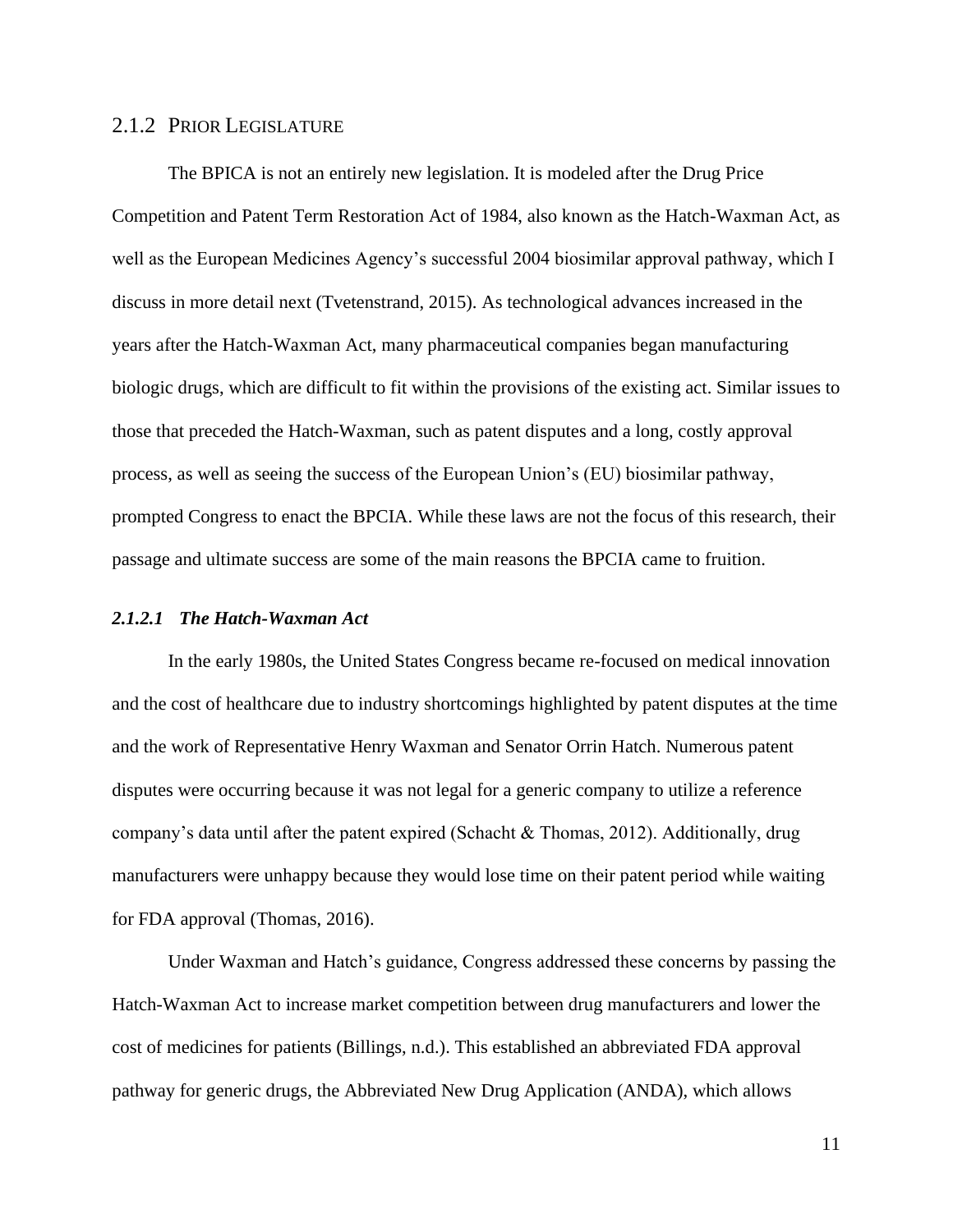### 2.1.2 Prior Legislature

The BPICA is not an entirely new legislation. It is modeled after the Drug Price Competition and Patent Term Restoration Act of 1984, also known as the Hatch-Waxman Act, as well as the European Medicines Agency's successful 2004 biosimilar approval pathway, which I discuss in more detail next (Tvetenstrand, 2015). As technological advances increased in the years after the Hatch-Waxman Act, many pharmaceutical companies began manufacturing biologic drugs, which are difficult to fit within the provisions of the existing act. Similar issues to those that preceded the Hatch-Waxman, such as patent disputes and a long, costly approval process, as well as seeing the success of the European Union's (EU) biosimilar pathway, prompted Congress to enact the BPCIA. While these laws are not the focus of this research, their passage and ultimate success are some of the main reasons the BPCIA came to fruition.

#### *2.1.2.1 The Hatch-Waxman Act*

In the early 1980s, the United States Congress became re-focused on medical innovation and the cost of healthcare due to industry shortcomings highlighted by patent disputes at the time and the work of Representative Henry Waxman and Senator Orrin Hatch. Numerous patent disputes were occurring because it was not legal for a generic company to utilize a reference company's data until after the patent expired (Schacht & Thomas, 2012). Additionally, drug manufacturers were unhappy because they would lose time on their patent period while waiting for FDA approval (Thomas, 2016).

Under Waxman and Hatch's guidance, Congress addressed these concerns by passing the Hatch-Waxman Act to increase market competition between drug manufacturers and lower the cost of medicines for patients (Billings, n.d.). This established an abbreviated FDA approval pathway for generic drugs, the Abbreviated New Drug Application (ANDA), which allows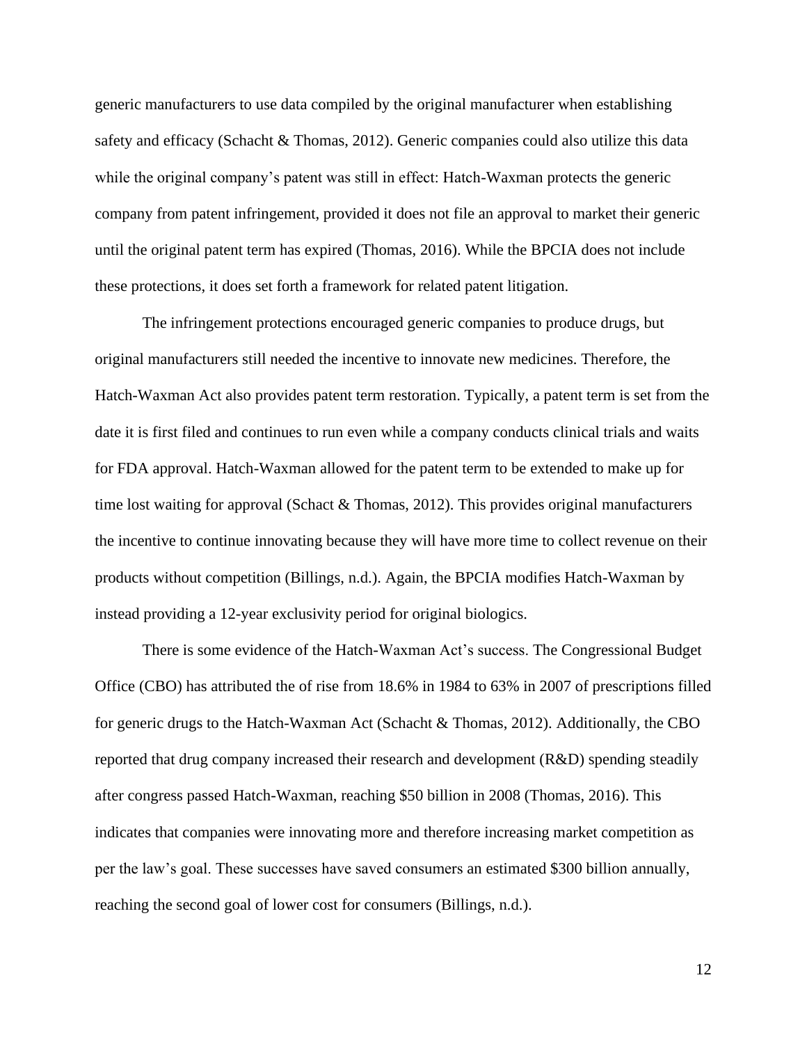generic manufacturers to use data compiled by the original manufacturer when establishing safety and efficacy (Schacht & Thomas, 2012). Generic companies could also utilize this data while the original company's patent was still in effect: Hatch-Waxman protects the generic company from patent infringement, provided it does not file an approval to market their generic until the original patent term has expired (Thomas, 2016). While the BPCIA does not include these protections, it does set forth a framework for related patent litigation.

The infringement protections encouraged generic companies to produce drugs, but original manufacturers still needed the incentive to innovate new medicines. Therefore, the Hatch-Waxman Act also provides patent term restoration. Typically, a patent term is set from the date it is first filed and continues to run even while a company conducts clinical trials and waits for FDA approval. Hatch-Waxman allowed for the patent term to be extended to make up for time lost waiting for approval (Schact & Thomas, 2012). This provides original manufacturers the incentive to continue innovating because they will have more time to collect revenue on their products without competition (Billings, n.d.). Again, the BPCIA modifies Hatch-Waxman by instead providing a 12-year exclusivity period for original biologics.

There is some evidence of the Hatch-Waxman Act's success. The Congressional Budget Office (CBO) has attributed the of rise from 18.6% in 1984 to 63% in 2007 of prescriptions filled for generic drugs to the Hatch-Waxman Act (Schacht & Thomas, 2012). Additionally, the CBO reported that drug company increased their research and development (R&D) spending steadily after congress passed Hatch-Waxman, reaching $50 billion in 2008 (Thomas, 2016). This indicates that companies were innovating more and therefore increasing market competition as per the law's goal. These successes have saved consumers an estimated $300 billion annually, reaching the second goal of lower cost for consumers (Billings, n.d.).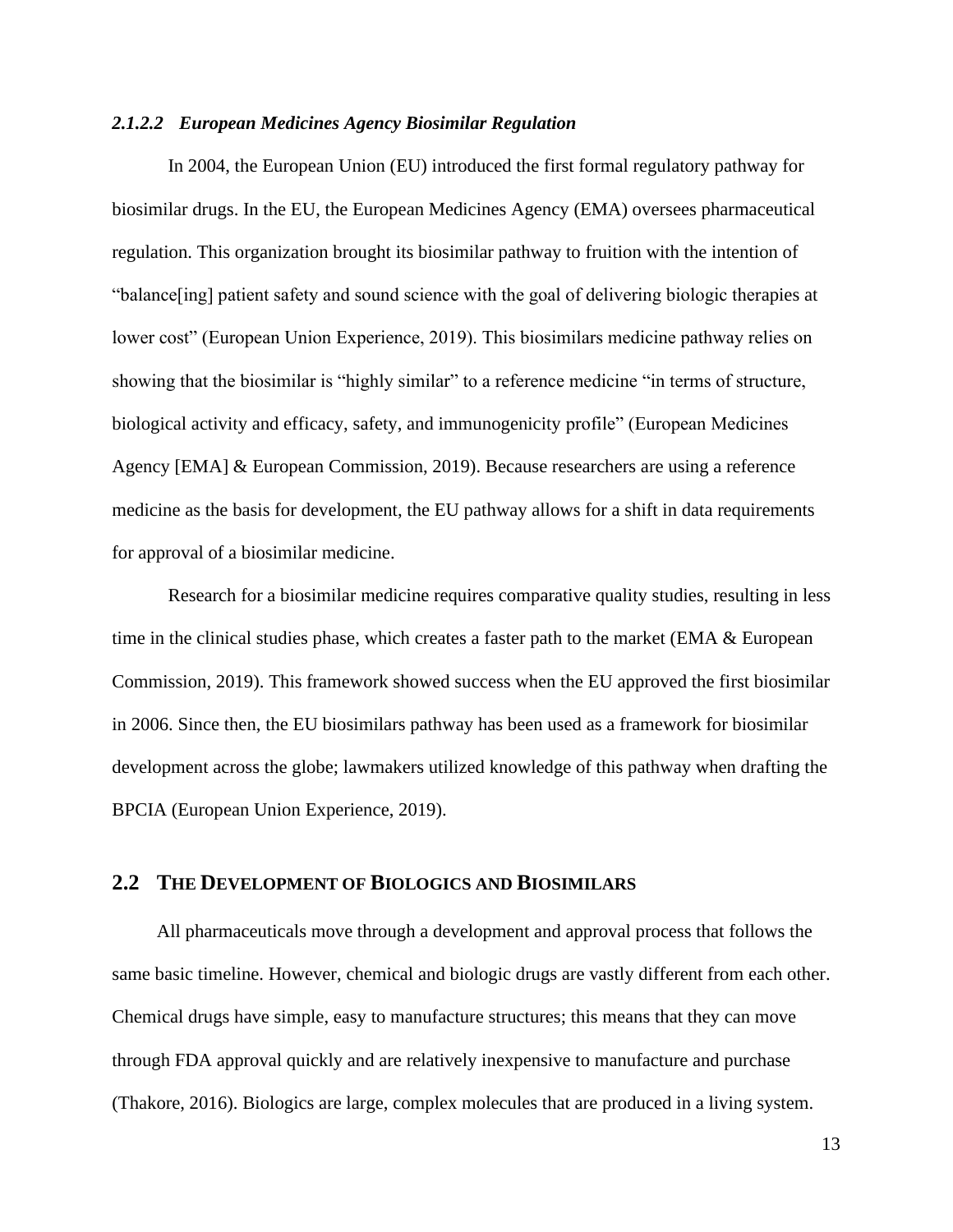#### *2.1.2.2 European Medicines Agency Biosimilar Regulation*

In 2004, the European Union (EU) introduced the first formal regulatory pathway for biosimilar drugs. In the EU, the European Medicines Agency (EMA) oversees pharmaceutical regulation. This organization brought its biosimilar pathway to fruition with the intention of "balance[ing] patient safety and sound science with the goal of delivering biologic therapies at lower cost" (European Union Experience, 2019). This biosimilars medicine pathway relies on showing that the biosimilar is "highly similar" to a reference medicine "in terms of structure, biological activity and efficacy, safety, and immunogenicity profile" (European Medicines Agency [EMA] & European Commission, 2019). Because researchers are using a reference medicine as the basis for development, the EU pathway allows for a shift in data requirements for approval of a biosimilar medicine.

Research for a biosimilar medicine requires comparative quality studies, resulting in less time in the clinical studies phase, which creates a faster path to the market (EMA & European Commission, 2019). This framework showed success when the EU approved the first biosimilar in 2006. Since then, the EU biosimilars pathway has been used as a framework for biosimilar development across the globe; lawmakers utilized knowledge of this pathway when drafting the BPCIA (European Union Experience, 2019).

## 2.2 The Development of Biologics and Biosimilars

All pharmaceuticals move through a development and approval process that follows the same basic timeline. However, chemical and biologic drugs are vastly different from each other. Chemical drugs have simple, easy to manufacture structures; this means that they can move through FDA approval quickly and are relatively inexpensive to manufacture and purchase (Thakore, 2016). Biologics are large, complex molecules that are produced in a living system.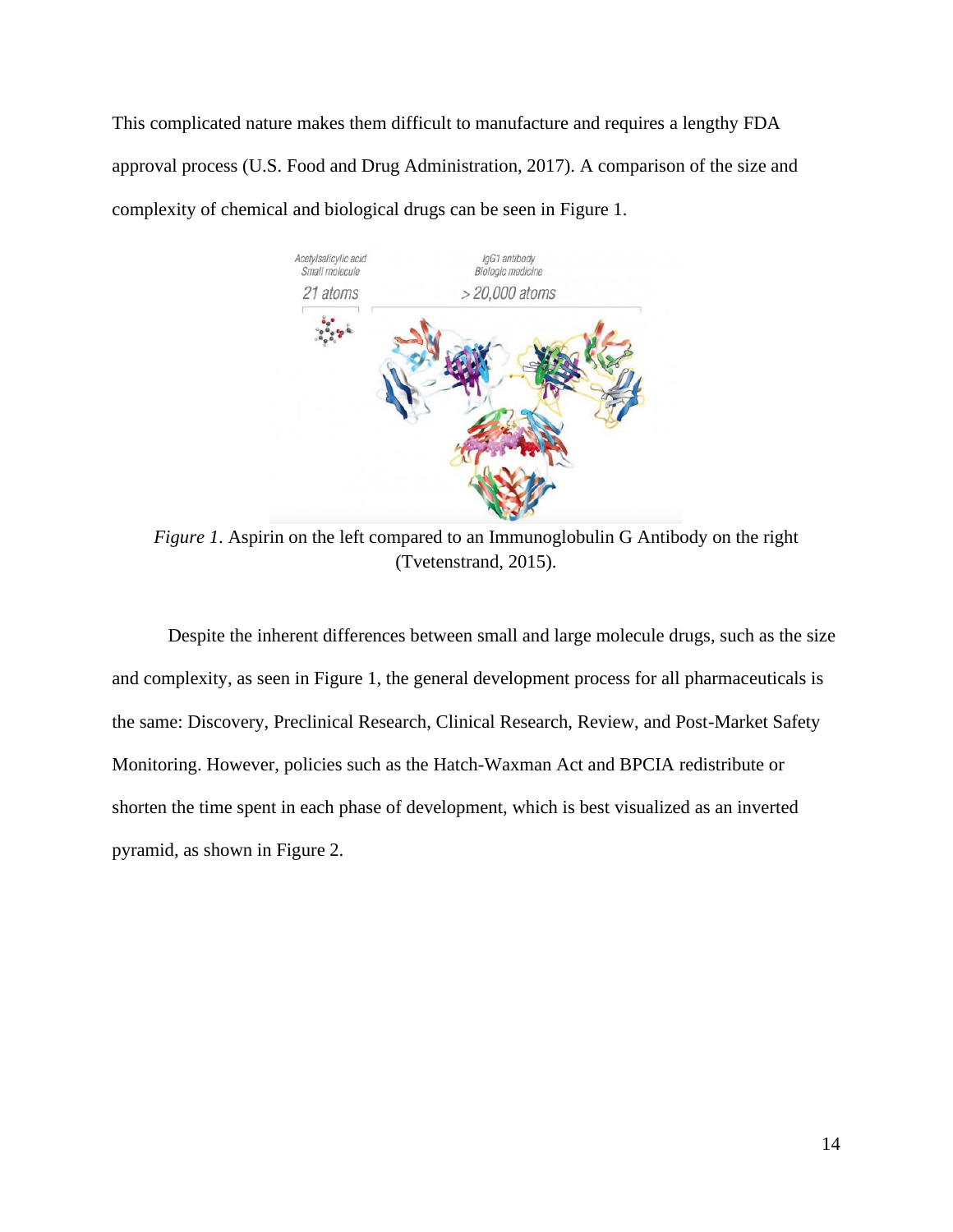This complicated nature makes them difficult to manufacture and requires a lengthy FDA approval process (U.S. Food and Drug Administration, 2017). A comparison of the size and complexity of chemical and biological drugs can be seen in Figure 1.

*Figure 1*. Aspirin on the left compared to an Immunoglobulin G Antibody on the right (Tvetenstrand, 2015).

Despite the inherent differences between small and large molecule drugs, such as the size and complexity, as seen in Figure 1, the general development process for all pharmaceuticals is the same: Discovery, Preclinical Research, Clinical Research, Review, and Post-Market Safety Monitoring. However, policies such as the Hatch-Waxman Act and BPCIA redistribute or shorten the time spent in each phase of development, which is best visualized as an inverted pyramid, as shown in Figure 2.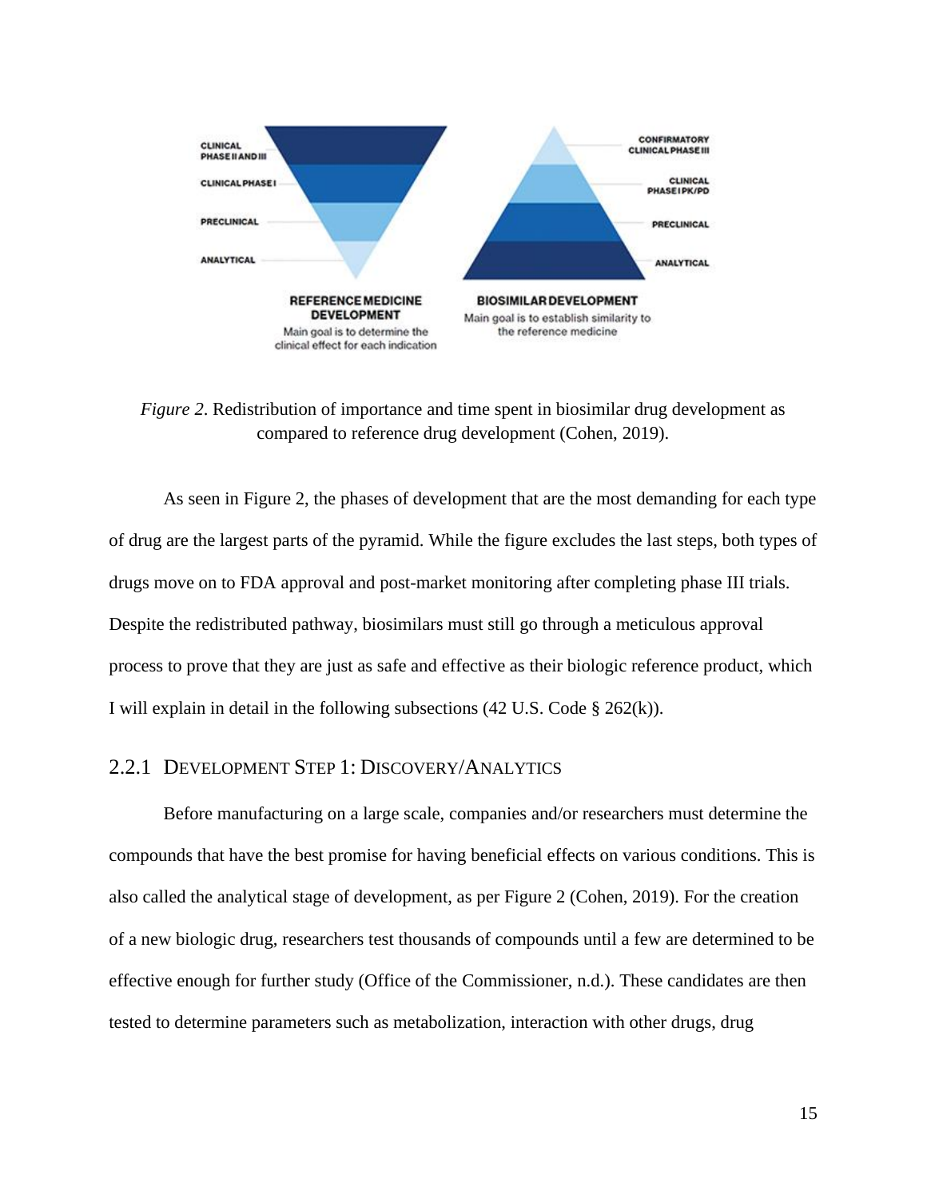*Figure 2*. Redistribution of importance and time spent in biosimilar drug development as compared to reference drug development (Cohen, 2019).

As seen in Figure 2, the phases of development that are the most demanding for each type of drug are the largest parts of the pyramid. While the figure excludes the last steps, both types of drugs move on to FDA approval and post-market monitoring after completing phase III trials. Despite the redistributed pathway, biosimilars must still go through a meticulous approval process to prove that they are just as safe and effective as their biologic reference product, which I will explain in detail in the following subsections (42 U.S. Code § 262(k)).

### 2.2.1 Development Step 1: Discovery/Analytics

Before manufacturing on a large scale, companies and/or researchers must determine the compounds that have the best promise for having beneficial effects on various conditions. This is also called the analytical stage of development, as per Figure 2 (Cohen, 2019). For the creation of a new biologic drug, researchers test thousands of compounds until a few are determined to be effective enough for further study (Office of the Commissioner, n.d.). These candidates are then tested to determine parameters such as metabolization, interaction with other drugs, drug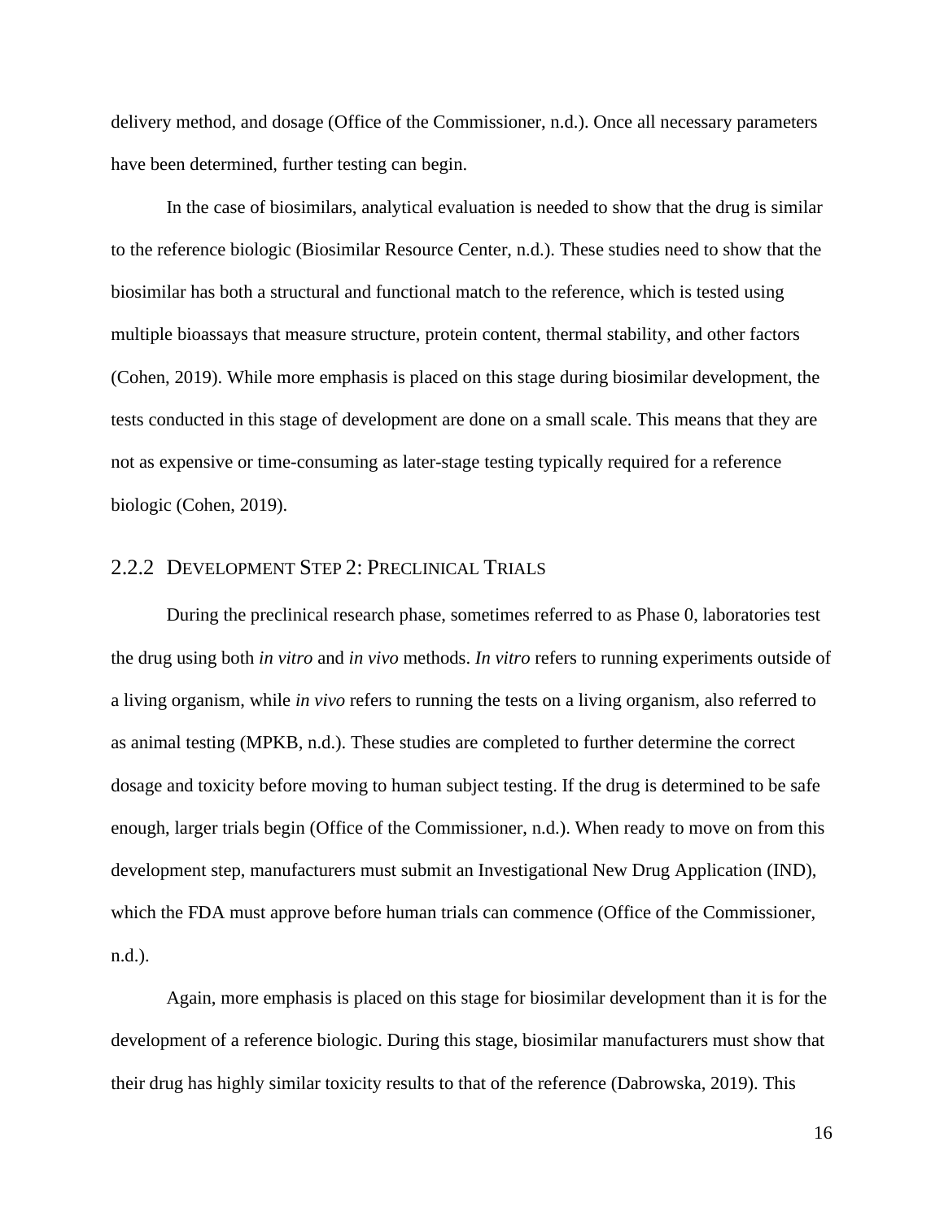delivery method, and dosage (Office of the Commissioner, n.d.). Once all necessary parameters have been determined, further testing can begin.

In the case of biosimilars, analytical evaluation is needed to show that the drug is similar to the reference biologic (Biosimilar Resource Center, n.d.). These studies need to show that the biosimilar has both a structural and functional match to the reference, which is tested using multiple bioassays that measure structure, protein content, thermal stability, and other factors (Cohen, 2019). While more emphasis is placed on this stage during biosimilar development, the tests conducted in this stage of development are done on a small scale. This means that they are not as expensive or time-consuming as later-stage testing typically required for a reference biologic (Cohen, 2019).

### 2.2.2 Development Step 2: Preclinical Trials

During the preclinical research phase, sometimes referred to as Phase 0, laboratories test the drug using both *in vitro* and *in vivo* methods. *In vitro* refers to running experiments outside of a living organism, while *in vivo* refers to running the tests on a living organism, also referred to as animal testing (MPKB, n.d.). These studies are completed to further determine the correct dosage and toxicity before moving to human subject testing. If the drug is determined to be safe enough, larger trials begin (Office of the Commissioner, n.d.). When ready to move on from this development step, manufacturers must submit an Investigational New Drug Application (IND), which the FDA must approve before human trials can commence (Office of the Commissioner, n.d.).

Again, more emphasis is placed on this stage for biosimilar development than it is for the development of a reference biologic. During this stage, biosimilar manufacturers must show that their drug has highly similar toxicity results to that of the reference (Dabrowska, 2019). This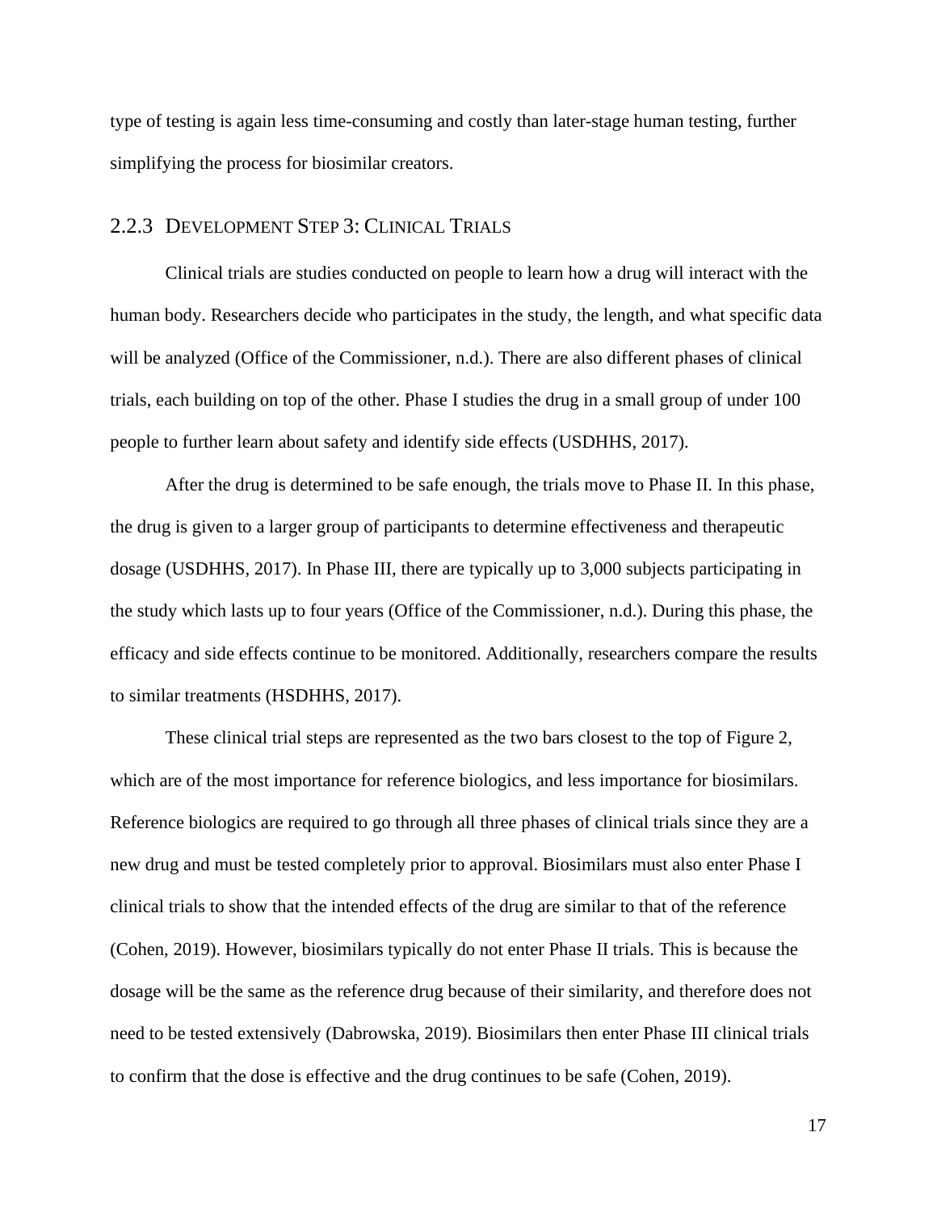type of testing is again less time-consuming and costly than later-stage human testing, further simplifying the process for biosimilar creators.

### 2.2.3 Development Step 3: Clinical Trials

Clinical trials are studies conducted on people to learn how a drug will interact with the human body. Researchers decide who participates in the study, the length, and what specific data will be analyzed (Office of the Commissioner, n.d.). There are also different phases of clinical trials, each building on top of the other. Phase I studies the drug in a small group of under 100 people to further learn about safety and identify side effects (USDHHS, 2017).

After the drug is determined to be safe enough, the trials move to Phase II. In this phase, the drug is given to a larger group of participants to determine effectiveness and therapeutic dosage (USDHHS, 2017). In Phase III, there are typically up to 3,000 subjects participating in the study which lasts up to four years (Office of the Commissioner, n.d.). During this phase, the efficacy and side effects continue to be monitored. Additionally, researchers compare the results to similar treatments (HSDHHS, 2017).

These clinical trial steps are represented as the two bars closest to the top of Figure 2, which are of the most importance for reference biologics, and less importance for biosimilars. Reference biologics are required to go through all three phases of clinical trials since they are a new drug and must be tested completely prior to approval. Biosimilars must also enter Phase I clinical trials to show that the intended effects of the drug are similar to that of the reference (Cohen, 2019). However, biosimilars typically do not enter Phase II trials. This is because the dosage will be the same as the reference drug because of their similarity, and therefore does not need to be tested extensively (Dabrowska, 2019). Biosimilars then enter Phase III clinical trials to confirm that the dose is effective and the drug continues to be safe (Cohen, 2019).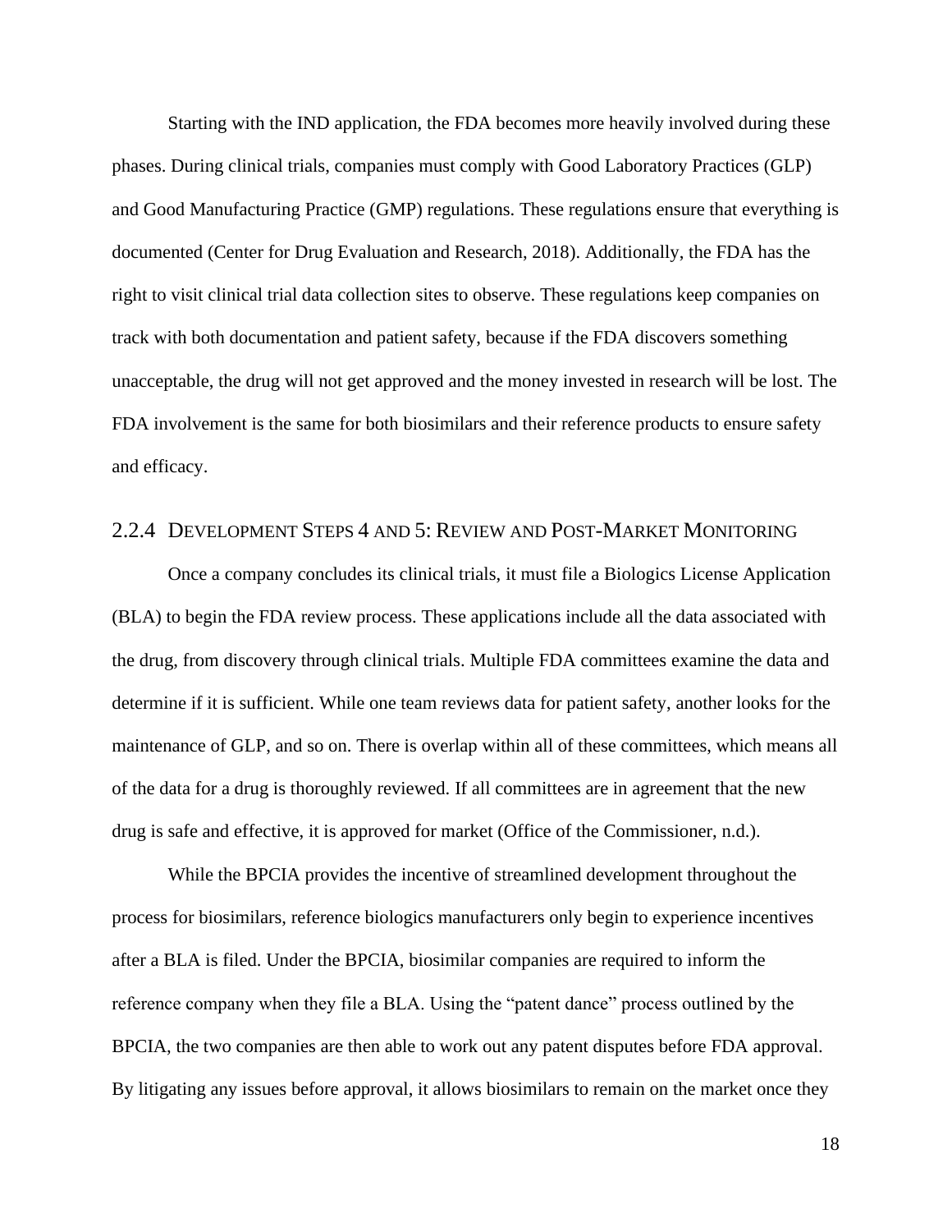Starting with the IND application, the FDA becomes more heavily involved during these phases. During clinical trials, companies must comply with Good Laboratory Practices (GLP) and Good Manufacturing Practice (GMP) regulations. These regulations ensure that everything is documented (Center for Drug Evaluation and Research, 2018). Additionally, the FDA has the right to visit clinical trial data collection sites to observe. These regulations keep companies on track with both documentation and patient safety, because if the FDA discovers something unacceptable, the drug will not get approved and the money invested in research will be lost. The FDA involvement is the same for both biosimilars and their reference products to ensure safety and efficacy.

### 2.2.4 Development Steps 4 and 5: Review and Post-Market Monitoring

Once a company concludes its clinical trials, it must file a Biologics License Application (BLA) to begin the FDA review process. These applications include all the data associated with the drug, from discovery through clinical trials. Multiple FDA committees examine the data and determine if it is sufficient. While one team reviews data for patient safety, another looks for the maintenance of GLP, and so on. There is overlap within all of these committees, which means all of the data for a drug is thoroughly reviewed. If all committees are in agreement that the new drug is safe and effective, it is approved for market (Office of the Commissioner, n.d.).

While the BPCIA provides the incentive of streamlined development throughout the process for biosimilars, reference biologics manufacturers only begin to experience incentives after a BLA is filed. Under the BPCIA, biosimilar companies are required to inform the reference company when they file a BLA. Using the "patent dance" process outlined by the BPCIA, the two companies are then able to work out any patent disputes before FDA approval. By litigating any issues before approval, it allows biosimilars to remain on the market once they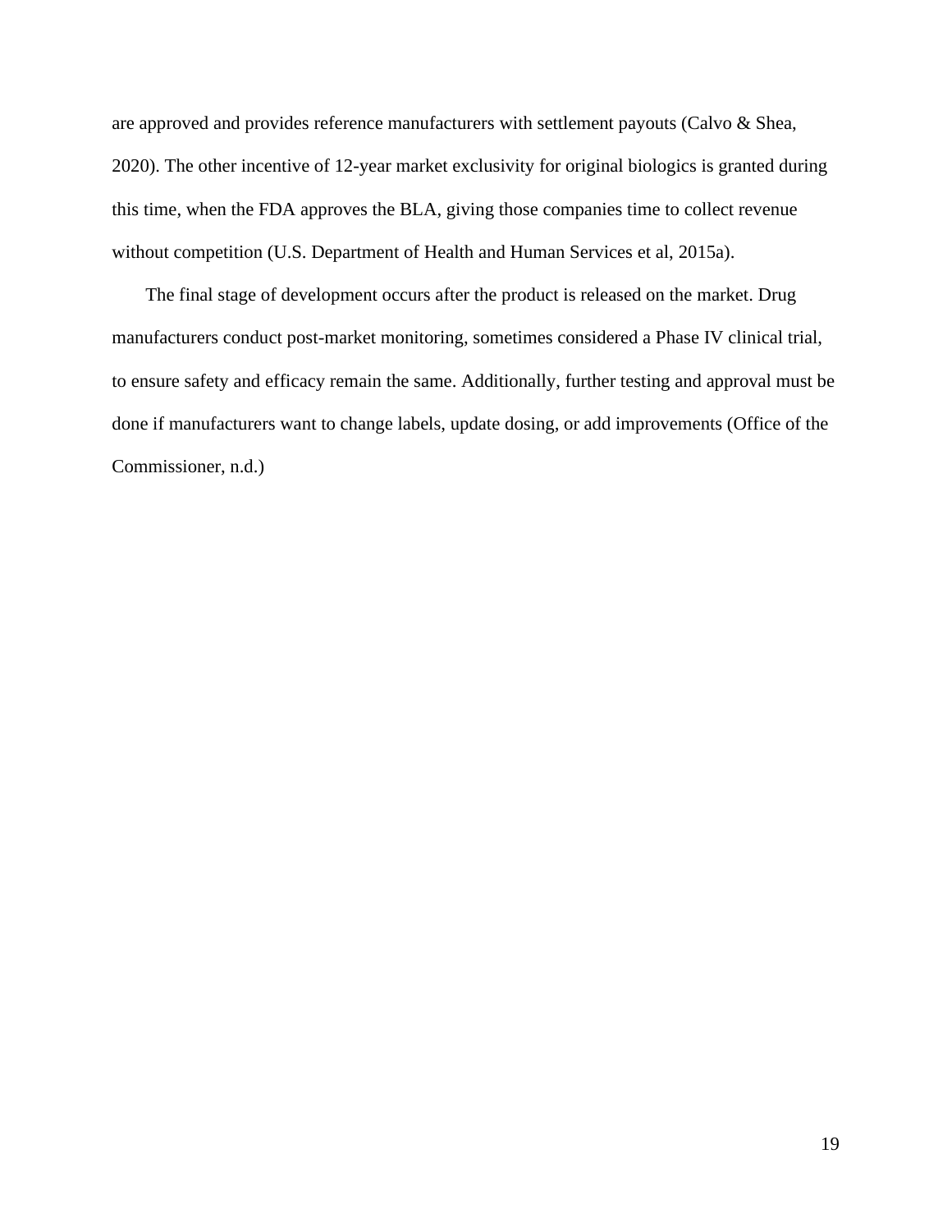are approved and provides reference manufacturers with settlement payouts (Calvo & Shea, 2020). The other incentive of 12-year market exclusivity for original biologics is granted during this time, when the FDA approves the BLA, giving those companies time to collect revenue without competition (U.S. Department of Health and Human Services et al, 2015a).

The final stage of development occurs after the product is released on the market. Drug manufacturers conduct post-market monitoring, sometimes considered a Phase IV clinical trial, to ensure safety and efficacy remain the same. Additionally, further testing and approval must be done if manufacturers want to change labels, update dosing, or add improvements (Office of the Commissioner, n.d.)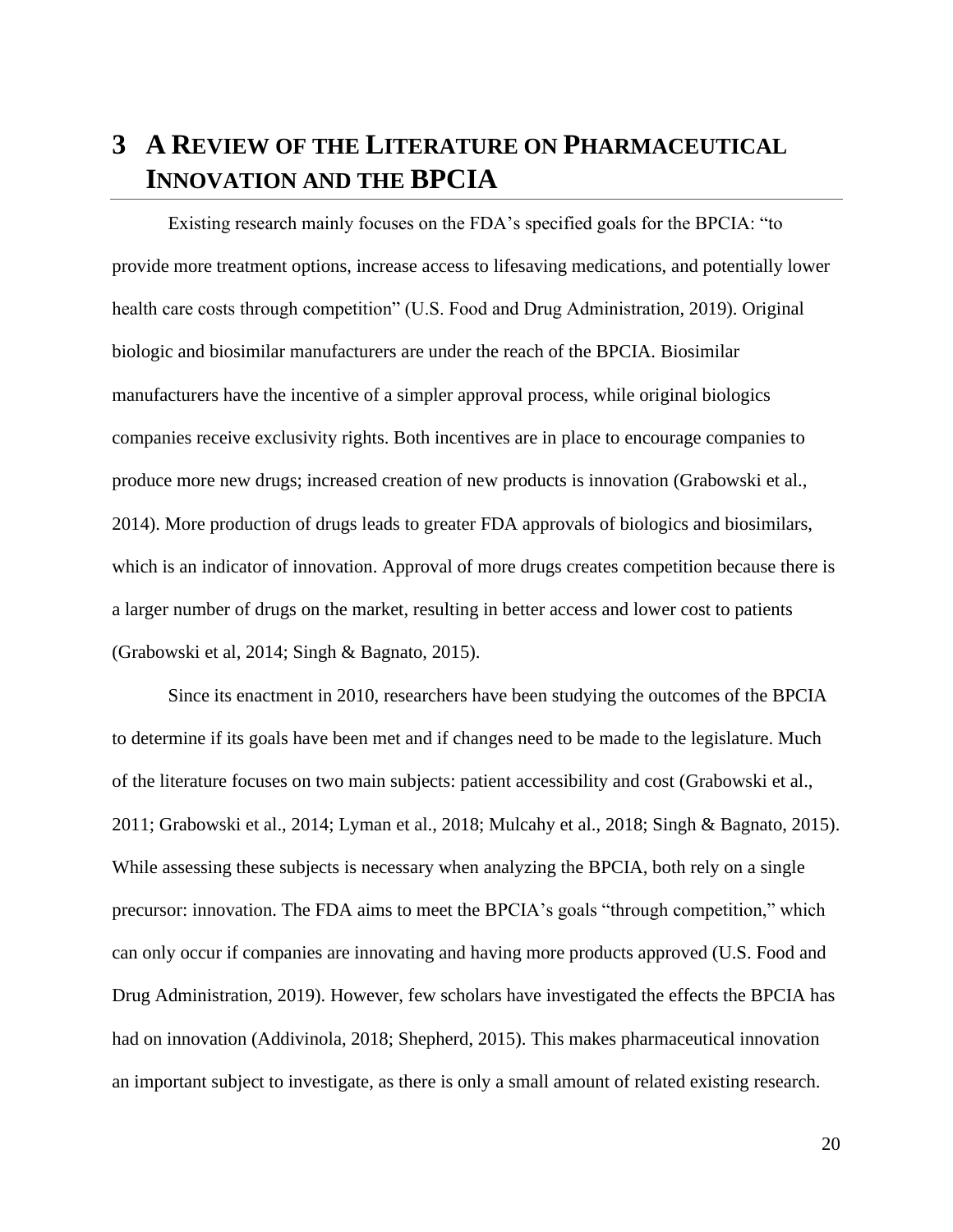# 3 A REVIEW OF THE LITERATURE ON PHARMACEUTICAL INNOVATION AND THE BPCIA

Existing research mainly focuses on the FDA's specified goals for the BPCIA: "to provide more treatment options, increase access to lifesaving medications, and potentially lower health care costs through competition" (U.S. Food and Drug Administration, 2019). Original biologic and biosimilar manufacturers are under the reach of the BPCIA. Biosimilar manufacturers have the incentive of a simpler approval process, while original biologics companies receive exclusivity rights. Both incentives are in place to encourage companies to produce more new drugs; increased creation of new products is innovation (Grabowski et al., 2014). More production of drugs leads to greater FDA approvals of biologics and biosimilars, which is an indicator of innovation. Approval of more drugs creates competition because there is a larger number of drugs on the market, resulting in better access and lower cost to patients (Grabowski et al, 2014; Singh & Bagnato, 2015).

Since its enactment in 2010, researchers have been studying the outcomes of the BPCIA to determine if its goals have been met and if changes need to be made to the legislature. Much of the literature focuses on two main subjects: patient accessibility and cost (Grabowski et al., 2011; Grabowski et al., 2014; Lyman et al., 2018; Mulcahy et al., 2018; Singh & Bagnato, 2015). While assessing these subjects is necessary when analyzing the BPCIA, both rely on a single precursor: innovation. The FDA aims to meet the BPCIA's goals "through competition," which can only occur if companies are innovating and having more products approved (U.S. Food and Drug Administration, 2019). However, few scholars have investigated the effects the BPCIA has had on innovation (Addivinola, 2018; Shepherd, 2015). This makes pharmaceutical innovation an important subject to investigate, as there is only a small amount of related existing research.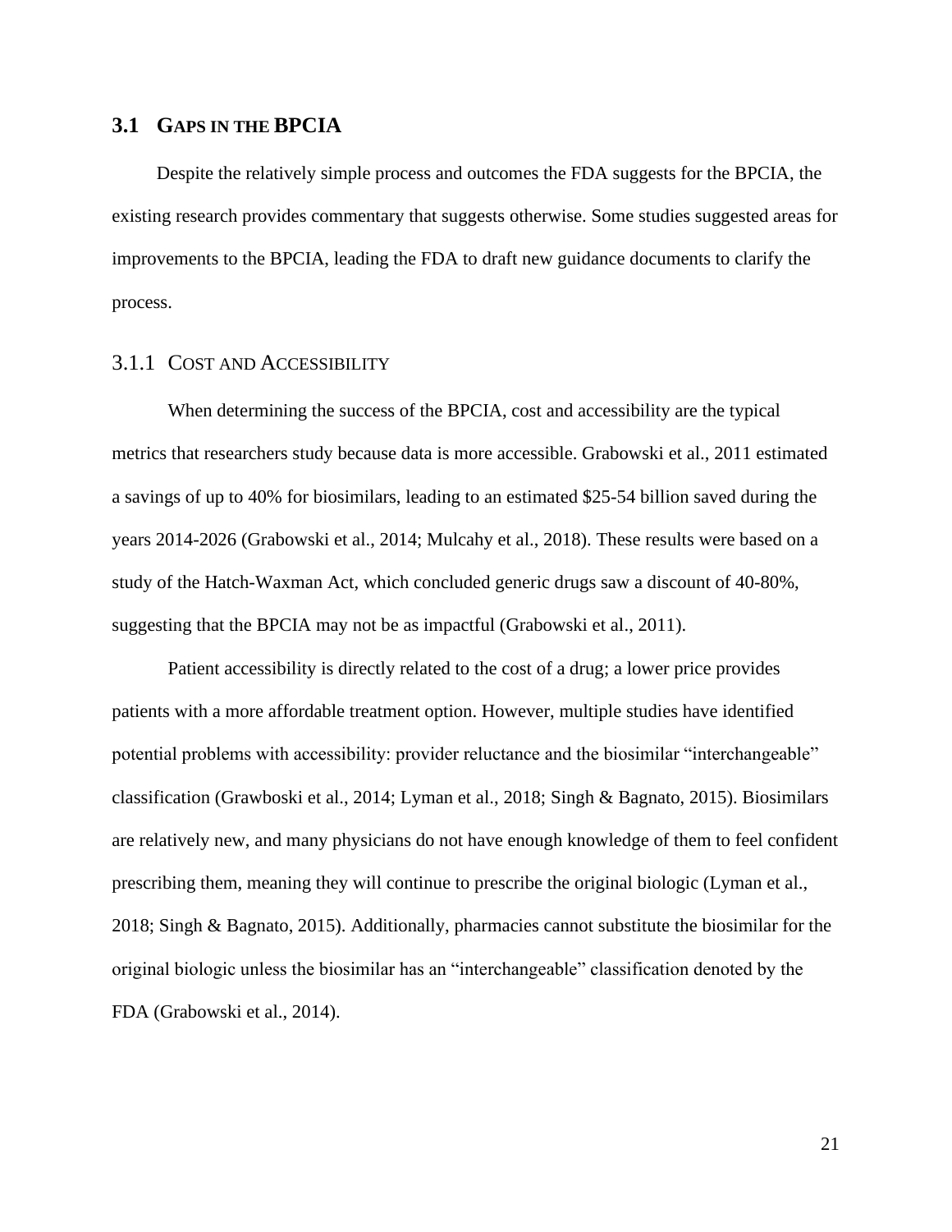## 3.1 Gaps in the BPCIA

Despite the relatively simple process and outcomes the FDA suggests for the BPCIA, the existing research provides commentary that suggests otherwise. Some studies suggested areas for improvements to the BPCIA, leading the FDA to draft new guidance documents to clarify the process.

### 3.1.1 Cost and Accessibility

When determining the success of the BPCIA, cost and accessibility are the typical metrics that researchers study because data is more accessible. Grabowski et al., 2011 estimated a savings of up to 40% for biosimilars, leading to an estimated $25-54 billion saved during the years 2014-2026 (Grabowski et al., 2014; Mulcahy et al., 2018). These results were based on a study of the Hatch-Waxman Act, which concluded generic drugs saw a discount of 40-80%, suggesting that the BPCIA may not be as impactful (Grabowski et al., 2011).

Patient accessibility is directly related to the cost of a drug; a lower price provides patients with a more affordable treatment option. However, multiple studies have identified potential problems with accessibility: provider reluctance and the biosimilar "interchangeable" classification (Grawboski et al., 2014; Lyman et al., 2018; Singh & Bagnato, 2015). Biosimilars are relatively new, and many physicians do not have enough knowledge of them to feel confident prescribing them, meaning they will continue to prescribe the original biologic (Lyman et al., 2018; Singh & Bagnato, 2015). Additionally, pharmacies cannot substitute the biosimilar for the original biologic unless the biosimilar has an "interchangeable" classification denoted by the FDA (Grabowski et al., 2014).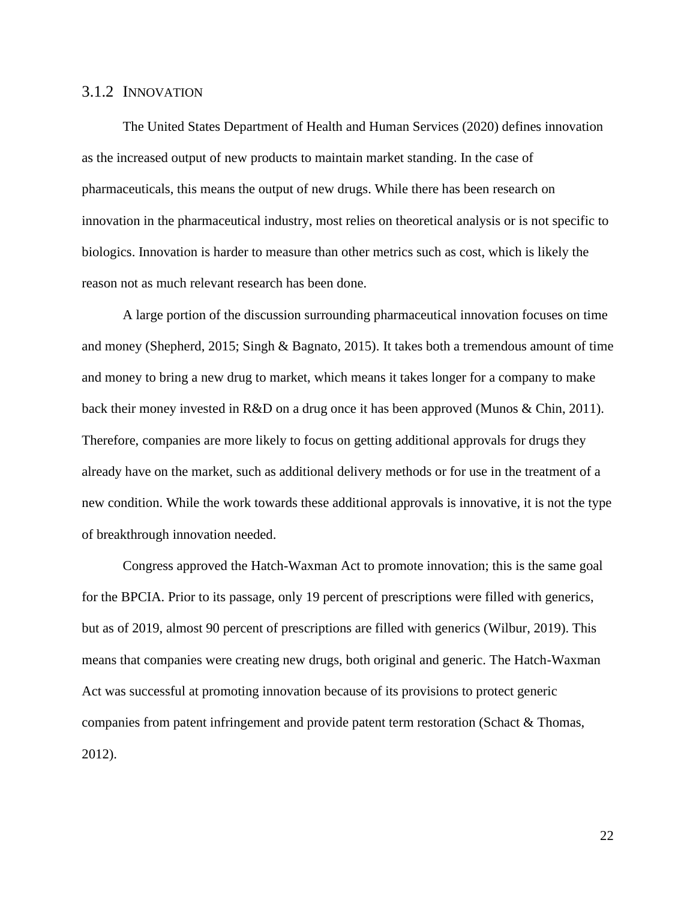### 3.1.2 INNOVATION

The United States Department of Health and Human Services (2020) defines innovation as the increased output of new products to maintain market standing. In the case of pharmaceuticals, this means the output of new drugs. While there has been research on innovation in the pharmaceutical industry, most relies on theoretical analysis or is not specific to biologics. Innovation is harder to measure than other metrics such as cost, which is likely the reason not as much relevant research has been done.

A large portion of the discussion surrounding pharmaceutical innovation focuses on time and money (Shepherd, 2015; Singh & Bagnato, 2015). It takes both a tremendous amount of time and money to bring a new drug to market, which means it takes longer for a company to make back their money invested in R&D on a drug once it has been approved (Munos & Chin, 2011). Therefore, companies are more likely to focus on getting additional approvals for drugs they already have on the market, such as additional delivery methods or for use in the treatment of a new condition. While the work towards these additional approvals is innovative, it is not the type of breakthrough innovation needed.

Congress approved the Hatch-Waxman Act to promote innovation; this is the same goal for the BPCIA. Prior to its passage, only 19 percent of prescriptions were filled with generics, but as of 2019, almost 90 percent of prescriptions are filled with generics (Wilbur, 2019). This means that companies were creating new drugs, both original and generic. The Hatch-Waxman Act was successful at promoting innovation because of its provisions to protect generic companies from patent infringement and provide patent term restoration (Schact & Thomas, 2012).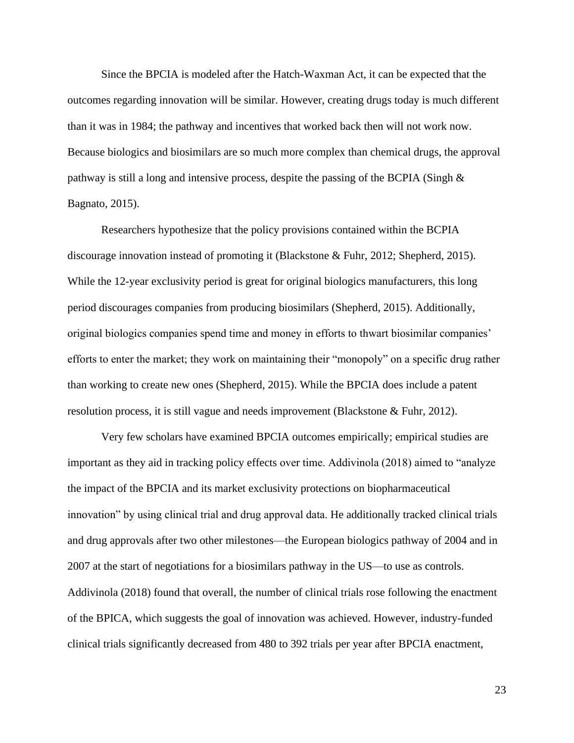Since the BPCIA is modeled after the Hatch-Waxman Act, it can be expected that the outcomes regarding innovation will be similar. However, creating drugs today is much different than it was in 1984; the pathway and incentives that worked back then will not work now. Because biologics and biosimilars are so much more complex than chemical drugs, the approval pathway is still a long and intensive process, despite the passing of the BCPIA (Singh & Bagnato, 2015).

Researchers hypothesize that the policy provisions contained within the BCPIA discourage innovation instead of promoting it (Blackstone & Fuhr, 2012; Shepherd, 2015). While the 12-year exclusivity period is great for original biologics manufacturers, this long period discourages companies from producing biosimilars (Shepherd, 2015). Additionally, original biologics companies spend time and money in efforts to thwart biosimilar companies' efforts to enter the market; they work on maintaining their "monopoly" on a specific drug rather than working to create new ones (Shepherd, 2015). While the BPCIA does include a patent resolution process, it is still vague and needs improvement (Blackstone & Fuhr, 2012).

Very few scholars have examined BPCIA outcomes empirically; empirical studies are important as they aid in tracking policy effects over time. Addivinola (2018) aimed to "analyze the impact of the BPCIA and its market exclusivity protections on biopharmaceutical innovation" by using clinical trial and drug approval data. He additionally tracked clinical trials and drug approvals after two other milestones—the European biologics pathway of 2004 and in 2007 at the start of negotiations for a biosimilars pathway in the US—to use as controls. Addivinola (2018) found that overall, the number of clinical trials rose following the enactment of the BPICA, which suggests the goal of innovation was achieved. However, industry-funded clinical trials significantly decreased from 480 to 392 trials per year after BPCIA enactment,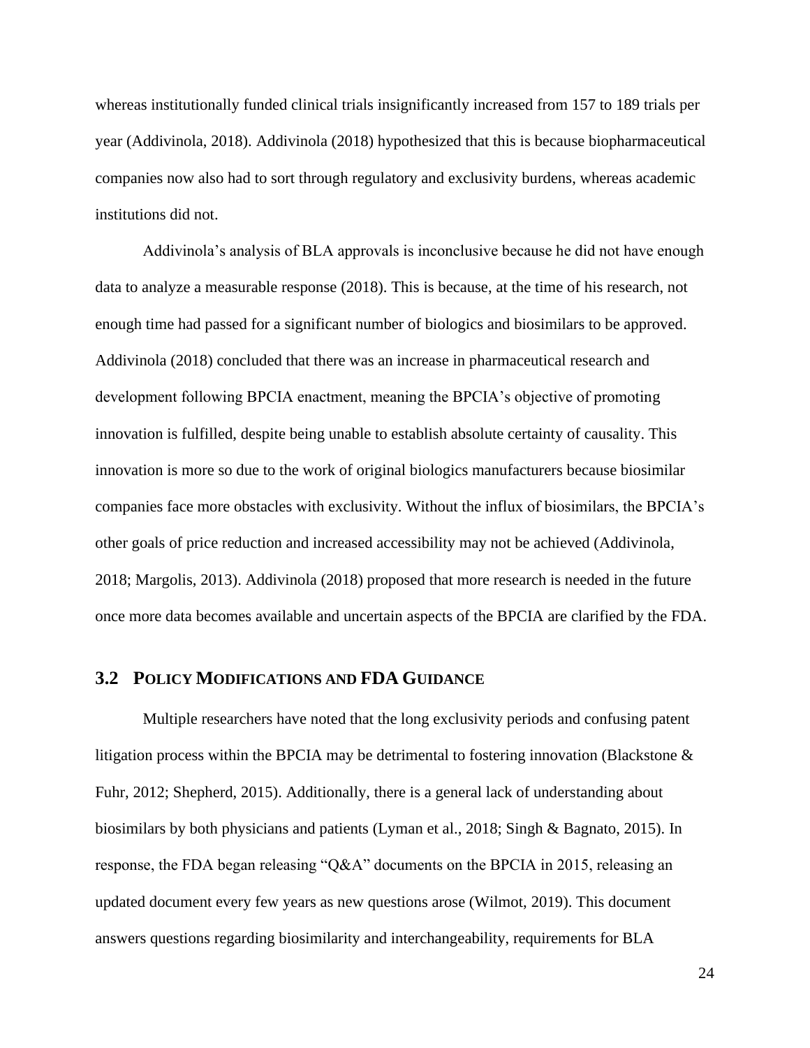whereas institutionally funded clinical trials insignificantly increased from 157 to 189 trials per year (Addivinola, 2018). Addivinola (2018) hypothesized that this is because biopharmaceutical companies now also had to sort through regulatory and exclusivity burdens, whereas academic institutions did not.

Addivinola's analysis of BLA approvals is inconclusive because he did not have enough data to analyze a measurable response (2018). This is because, at the time of his research, not enough time had passed for a significant number of biologics and biosimilars to be approved. Addivinola (2018) concluded that there was an increase in pharmaceutical research and development following BPCIA enactment, meaning the BPCIA's objective of promoting innovation is fulfilled, despite being unable to establish absolute certainty of causality. This innovation is more so due to the work of original biologics manufacturers because biosimilar companies face more obstacles with exclusivity. Without the influx of biosimilars, the BPCIA's other goals of price reduction and increased accessibility may not be achieved (Addivinola, 2018; Margolis, 2013). Addivinola (2018) proposed that more research is needed in the future once more data becomes available and uncertain aspects of the BPCIA are clarified by the FDA.

## 3.2 Policy Modifications and FDA Guidance

Multiple researchers have noted that the long exclusivity periods and confusing patent litigation process within the BPCIA may be detrimental to fostering innovation (Blackstone & Fuhr, 2012; Shepherd, 2015). Additionally, there is a general lack of understanding about biosimilars by both physicians and patients (Lyman et al., 2018; Singh & Bagnato, 2015). In response, the FDA began releasing "Q&A" documents on the BPCIA in 2015, releasing an updated document every few years as new questions arose (Wilmot, 2019). This document answers questions regarding biosimilarity and interchangeability, requirements for BLA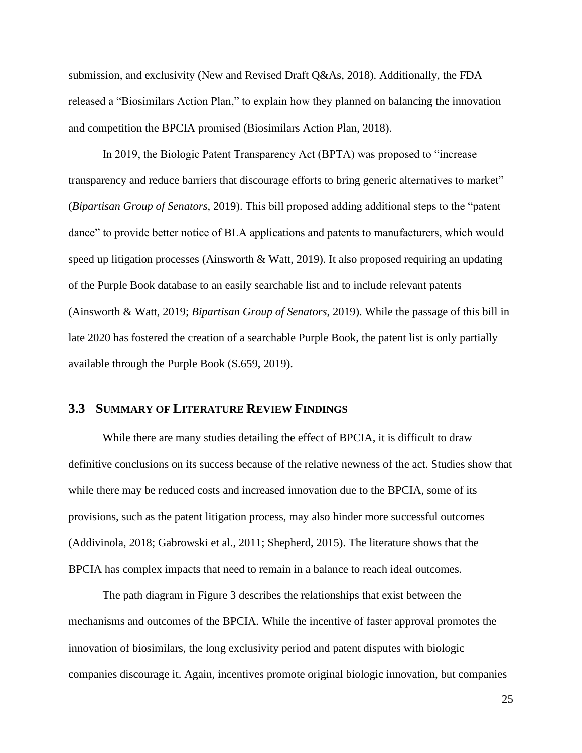submission, and exclusivity (New and Revised Draft Q&As, 2018). Additionally, the FDA released a "Biosimilars Action Plan," to explain how they planned on balancing the innovation and competition the BPCIA promised (Biosimilars Action Plan, 2018).

In 2019, the Biologic Patent Transparency Act (BPTA) was proposed to "increase transparency and reduce barriers that discourage efforts to bring generic alternatives to market" (*Bipartisan Group of Senators*, 2019). This bill proposed adding additional steps to the "patent dance" to provide better notice of BLA applications and patents to manufacturers, which would speed up litigation processes (Ainsworth & Watt, 2019). It also proposed requiring an updating of the Purple Book database to an easily searchable list and to include relevant patents (Ainsworth & Watt, 2019; *Bipartisan Group of Senators*, 2019). While the passage of this bill in late 2020 has fostered the creation of a searchable Purple Book, the patent list is only partially available through the Purple Book (S.659, 2019).

## 3.3 Summary of Literature Review Findings

While there are many studies detailing the effect of BPCIA, it is difficult to draw definitive conclusions on its success because of the relative newness of the act. Studies show that while there may be reduced costs and increased innovation due to the BPCIA, some of its provisions, such as the patent litigation process, may also hinder more successful outcomes (Addivinola, 2018; Gabrowski et al., 2011; Shepherd, 2015). The literature shows that the BPCIA has complex impacts that need to remain in a balance to reach ideal outcomes.

The path diagram in Figure 3 describes the relationships that exist between the mechanisms and outcomes of the BPCIA. While the incentive of faster approval promotes the innovation of biosimilars, the long exclusivity period and patent disputes with biologic companies discourage it. Again, incentives promote original biologic innovation, but companies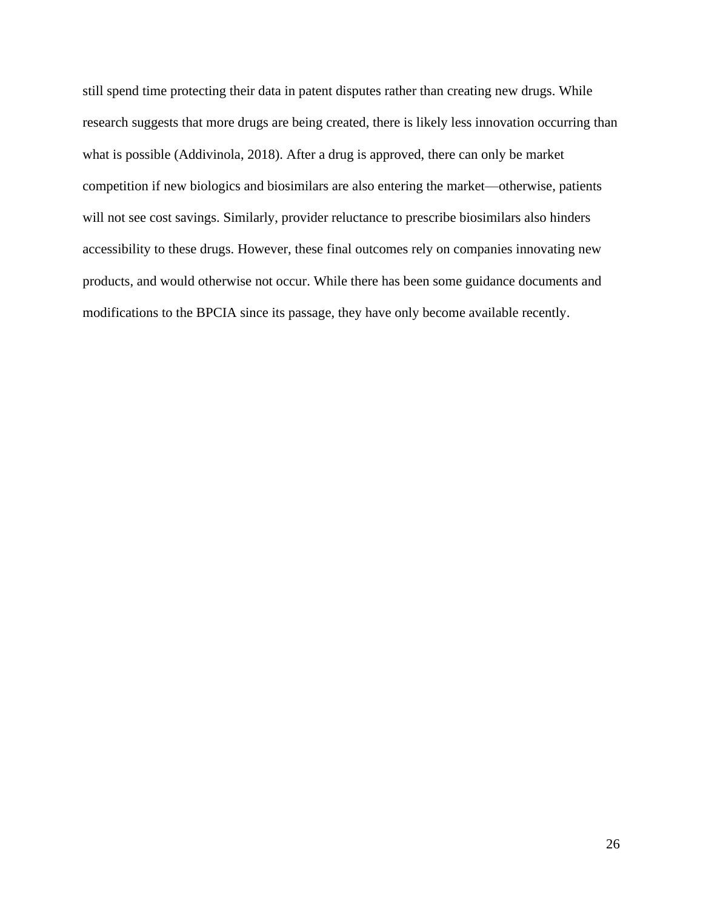still spend time protecting their data in patent disputes rather than creating new drugs. While research suggests that more drugs are being created, there is likely less innovation occurring than what is possible (Addivinola, 2018). After a drug is approved, there can only be market competition if new biologics and biosimilars are also entering the market—otherwise, patients will not see cost savings. Similarly, provider reluctance to prescribe biosimilars also hinders accessibility to these drugs. However, these final outcomes rely on companies innovating new products, and would otherwise not occur. While there has been some guidance documents and modifications to the BPCIA since its passage, they have only become available recently.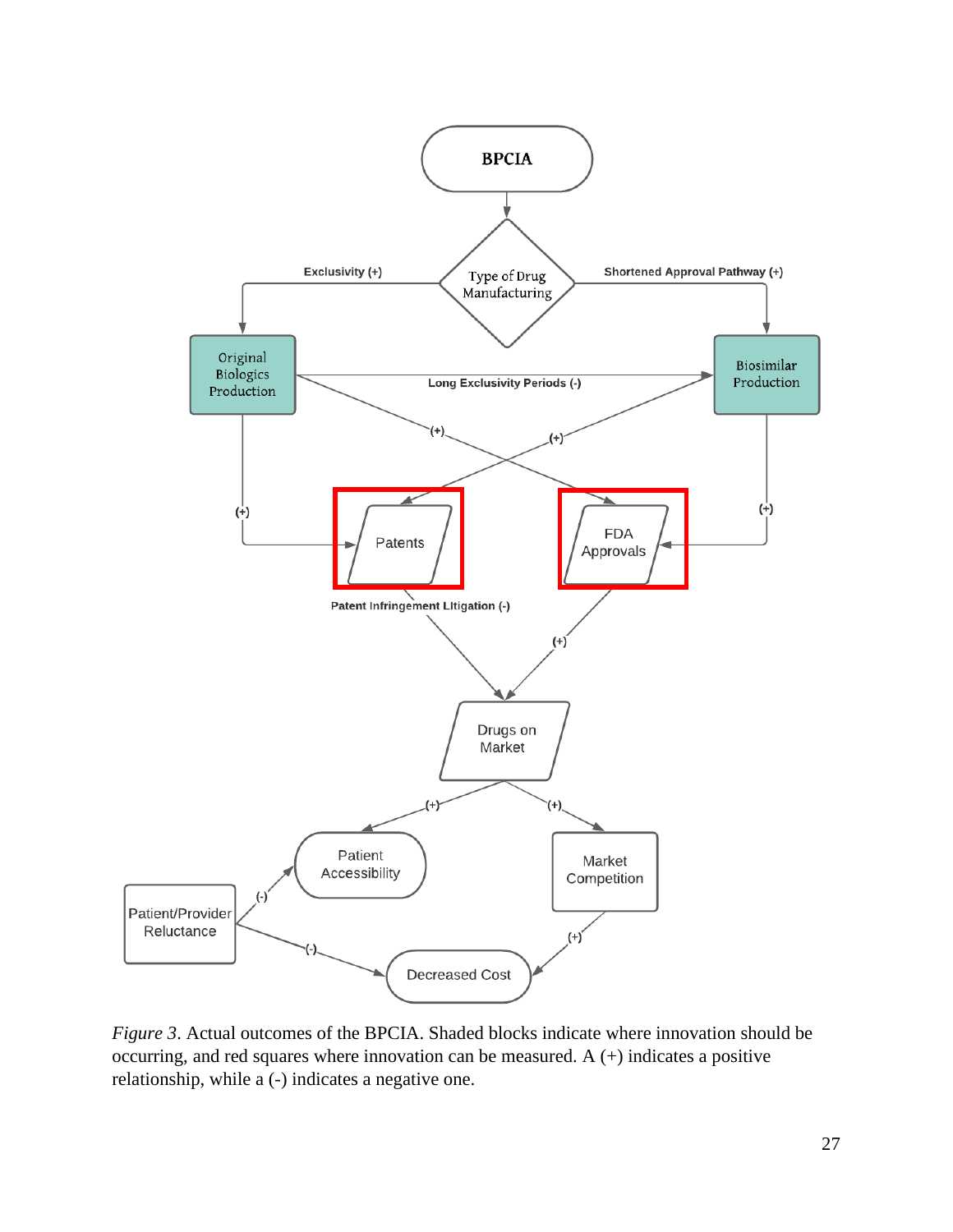BPCIA

Type of Drug Manufacturing

Exclusivity (+)

Shortened Approval Pathway (+)

Original Biologics Production

Biosimilar Production

Long Exclusivity Periods (-)

(+)

(+)

(+)

(+)

Patents

FDA Approvals

Patent Infringement LItigation (-)

(+)

Drugs on Market

(+)

(+)

Patient Accessibility

Market Competition

Patient/Provider Reluctance

(-)

(-)

(+)

Decreased Cost

*Figure 3*. Actual outcomes of the BPCIA. Shaded blocks indicate where innovation should be occurring, and red squares where innovation can be measured. A (+) indicates a positive relationship, while a (-) indicates a negative one.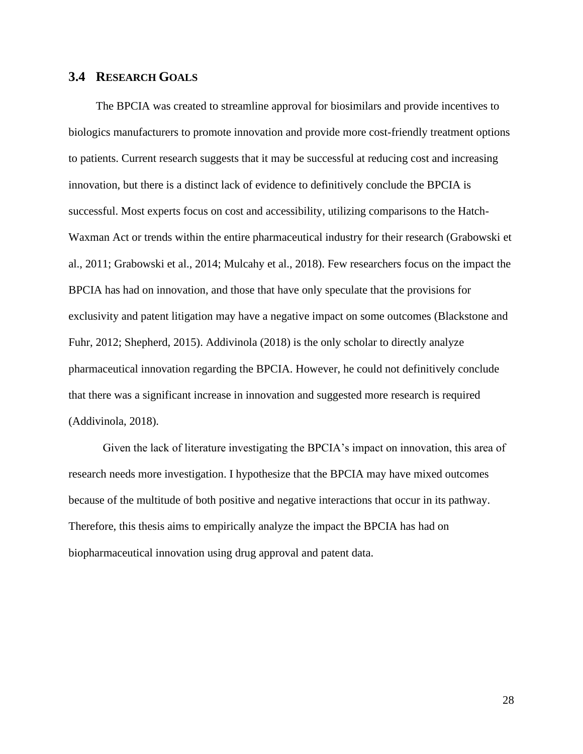## 3.4 RESEARCH GOALS

The BPCIA was created to streamline approval for biosimilars and provide incentives to biologics manufacturers to promote innovation and provide more cost-friendly treatment options to patients. Current research suggests that it may be successful at reducing cost and increasing innovation, but there is a distinct lack of evidence to definitively conclude the BPCIA is successful. Most experts focus on cost and accessibility, utilizing comparisons to the Hatch-Waxman Act or trends within the entire pharmaceutical industry for their research (Grabowski et al., 2011; Grabowski et al., 2014; Mulcahy et al., 2018). Few researchers focus on the impact the BPCIA has had on innovation, and those that have only speculate that the provisions for exclusivity and patent litigation may have a negative impact on some outcomes (Blackstone and Fuhr, 2012; Shepherd, 2015). Addivinola (2018) is the only scholar to directly analyze pharmaceutical innovation regarding the BPCIA. However, he could not definitively conclude that there was a significant increase in innovation and suggested more research is required (Addivinola, 2018).

Given the lack of literature investigating the BPCIA's impact on innovation, this area of research needs more investigation. I hypothesize that the BPCIA may have mixed outcomes because of the multitude of both positive and negative interactions that occur in its pathway. Therefore, this thesis aims to empirically analyze the impact the BPCIA has had on biopharmaceutical innovation using drug approval and patent data.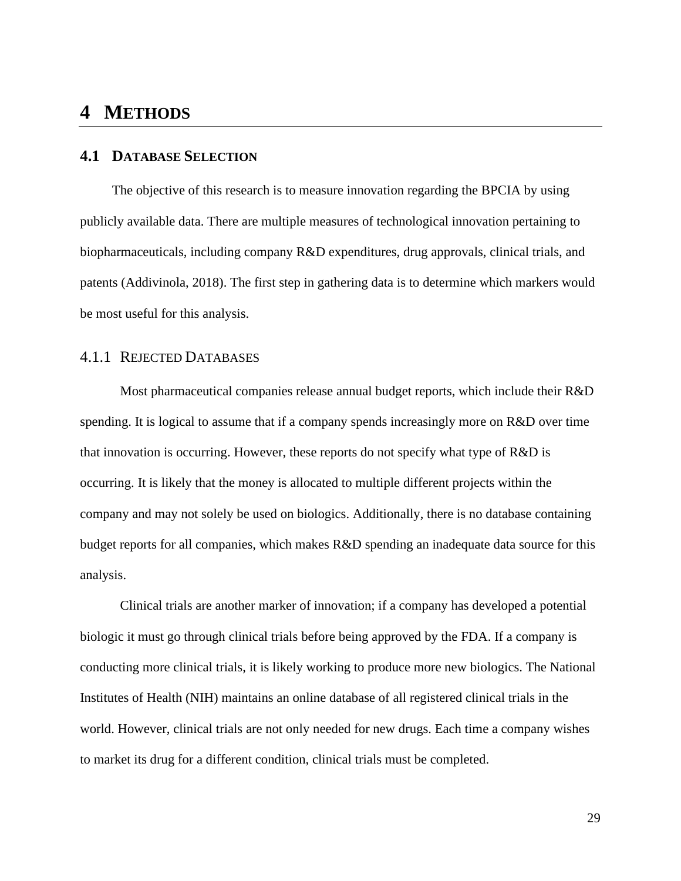# 4 METHODS

## 4.1 DATABASE SELECTION

The objective of this research is to measure innovation regarding the BPCIA by using publicly available data. There are multiple measures of technological innovation pertaining to biopharmaceuticals, including company R&D expenditures, drug approvals, clinical trials, and patents (Addivinola, 2018). The first step in gathering data is to determine which markers would be most useful for this analysis.

### 4.1.1 REJECTED DATABASES

Most pharmaceutical companies release annual budget reports, which include their R&D spending. It is logical to assume that if a company spends increasingly more on R&D over time that innovation is occurring. However, these reports do not specify what type of R&D is occurring. It is likely that the money is allocated to multiple different projects within the company and may not solely be used on biologics. Additionally, there is no database containing budget reports for all companies, which makes R&D spending an inadequate data source for this analysis.

Clinical trials are another marker of innovation; if a company has developed a potential biologic it must go through clinical trials before being approved by the FDA. If a company is conducting more clinical trials, it is likely working to produce more new biologics. The National Institutes of Health (NIH) maintains an online database of all registered clinical trials in the world. However, clinical trials are not only needed for new drugs. Each time a company wishes to market its drug for a different condition, clinical trials must be completed.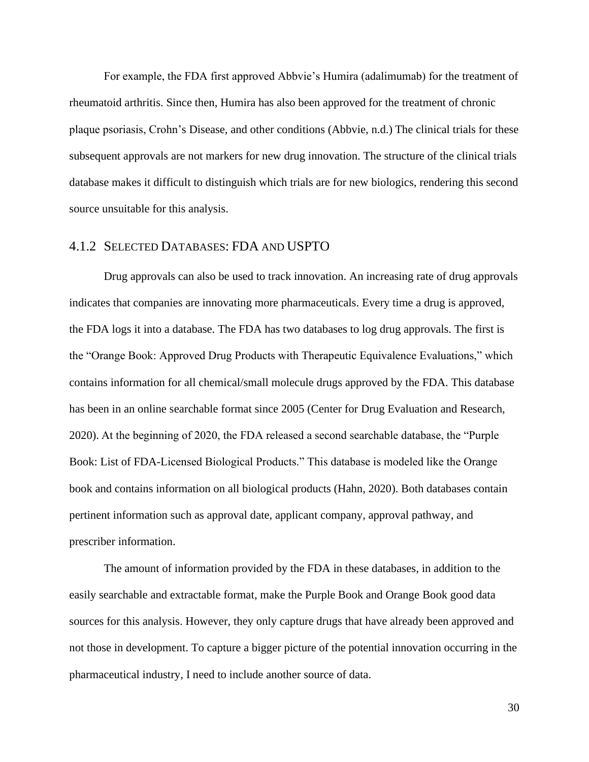For example, the FDA first approved Abbvie's Humira (adalimumab) for the treatment of rheumatoid arthritis. Since then, Humira has also been approved for the treatment of chronic plaque psoriasis, Crohn's Disease, and other conditions (Abbvie, n.d.) The clinical trials for these subsequent approvals are not markers for new drug innovation. The structure of the clinical trials database makes it difficult to distinguish which trials are for new biologics, rendering this second source unsuitable for this analysis.

### 4.1.2 Selected Databases: FDA and USPTO

Drug approvals can also be used to track innovation. An increasing rate of drug approvals indicates that companies are innovating more pharmaceuticals. Every time a drug is approved, the FDA logs it into a database. The FDA has two databases to log drug approvals. The first is the "Orange Book: Approved Drug Products with Therapeutic Equivalence Evaluations," which contains information for all chemical/small molecule drugs approved by the FDA. This database has been in an online searchable format since 2005 (Center for Drug Evaluation and Research, 2020). At the beginning of 2020, the FDA released a second searchable database, the "Purple Book: List of FDA-Licensed Biological Products." This database is modeled like the Orange book and contains information on all biological products (Hahn, 2020). Both databases contain pertinent information such as approval date, applicant company, approval pathway, and prescriber information.

The amount of information provided by the FDA in these databases, in addition to the easily searchable and extractable format, make the Purple Book and Orange Book good data sources for this analysis. However, they only capture drugs that have already been approved and not those in development. To capture a bigger picture of the potential innovation occurring in the pharmaceutical industry, I need to include another source of data.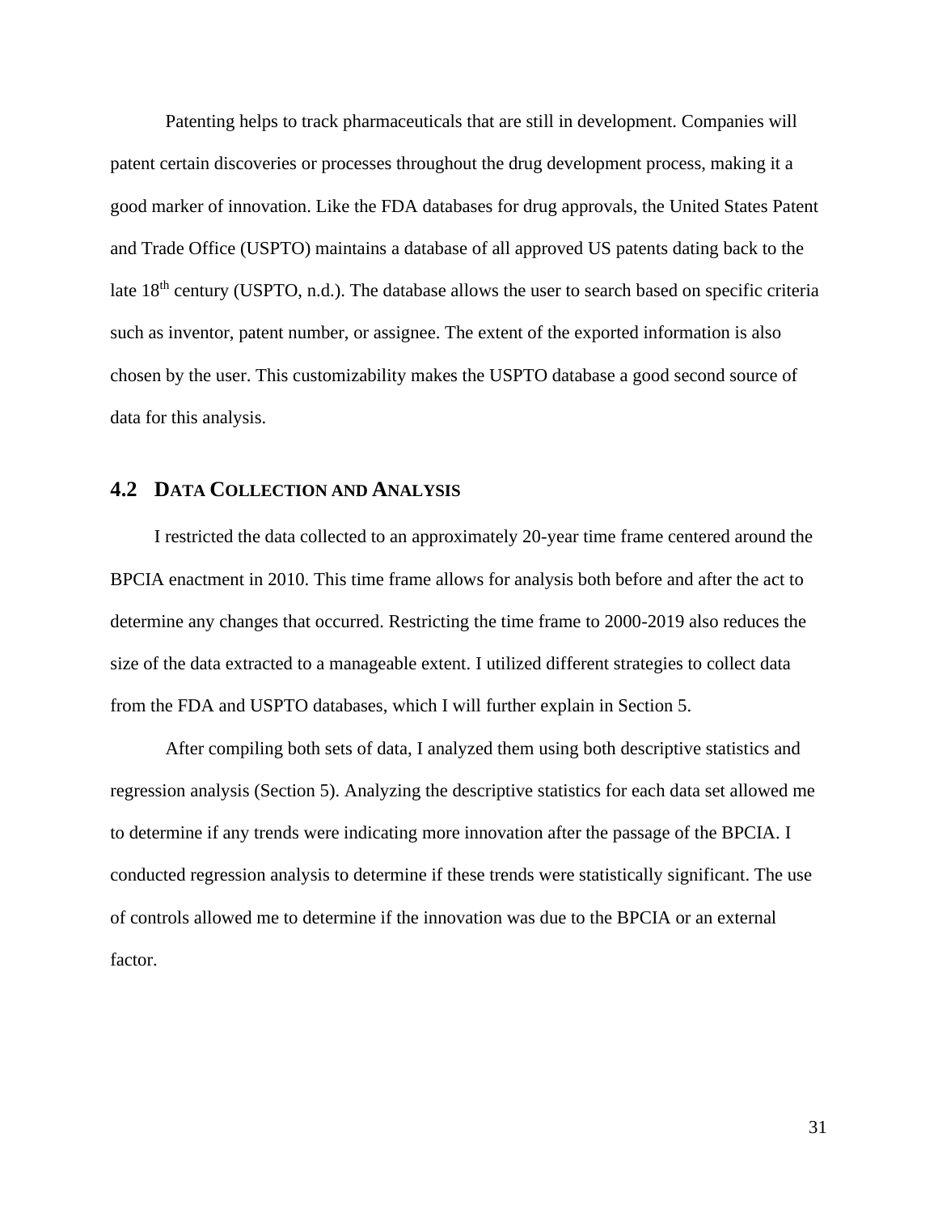Patenting helps to track pharmaceuticals that are still in development. Companies will patent certain discoveries or processes throughout the drug development process, making it a good marker of innovation. Like the FDA databases for drug approvals, the United States Patent and Trade Office (USPTO) maintains a database of all approved US patents dating back to the late 18th century (USPTO, n.d.). The database allows the user to search based on specific criteria such as inventor, patent number, or assignee. The extent of the exported information is also chosen by the user. This customizability makes the USPTO database a good second source of data for this analysis.

## 4.2 Data Collection and Analysis

I restricted the data collected to an approximately 20-year time frame centered around the BPCIA enactment in 2010. This time frame allows for analysis both before and after the act to determine any changes that occurred. Restricting the time frame to 2000-2019 also reduces the size of the data extracted to a manageable extent. I utilized different strategies to collect data from the FDA and USPTO databases, which I will further explain in Section 5.

After compiling both sets of data, I analyzed them using both descriptive statistics and regression analysis (Section 5). Analyzing the descriptive statistics for each data set allowed me to determine if any trends were indicating more innovation after the passage of the BPCIA. I conducted regression analysis to determine if these trends were statistically significant. The use of controls allowed me to determine if the innovation was due to the BPCIA or an external factor.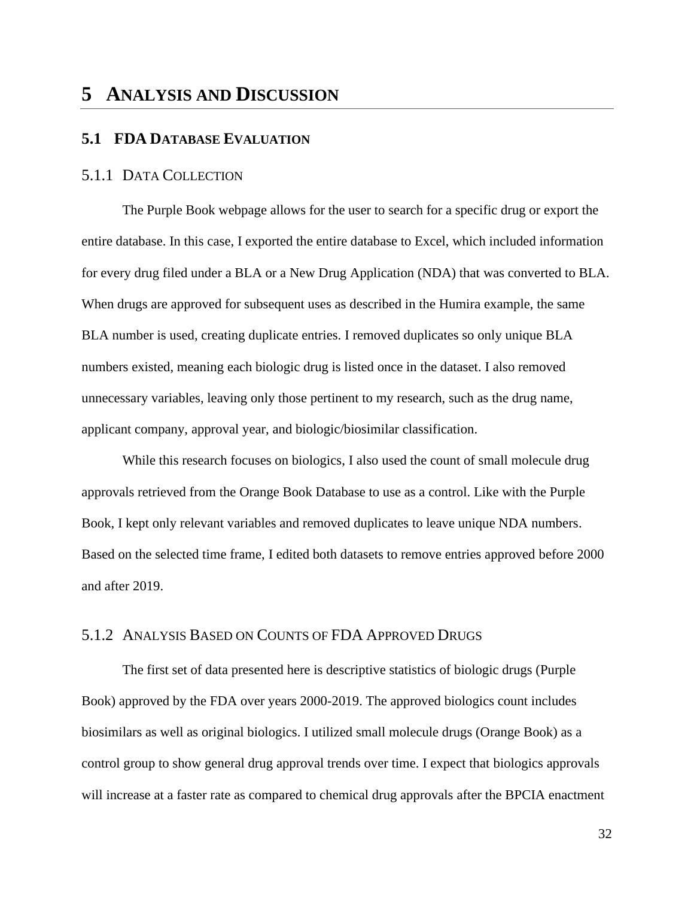# 5 Analysis and Discussion

## 5.1 FDA Database Evaluation

### 5.1.1 Data Collection

The Purple Book webpage allows for the user to search for a specific drug or export the entire database. In this case, I exported the entire database to Excel, which included information for every drug filed under a BLA or a New Drug Application (NDA) that was converted to BLA. When drugs are approved for subsequent uses as described in the Humira example, the same BLA number is used, creating duplicate entries. I removed duplicates so only unique BLA numbers existed, meaning each biologic drug is listed once in the dataset. I also removed unnecessary variables, leaving only those pertinent to my research, such as the drug name, applicant company, approval year, and biologic/biosimilar classification.

While this research focuses on biologics, I also used the count of small molecule drug approvals retrieved from the Orange Book Database to use as a control. Like with the Purple Book, I kept only relevant variables and removed duplicates to leave unique NDA numbers. Based on the selected time frame, I edited both datasets to remove entries approved before 2000 and after 2019.

### 5.1.2 Analysis Based on Counts of FDA Approved Drugs

The first set of data presented here is descriptive statistics of biologic drugs (Purple Book) approved by the FDA over years 2000-2019. The approved biologics count includes biosimilars as well as original biologics. I utilized small molecule drugs (Orange Book) as a control group to show general drug approval trends over time. I expect that biologics approvals will increase at a faster rate as compared to chemical drug approvals after the BPCIA enactment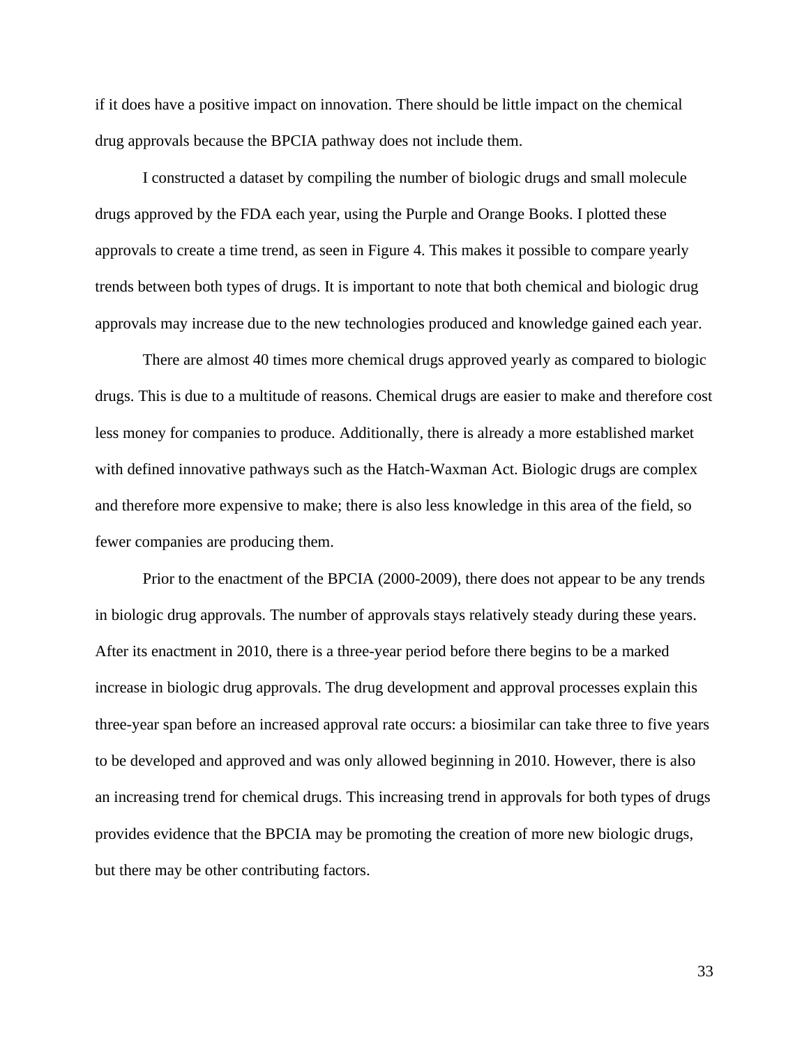if it does have a positive impact on innovation. There should be little impact on the chemical drug approvals because the BPCIA pathway does not include them.

I constructed a dataset by compiling the number of biologic drugs and small molecule drugs approved by the FDA each year, using the Purple and Orange Books. I plotted these approvals to create a time trend, as seen in Figure 4. This makes it possible to compare yearly trends between both types of drugs. It is important to note that both chemical and biologic drug approvals may increase due to the new technologies produced and knowledge gained each year.

There are almost 40 times more chemical drugs approved yearly as compared to biologic drugs. This is due to a multitude of reasons. Chemical drugs are easier to make and therefore cost less money for companies to produce. Additionally, there is already a more established market with defined innovative pathways such as the Hatch-Waxman Act. Biologic drugs are complex and therefore more expensive to make; there is also less knowledge in this area of the field, so fewer companies are producing them.

Prior to the enactment of the BPCIA (2000-2009), there does not appear to be any trends in biologic drug approvals. The number of approvals stays relatively steady during these years. After its enactment in 2010, there is a three-year period before there begins to be a marked increase in biologic drug approvals. The drug development and approval processes explain this three-year span before an increased approval rate occurs: a biosimilar can take three to five years to be developed and approved and was only allowed beginning in 2010. However, there is also an increasing trend for chemical drugs. This increasing trend in approvals for both types of drugs provides evidence that the BPCIA may be promoting the creation of more new biologic drugs, but there may be other contributing factors.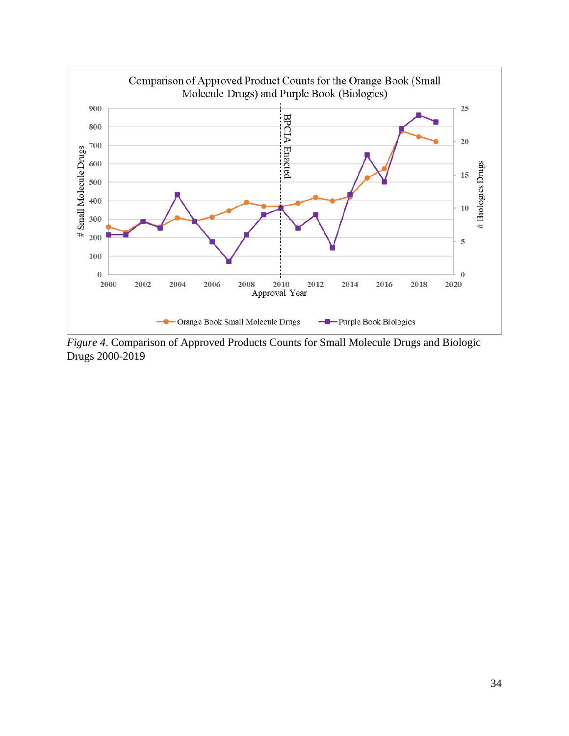*Figure 4*. Comparison of Approved Products Counts for Small Molecule Drugs and Biologic Drugs 2000-2019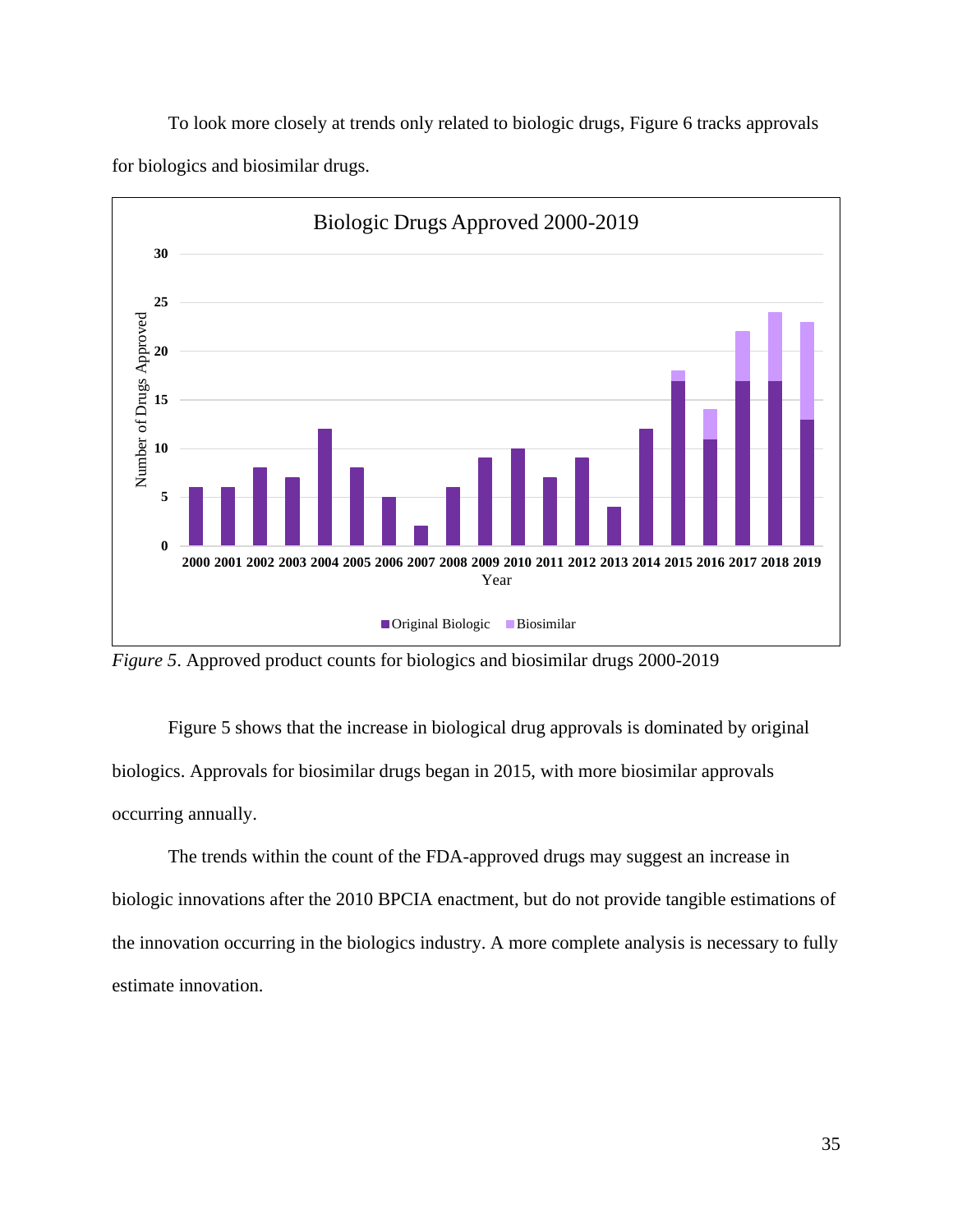To look more closely at trends only related to biologic drugs, Figure 6 tracks approvals for biologics and biosimilar drugs.

*Figure 5*. Approved product counts for biologics and biosimilar drugs 2000-2019

Figure 5 shows that the increase in biological drug approvals is dominated by original biologics. Approvals for biosimilar drugs began in 2015, with more biosimilar approvals occurring annually.

The trends within the count of the FDA-approved drugs may suggest an increase in biologic innovations after the 2010 BPCIA enactment, but do not provide tangible estimations of the innovation occurring in the biologics industry. A more complete analysis is necessary to fully estimate innovation.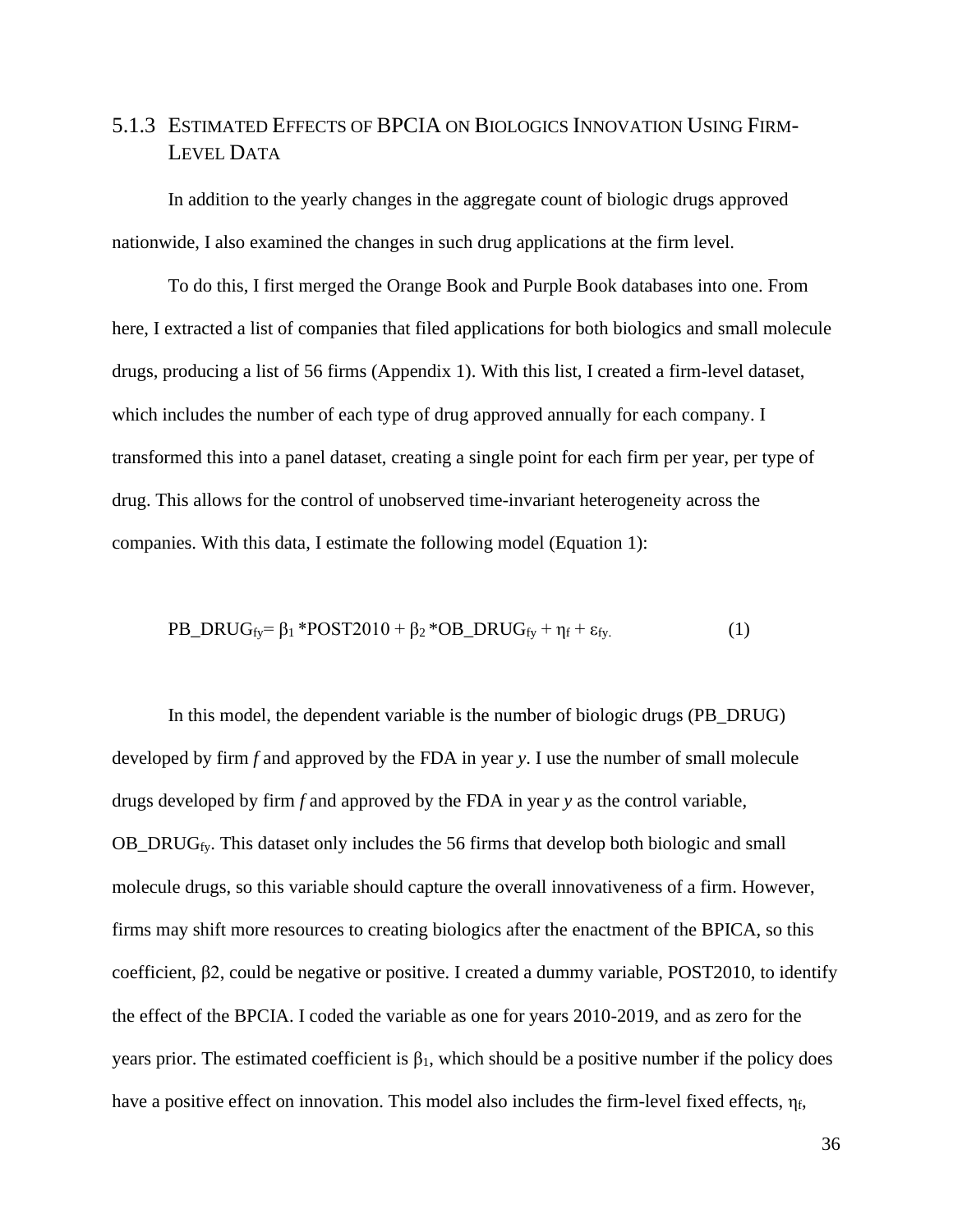### 5.1.3 Estimated Effects of BPCIA on Biologics Innovation Using Firm-Level Data

In addition to the yearly changes in the aggregate count of biologic drugs approved nationwide, I also examined the changes in such drug applications at the firm level.

To do this, I first merged the Orange Book and Purple Book databases into one. From here, I extracted a list of companies that filed applications for both biologics and small molecule drugs, producing a list of 56 firms (Appendix 1). With this list, I created a firm-level dataset, which includes the number of each type of drug approved annually for each company. I transformed this into a panel dataset, creating a single point for each firm per year, per type of drug. This allows for the control of unobserved time-invariant heterogeneity across the companies. With this data, I estimate the following model (Equation 1):

$$PB\_DRUG_{fy} = \beta_1 * POST2010 + \beta_2 * OB\_DRUG_{fy} + \eta_f + \varepsilon_{fy.} \quad (1)$$

In this model, the dependent variable is the number of biologic drugs (PB_DRUG) developed by firm *f* and approved by the FDA in year *y*. I use the number of small molecule drugs developed by firm *f* and approved by the FDA in year *y* as the control variable, $OB\_DRUG_{fy}$. This dataset only includes the 56 firms that develop both biologic and small molecule drugs, so this variable should capture the overall innovativeness of a firm. However, firms may shift more resources to creating biologics after the enactment of the BPICA, so this coefficient, β2, could be negative or positive. I created a dummy variable, POST2010, to identify the effect of the BPCIA. I coded the variable as one for years 2010-2019, and as zero for the years prior. The estimated coefficient is $\beta_1$, which should be a positive number if the policy does have a positive effect on innovation. This model also includes the firm-level fixed effects, $\eta_f$,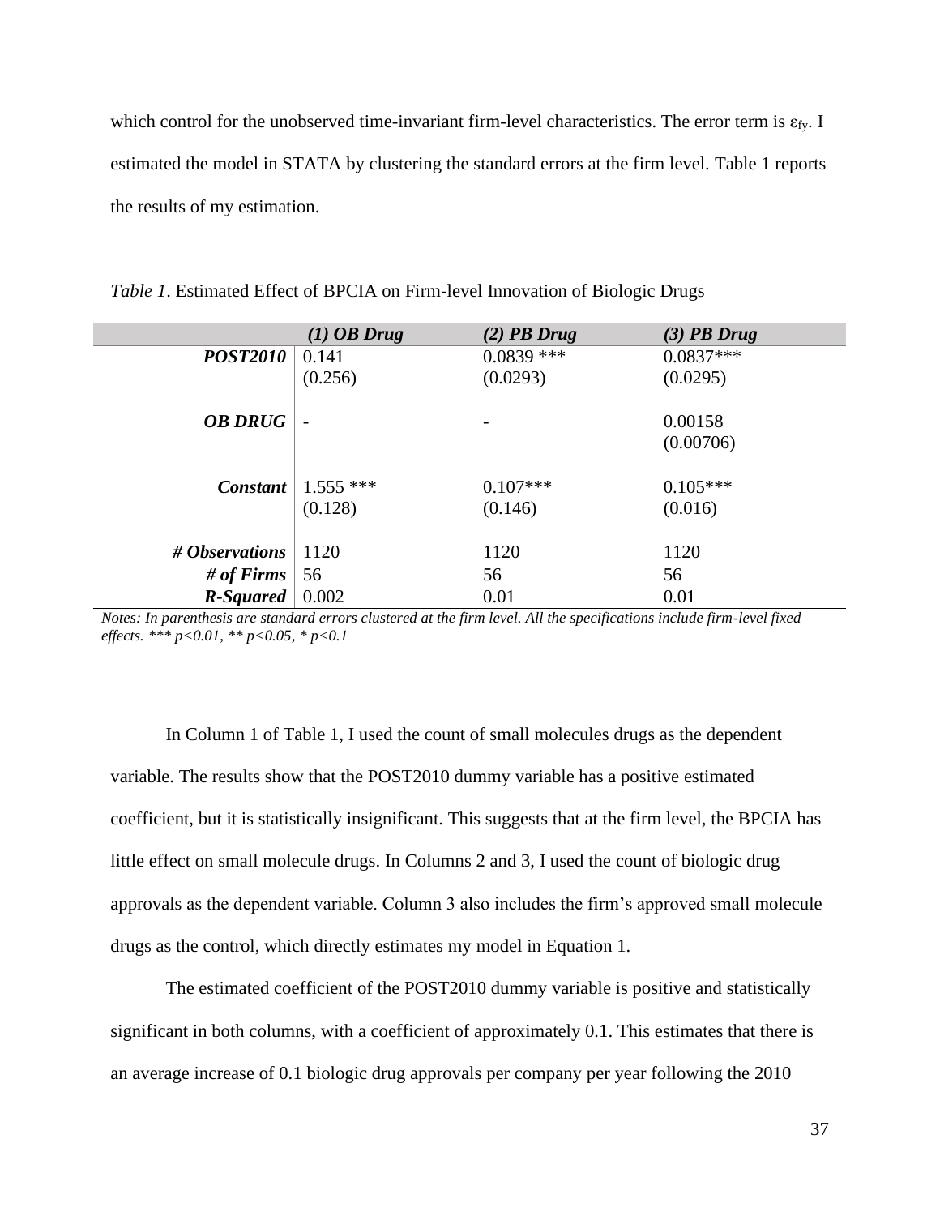which control for the unobserved time-invariant firm-level characteristics. The error term is $\varepsilon_{fy}$. I estimated the model in STATA by clustering the standard errors at the firm level. Table 1 reports the results of my estimation.

*Table 1*. Estimated Effect of BPCIA on Firm-level Innovation of Biologic Drugs

| | *(1) OB Drug* | *(2) PB Drug* | *(3) PB Drug* |
|---|---|---|---|
| ***POST2010*** | 0.141 | 0.0839 *** | 0.0837*** |
| | (0.256) | (0.0293) | (0.0295) |
| ***OB DRUG*** | - | - | 0.00158 |
| | | | (0.00706) |
| ***Constant*** | 1.555 *** | 0.107*** | 0.105*** |
| | (0.128) | (0.146) | (0.016) |
| ***# Observations*** | 1120 | 1120 | 1120 |
| ***# of Firms*** | 56 | 56 | 56 |
| ***R-Squared*** | 0.002 | 0.01 | 0.01 |

*Notes: In parenthesis are standard errors clustered at the firm level. All the specifications include firm-level fixed effects. *** p<0.01, ** p<0.05, * p<0.1*

In Column 1 of Table 1, I used the count of small molecules drugs as the dependent variable. The results show that the POST2010 dummy variable has a positive estimated coefficient, but it is statistically insignificant. This suggests that at the firm level, the BPCIA has little effect on small molecule drugs. In Columns 2 and 3, I used the count of biologic drug approvals as the dependent variable. Column 3 also includes the firm's approved small molecule drugs as the control, which directly estimates my model in Equation 1.

The estimated coefficient of the POST2010 dummy variable is positive and statistically significant in both columns, with a coefficient of approximately 0.1. This estimates that there is an average increase of 0.1 biologic drug approvals per company per year following the 2010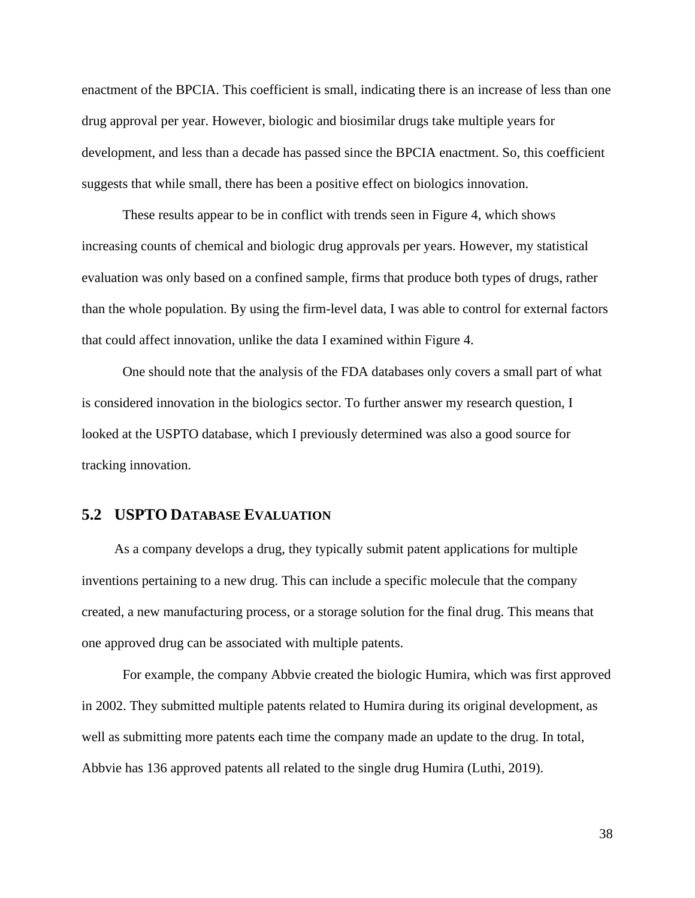enactment of the BPCIA. This coefficient is small, indicating there is an increase of less than one drug approval per year. However, biologic and biosimilar drugs take multiple years for development, and less than a decade has passed since the BPCIA enactment. So, this coefficient suggests that while small, there has been a positive effect on biologics innovation.

These results appear to be in conflict with trends seen in Figure 4, which shows increasing counts of chemical and biologic drug approvals per years. However, my statistical evaluation was only based on a confined sample, firms that produce both types of drugs, rather than the whole population. By using the firm-level data, I was able to control for external factors that could affect innovation, unlike the data I examined within Figure 4.

One should note that the analysis of the FDA databases only covers a small part of what is considered innovation in the biologics sector. To further answer my research question, I looked at the USPTO database, which I previously determined was also a good source for tracking innovation.

## 5.2 USPTO Database Evaluation

As a company develops a drug, they typically submit patent applications for multiple inventions pertaining to a new drug. This can include a specific molecule that the company created, a new manufacturing process, or a storage solution for the final drug. This means that one approved drug can be associated with multiple patents.

For example, the company Abbvie created the biologic Humira, which was first approved in 2002. They submitted multiple patents related to Humira during its original development, as well as submitting more patents each time the company made an update to the drug. In total, Abbvie has 136 approved patents all related to the single drug Humira (Luthi, 2019).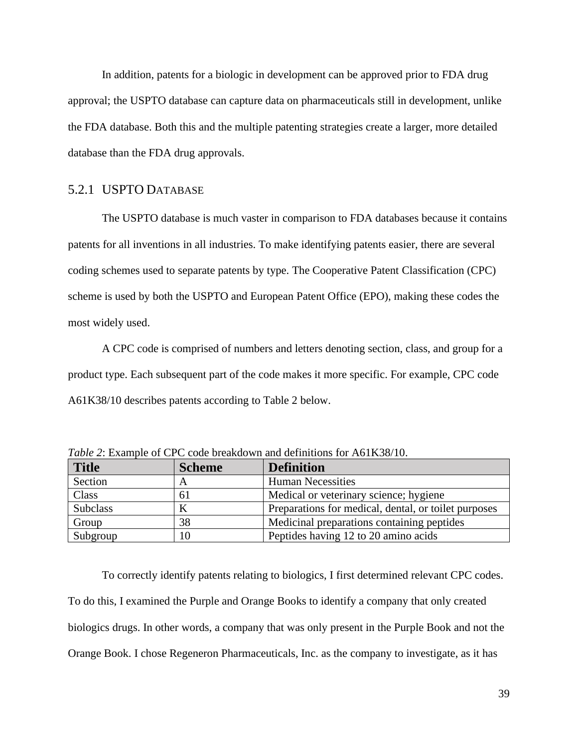In addition, patents for a biologic in development can be approved prior to FDA drug approval; the USPTO database can capture data on pharmaceuticals still in development, unlike the FDA database. Both this and the multiple patenting strategies create a larger, more detailed database than the FDA drug approvals.

### 5.2.1 USPTO Database

The USPTO database is much vaster in comparison to FDA databases because it contains patents for all inventions in all industries. To make identifying patents easier, there are several coding schemes used to separate patents by type. The Cooperative Patent Classification (CPC) scheme is used by both the USPTO and European Patent Office (EPO), making these codes the most widely used.

A CPC code is comprised of numbers and letters denoting section, class, and group for a product type. Each subsequent part of the code makes it more specific. For example, CPC code A61K38/10 describes patents according to Table 2 below.

*Table 2*: Example of CPC code breakdown and definitions for A61K38/10.

| **Title** | **Scheme** | **Definition** |
|---|---|---|
| Section | A | Human Necessities |
| Class | 61 | Medical or veterinary science; hygiene |
| Subclass | K | Preparations for medical, dental, or toilet purposes |
| Group | 38 | Medicinal preparations containing peptides |
| Subgroup | 10 | Peptides having 12 to 20 amino acids |

To correctly identify patents relating to biologics, I first determined relevant CPC codes. To do this, I examined the Purple and Orange Books to identify a company that only created biologics drugs. In other words, a company that was only present in the Purple Book and not the Orange Book. I chose Regeneron Pharmaceuticals, Inc. as the company to investigate, as it has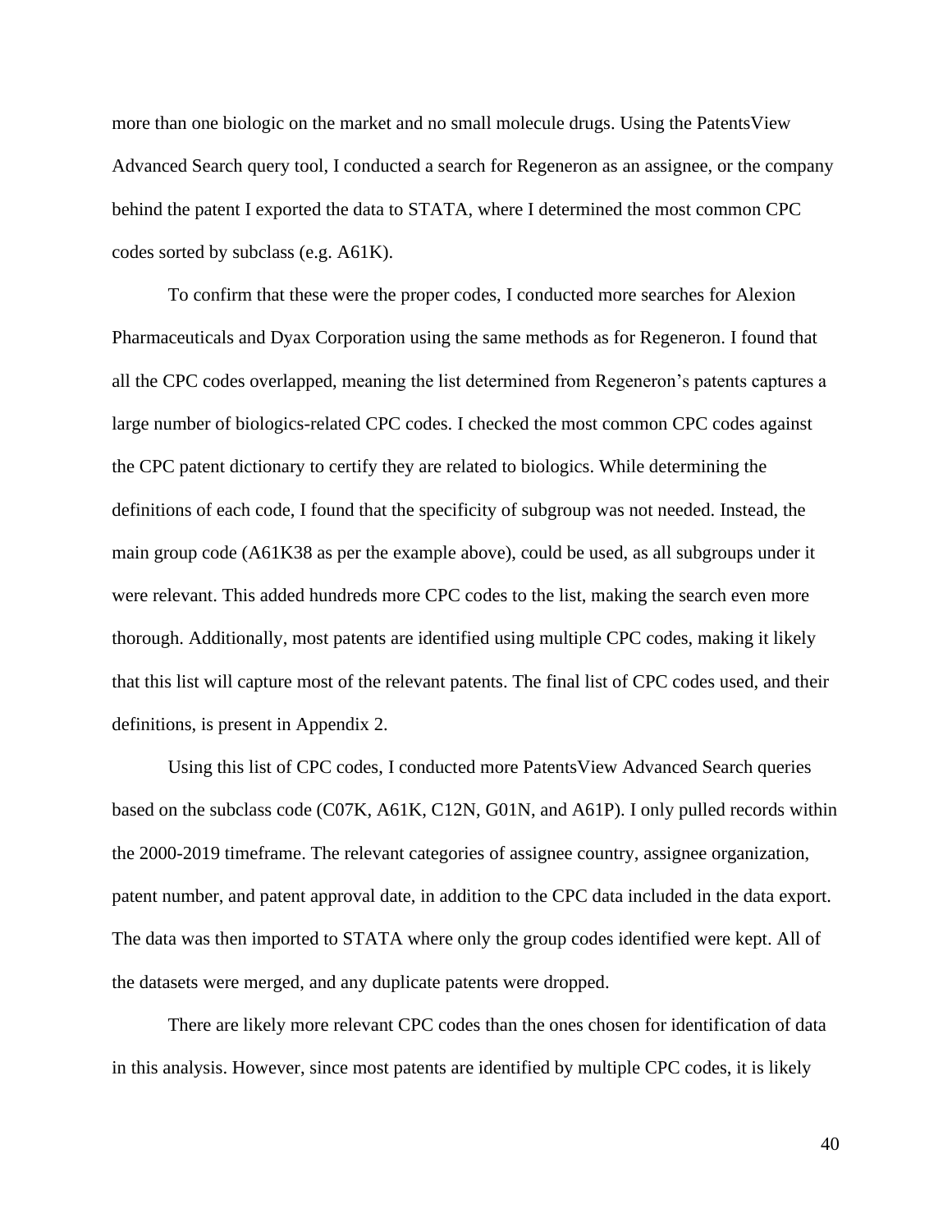more than one biologic on the market and no small molecule drugs. Using the PatentsView Advanced Search query tool, I conducted a search for Regeneron as an assignee, or the company behind the patent I exported the data to STATA, where I determined the most common CPC codes sorted by subclass (e.g. A61K).

To confirm that these were the proper codes, I conducted more searches for Alexion Pharmaceuticals and Dyax Corporation using the same methods as for Regeneron. I found that all the CPC codes overlapped, meaning the list determined from Regeneron's patents captures a large number of biologics-related CPC codes. I checked the most common CPC codes against the CPC patent dictionary to certify they are related to biologics. While determining the definitions of each code, I found that the specificity of subgroup was not needed. Instead, the main group code (A61K38 as per the example above), could be used, as all subgroups under it were relevant. This added hundreds more CPC codes to the list, making the search even more thorough. Additionally, most patents are identified using multiple CPC codes, making it likely that this list will capture most of the relevant patents. The final list of CPC codes used, and their definitions, is present in Appendix 2.

Using this list of CPC codes, I conducted more PatentsView Advanced Search queries based on the subclass code (C07K, A61K, C12N, G01N, and A61P). I only pulled records within the 2000-2019 timeframe. The relevant categories of assignee country, assignee organization, patent number, and patent approval date, in addition to the CPC data included in the data export. The data was then imported to STATA where only the group codes identified were kept. All of the datasets were merged, and any duplicate patents were dropped.

There are likely more relevant CPC codes than the ones chosen for identification of data in this analysis. However, since most patents are identified by multiple CPC codes, it is likely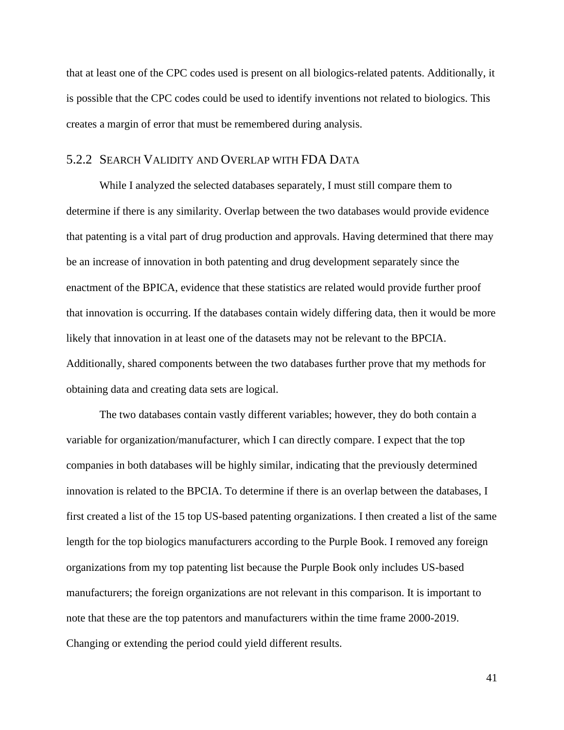that at least one of the CPC codes used is present on all biologics-related patents. Additionally, it is possible that the CPC codes could be used to identify inventions not related to biologics. This creates a margin of error that must be remembered during analysis.

### 5.2.2 Search Validity and Overlap with FDA Data

While I analyzed the selected databases separately, I must still compare them to determine if there is any similarity. Overlap between the two databases would provide evidence that patenting is a vital part of drug production and approvals. Having determined that there may be an increase of innovation in both patenting and drug development separately since the enactment of the BPICA, evidence that these statistics are related would provide further proof that innovation is occurring. If the databases contain widely differing data, then it would be more likely that innovation in at least one of the datasets may not be relevant to the BPCIA. Additionally, shared components between the two databases further prove that my methods for obtaining data and creating data sets are logical.

The two databases contain vastly different variables; however, they do both contain a variable for organization/manufacturer, which I can directly compare. I expect that the top companies in both databases will be highly similar, indicating that the previously determined innovation is related to the BPCIA. To determine if there is an overlap between the databases, I first created a list of the 15 top US-based patenting organizations. I then created a list of the same length for the top biologics manufacturers according to the Purple Book. I removed any foreign organizations from my top patenting list because the Purple Book only includes US-based manufacturers; the foreign organizations are not relevant in this comparison. It is important to note that these are the top patentors and manufacturers within the time frame 2000-2019. Changing or extending the period could yield different results.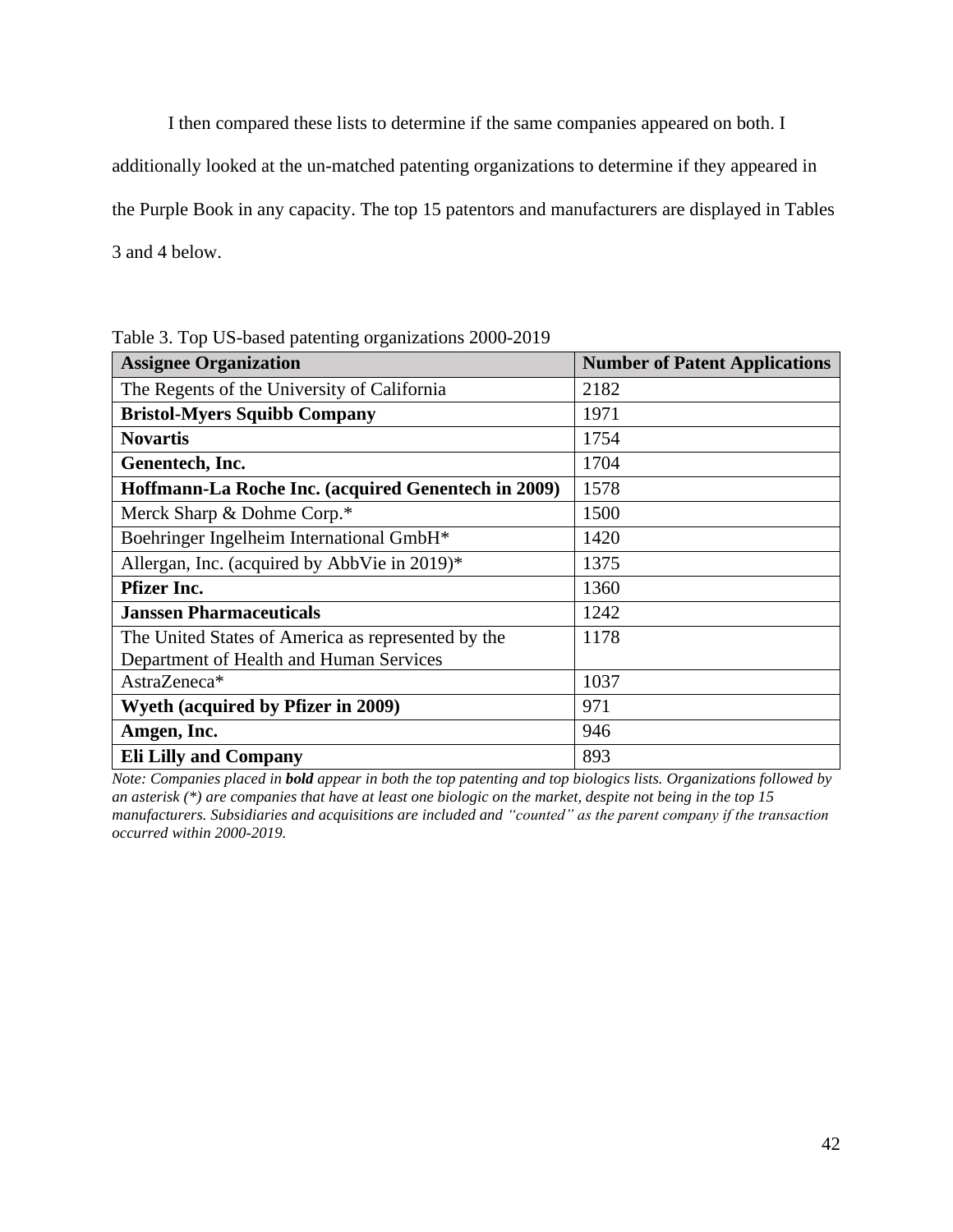I then compared these lists to determine if the same companies appeared on both. I additionally looked at the un-matched patenting organizations to determine if they appeared in the Purple Book in any capacity. The top 15 patentors and manufacturers are displayed in Tables 3 and 4 below.

Table 3. Top US-based patenting organizations 2000-2019

| Assignee Organization | Number of Patent Applications |
|---|---|
| The Regents of the University of California | 2182 |
| **Bristol-Myers Squibb Company** | 1971 |
| **Novartis** | 1754 |
| **Genentech, Inc.** | 1704 |
| **Hoffmann-La Roche Inc. (acquired Genentech in 2009)** | 1578 |
| Merck Sharp & Dohme Corp.* | 1500 |
| Boehringer Ingelheim International GmbH* | 1420 |
| Allergan, Inc. (acquired by AbbVie in 2019)* | 1375 |
| **Pfizer Inc.** | 1360 |
| **Janssen Pharmaceuticals** | 1242 |
| The United States of America as represented by the Department of Health and Human Services | 1178 |
| AstraZeneca* | 1037 |
| **Wyeth (acquired by Pfizer in 2009)** | 971 |
| **Amgen, Inc.** | 946 |
| **Eli Lilly and Company** | 893 |

*Note: Companies placed in **bold** appear in both the top patenting and top biologics lists. Organizations followed by an asterisk (*) are companies that have at least one biologic on the market, despite not being in the top 15 manufacturers. Subsidiaries and acquisitions are included and "counted" as the parent company if the transaction occurred within 2000-2019.*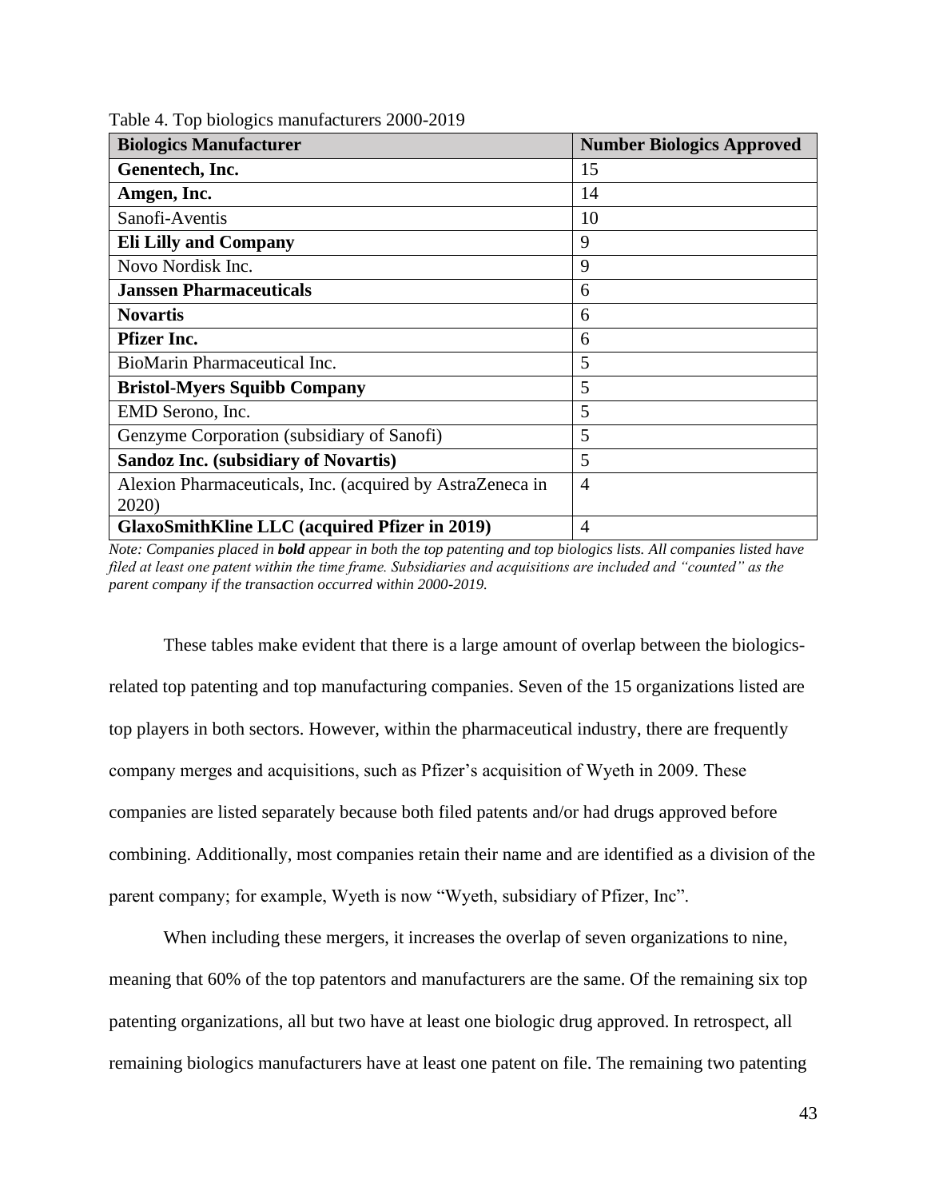Table 4. Top biologics manufacturers 2000-2019

| Biologics Manufacturer | Number Biologics Approved |
|---|---|
| **Genentech, Inc.** | 15 |
| **Amgen, Inc.** | 14 |
| Sanofi-Aventis | 10 |
| **Eli Lilly and Company** | 9 |
| Novo Nordisk Inc. | 9 |
| **Janssen Pharmaceuticals** | 6 |
| **Novartis** | 6 |
| **Pfizer Inc.** | 6 |
| BioMarin Pharmaceutical Inc. | 5 |
| **Bristol-Myers Squibb Company** | 5 |
| EMD Serono, Inc. | 5 |
| Genzyme Corporation (subsidiary of Sanofi) | 5 |
| **Sandoz Inc. (subsidiary of Novartis)** | 5 |
| Alexion Pharmaceuticals, Inc. (acquired by AstraZeneca in 2020) | 4 |
| **GlaxoSmithKline LLC (acquired Pfizer in 2019)** | 4 |

*Note: Companies placed in **bold** appear in both the top patenting and top biologics lists. All companies listed have filed at least one patent within the time frame. Subsidiaries and acquisitions are included and "counted" as the parent company if the transaction occurred within 2000-2019.*

These tables make evident that there is a large amount of overlap between the biologics-related top patenting and top manufacturing companies. Seven of the 15 organizations listed are top players in both sectors. However, within the pharmaceutical industry, there are frequently company merges and acquisitions, such as Pfizer's acquisition of Wyeth in 2009. These companies are listed separately because both filed patents and/or had drugs approved before combining. Additionally, most companies retain their name and are identified as a division of the parent company; for example, Wyeth is now "Wyeth, subsidiary of Pfizer, Inc".

When including these mergers, it increases the overlap of seven organizations to nine, meaning that 60% of the top patentors and manufacturers are the same. Of the remaining six top patenting organizations, all but two have at least one biologic drug approved. In retrospect, all remaining biologics manufacturers have at least one patent on file. The remaining two patenting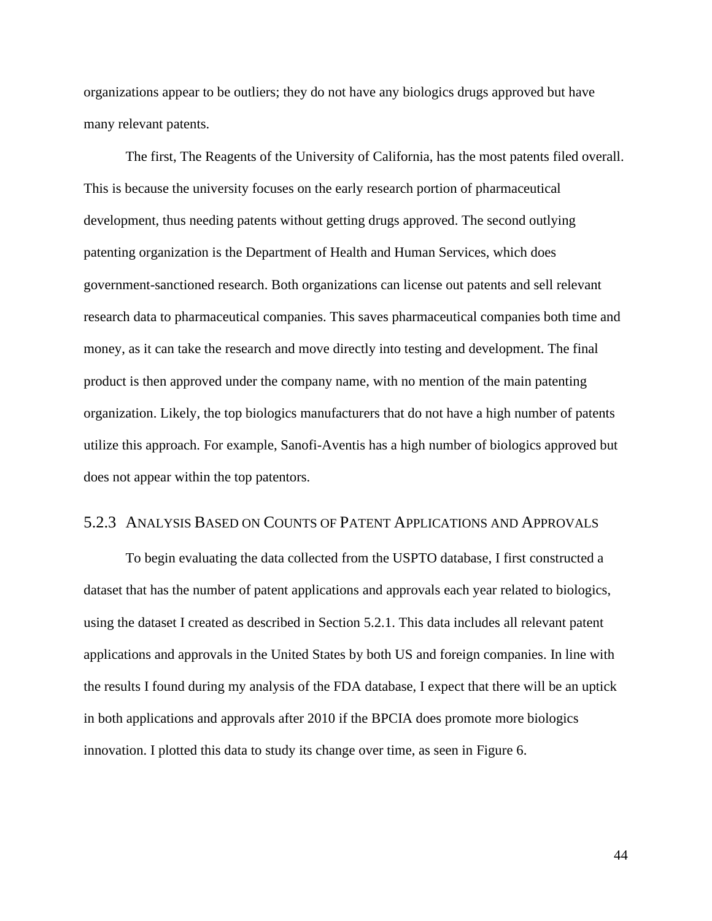organizations appear to be outliers; they do not have any biologics drugs approved but have many relevant patents.

The first, The Reagents of the University of California, has the most patents filed overall. This is because the university focuses on the early research portion of pharmaceutical development, thus needing patents without getting drugs approved. The second outlying patenting organization is the Department of Health and Human Services, which does government-sanctioned research. Both organizations can license out patents and sell relevant research data to pharmaceutical companies. This saves pharmaceutical companies both time and money, as it can take the research and move directly into testing and development. The final product is then approved under the company name, with no mention of the main patenting organization. Likely, the top biologics manufacturers that do not have a high number of patents utilize this approach. For example, Sanofi-Aventis has a high number of biologics approved but does not appear within the top patentors.

### 5.2.3 Analysis Based on Counts of Patent Applications and Approvals

To begin evaluating the data collected from the USPTO database, I first constructed a dataset that has the number of patent applications and approvals each year related to biologics, using the dataset I created as described in Section 5.2.1. This data includes all relevant patent applications and approvals in the United States by both US and foreign companies. In line with the results I found during my analysis of the FDA database, I expect that there will be an uptick in both applications and approvals after 2010 if the BPCIA does promote more biologics innovation. I plotted this data to study its change over time, as seen in Figure 6.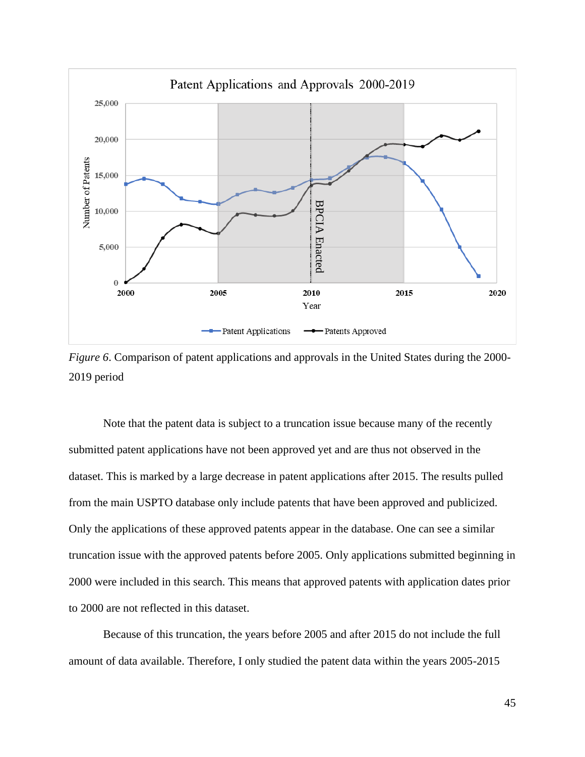*Figure 6*. Comparison of patent applications and approvals in the United States during the 2000-2019 period

Note that the patent data is subject to a truncation issue because many of the recently submitted patent applications have not been approved yet and are thus not observed in the dataset. This is marked by a large decrease in patent applications after 2015. The results pulled from the main USPTO database only include patents that have been approved and publicized. Only the applications of these approved patents appear in the database. One can see a similar truncation issue with the approved patents before 2005. Only applications submitted beginning in 2000 were included in this search. This means that approved patents with application dates prior to 2000 are not reflected in this dataset.

Because of this truncation, the years before 2005 and after 2015 do not include the full amount of data available. Therefore, I only studied the patent data within the years 2005-2015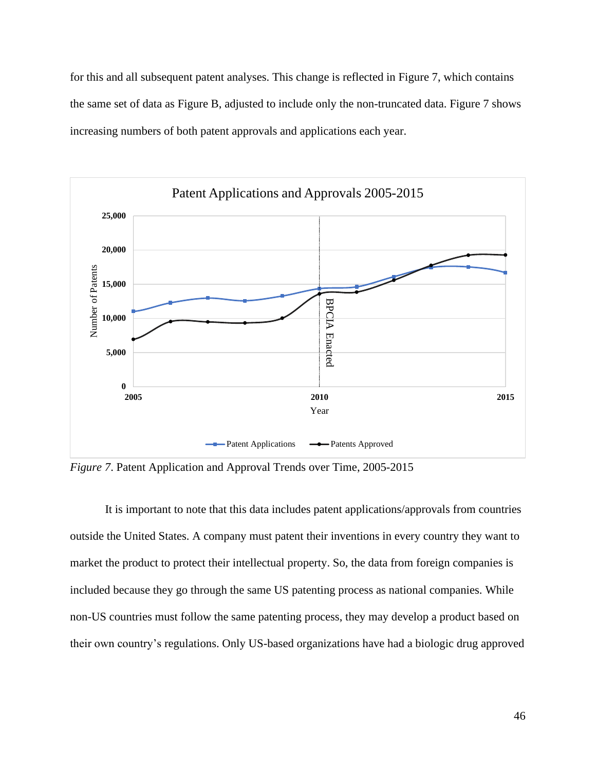for this and all subsequent patent analyses. This change is reflected in Figure 7, which contains the same set of data as Figure B, adjusted to include only the non-truncated data. Figure 7 shows increasing numbers of both patent approvals and applications each year.

*Figure 7*. Patent Application and Approval Trends over Time, 2005-2015

It is important to note that this data includes patent applications/approvals from countries outside the United States. A company must patent their inventions in every country they want to market the product to protect their intellectual property. So, the data from foreign companies is included because they go through the same US patenting process as national companies. While non-US countries must follow the same patenting process, they may develop a product based on their own country's regulations. Only US-based organizations have had a biologic drug approved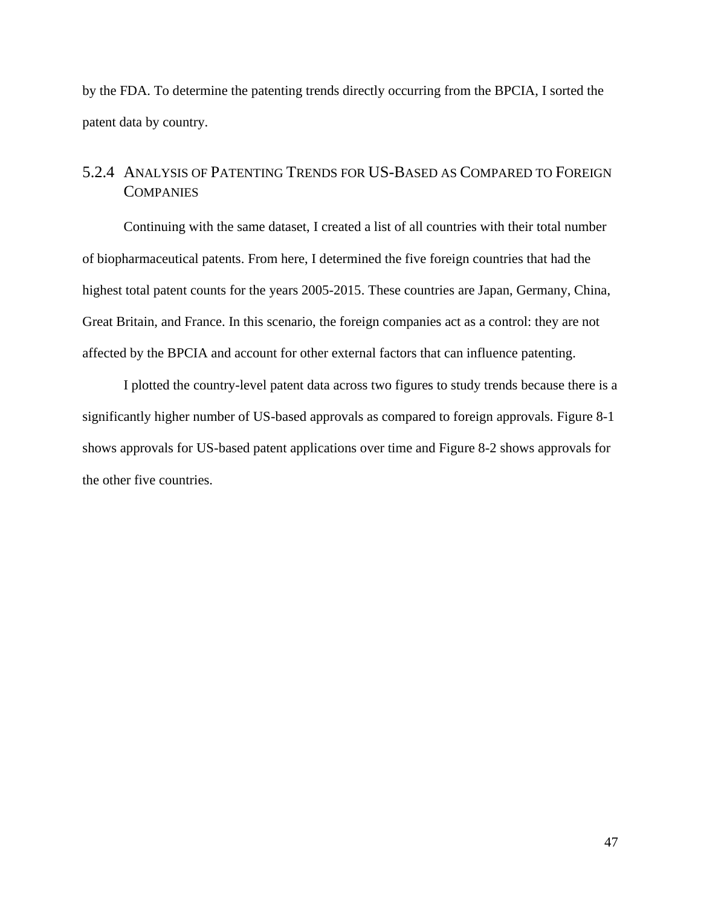by the FDA. To determine the patenting trends directly occurring from the BPCIA, I sorted the patent data by country.

### 5.2.4 Analysis of Patenting Trends for US-Based as Compared to Foreign Companies

Continuing with the same dataset, I created a list of all countries with their total number of biopharmaceutical patents. From here, I determined the five foreign countries that had the highest total patent counts for the years 2005-2015. These countries are Japan, Germany, China, Great Britain, and France. In this scenario, the foreign companies act as a control: they are not affected by the BPCIA and account for other external factors that can influence patenting.

I plotted the country-level patent data across two figures to study trends because there is a significantly higher number of US-based approvals as compared to foreign approvals. Figure 8-1 shows approvals for US-based patent applications over time and Figure 8-2 shows approvals for the other five countries.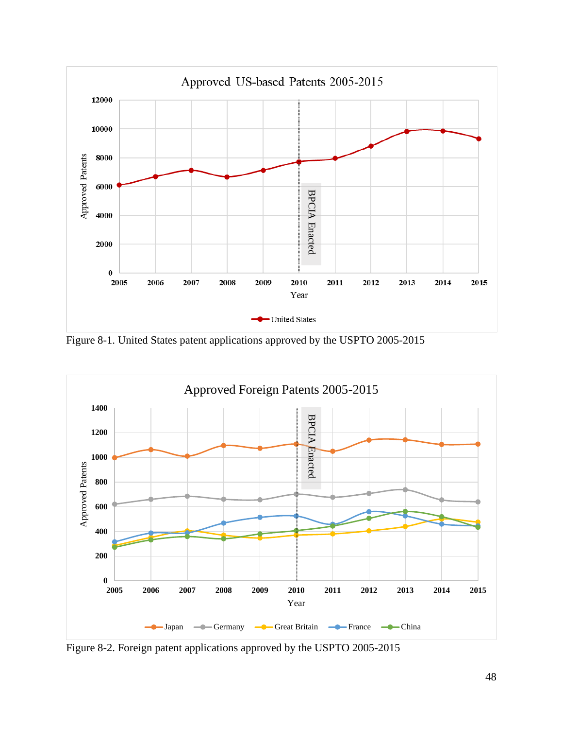Figure 8-1. United States patent applications approved by the USPTO 2005-2015

Figure 8-2. Foreign patent applications approved by the USPTO 2005-2015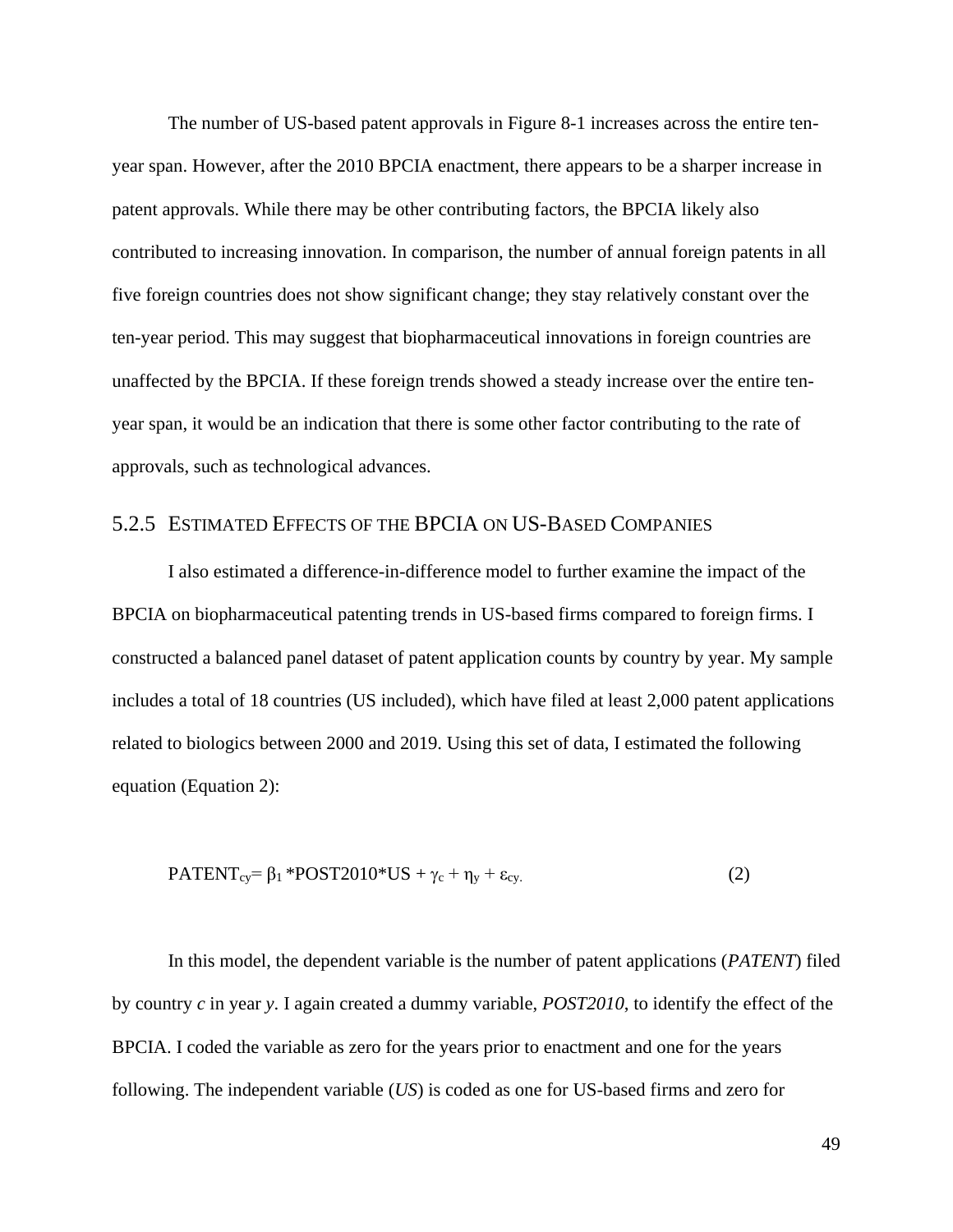The number of US-based patent approvals in Figure 8-1 increases across the entire ten-year span. However, after the 2010 BPCIA enactment, there appears to be a sharper increase in patent approvals. While there may be other contributing factors, the BPCIA likely also contributed to increasing innovation. In comparison, the number of annual foreign patents in all five foreign countries does not show significant change; they stay relatively constant over the ten-year period. This may suggest that biopharmaceutical innovations in foreign countries are unaffected by the BPCIA. If these foreign trends showed a steady increase over the entire ten-year span, it would be an indication that there is some other factor contributing to the rate of approvals, such as technological advances.

### 5.2.5 Estimated Effects of the BPCIA on US-Based Companies

I also estimated a difference-in-difference model to further examine the impact of the BPCIA on biopharmaceutical patenting trends in US-based firms compared to foreign firms. I constructed a balanced panel dataset of patent application counts by country by year. My sample includes a total of 18 countries (US included), which have filed at least 2,000 patent applications related to biologics between 2000 and 2019. Using this set of data, I estimated the following equation (Equation 2):

$$PATENT_{cy} = \beta_1 * POST2010 * US + \gamma_c + \eta_y + \varepsilon_{cy.} \qquad (2)$$

In this model, the dependent variable is the number of patent applications (*PATENT*) filed by country *c* in year *y*. I again created a dummy variable, *POST2010*, to identify the effect of the BPCIA. I coded the variable as zero for the years prior to enactment and one for the years following. The independent variable (*US*) is coded as one for US-based firms and zero for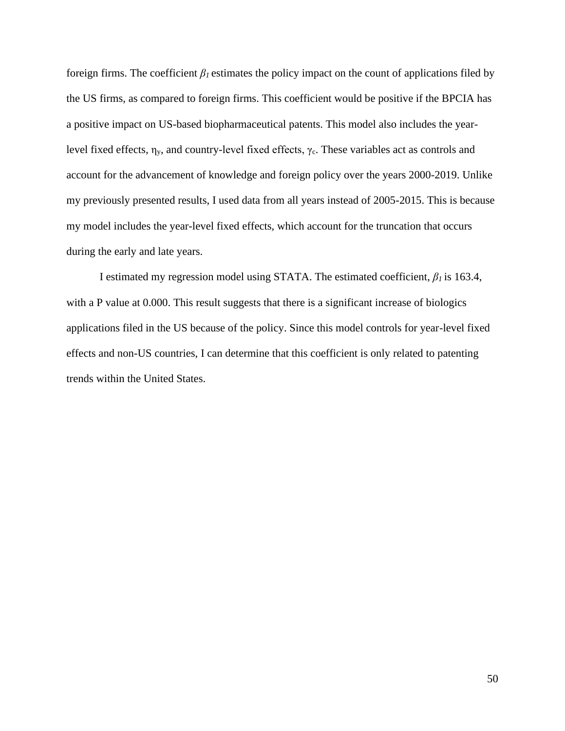foreign firms. The coefficient $\beta_1$ estimates the policy impact on the count of applications filed by the US firms, as compared to foreign firms. This coefficient would be positive if the BPCIA has a positive impact on US-based biopharmaceutical patents. This model also includes the year-level fixed effects, $\eta_y$, and country-level fixed effects, $\gamma_c$. These variables act as controls and account for the advancement of knowledge and foreign policy over the years 2000-2019. Unlike my previously presented results, I used data from all years instead of 2005-2015. This is because my model includes the year-level fixed effects, which account for the truncation that occurs during the early and late years.

I estimated my regression model using STATA. The estimated coefficient, $\beta_1$ is 163.4, with a P value at 0.000. This result suggests that there is a significant increase of biologics applications filed in the US because of the policy. Since this model controls for year-level fixed effects and non-US countries, I can determine that this coefficient is only related to patenting trends within the United States.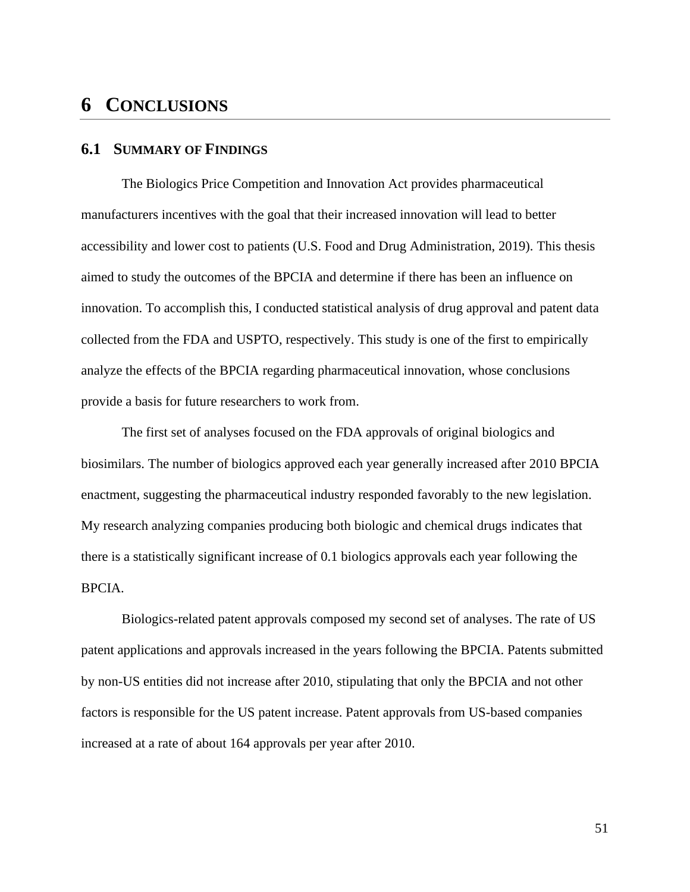# 6 CONCLUSIONS

## 6.1 SUMMARY OF FINDINGS

The Biologics Price Competition and Innovation Act provides pharmaceutical manufacturers incentives with the goal that their increased innovation will lead to better accessibility and lower cost to patients (U.S. Food and Drug Administration, 2019). This thesis aimed to study the outcomes of the BPCIA and determine if there has been an influence on innovation. To accomplish this, I conducted statistical analysis of drug approval and patent data collected from the FDA and USPTO, respectively. This study is one of the first to empirically analyze the effects of the BPCIA regarding pharmaceutical innovation, whose conclusions provide a basis for future researchers to work from.

The first set of analyses focused on the FDA approvals of original biologics and biosimilars. The number of biologics approved each year generally increased after 2010 BPCIA enactment, suggesting the pharmaceutical industry responded favorably to the new legislation. My research analyzing companies producing both biologic and chemical drugs indicates that there is a statistically significant increase of 0.1 biologics approvals each year following the BPCIA.

Biologics-related patent approvals composed my second set of analyses. The rate of US patent applications and approvals increased in the years following the BPCIA. Patents submitted by non-US entities did not increase after 2010, stipulating that only the BPCIA and not other factors is responsible for the US patent increase. Patent approvals from US-based companies increased at a rate of about 164 approvals per year after 2010.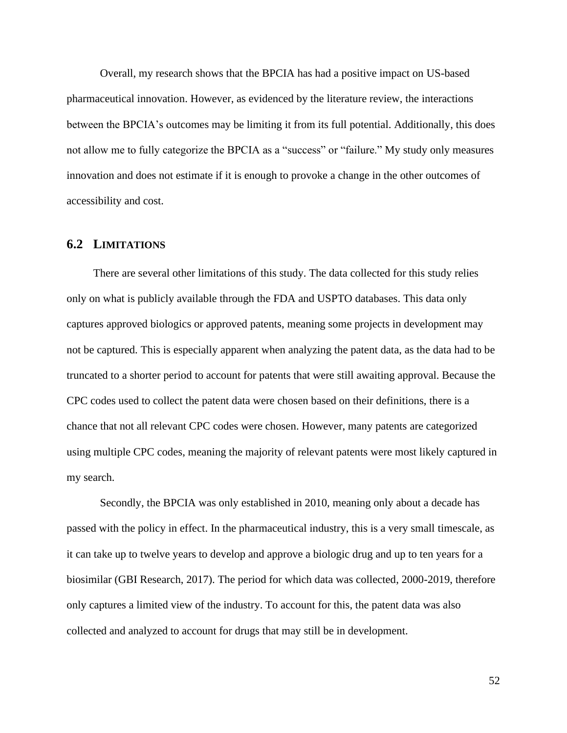Overall, my research shows that the BPCIA has had a positive impact on US-based pharmaceutical innovation. However, as evidenced by the literature review, the interactions between the BPCIA's outcomes may be limiting it from its full potential. Additionally, this does not allow me to fully categorize the BPCIA as a "success" or "failure." My study only measures innovation and does not estimate if it is enough to provoke a change in the other outcomes of accessibility and cost.

## 6.2 LIMITATIONS

There are several other limitations of this study. The data collected for this study relies only on what is publicly available through the FDA and USPTO databases. This data only captures approved biologics or approved patents, meaning some projects in development may not be captured. This is especially apparent when analyzing the patent data, as the data had to be truncated to a shorter period to account for patents that were still awaiting approval. Because the CPC codes used to collect the patent data were chosen based on their definitions, there is a chance that not all relevant CPC codes were chosen. However, many patents are categorized using multiple CPC codes, meaning the majority of relevant patents were most likely captured in my search.

Secondly, the BPCIA was only established in 2010, meaning only about a decade has passed with the policy in effect. In the pharmaceutical industry, this is a very small timescale, as it can take up to twelve years to develop and approve a biologic drug and up to ten years for a biosimilar (GBI Research, 2017). The period for which data was collected, 2000-2019, therefore only captures a limited view of the industry. To account for this, the patent data was also collected and analyzed to account for drugs that may still be in development.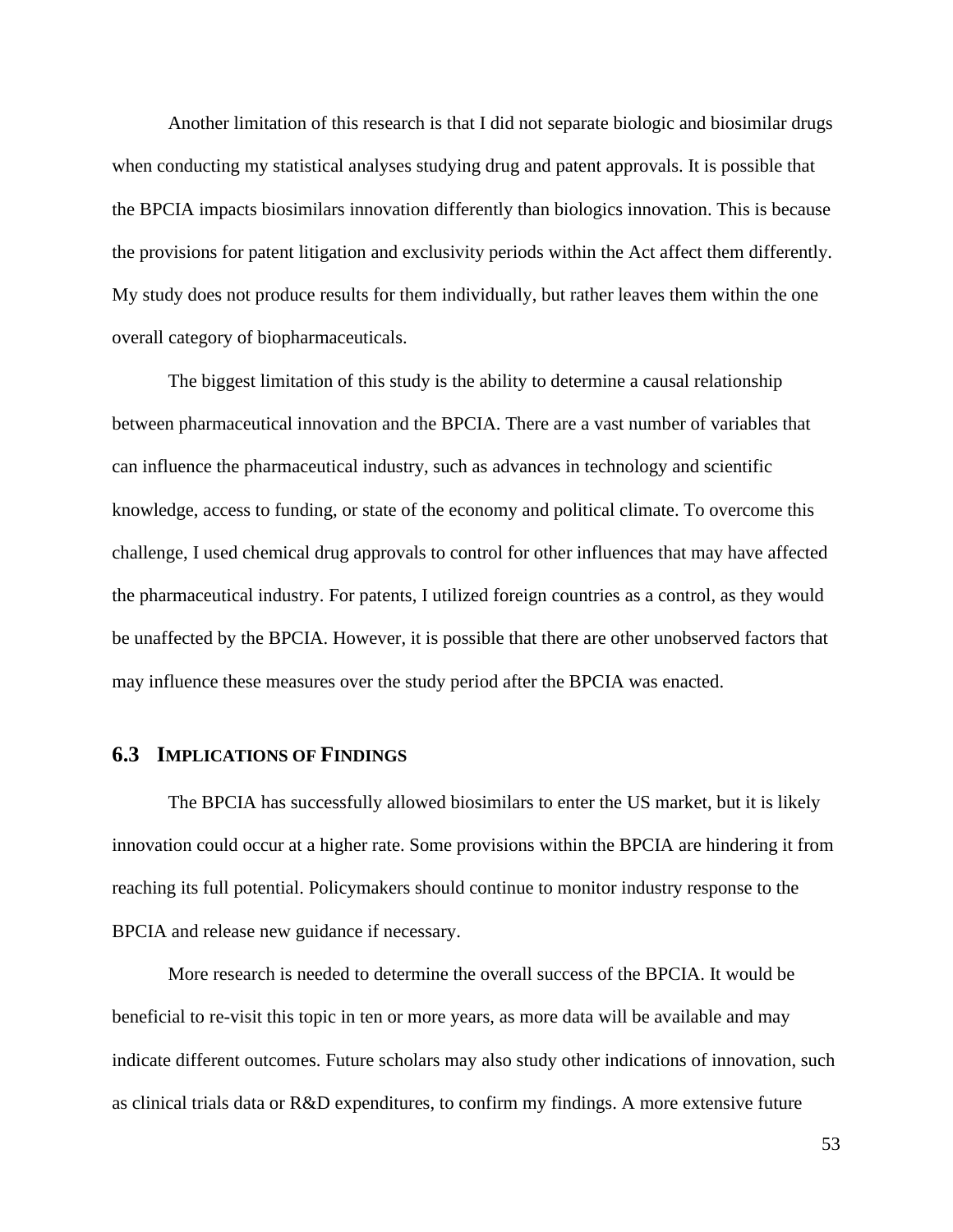Another limitation of this research is that I did not separate biologic and biosimilar drugs when conducting my statistical analyses studying drug and patent approvals. It is possible that the BPCIA impacts biosimilars innovation differently than biologics innovation. This is because the provisions for patent litigation and exclusivity periods within the Act affect them differently. My study does not produce results for them individually, but rather leaves them within the one overall category of biopharmaceuticals.

The biggest limitation of this study is the ability to determine a causal relationship between pharmaceutical innovation and the BPCIA. There are a vast number of variables that can influence the pharmaceutical industry, such as advances in technology and scientific knowledge, access to funding, or state of the economy and political climate. To overcome this challenge, I used chemical drug approvals to control for other influences that may have affected the pharmaceutical industry. For patents, I utilized foreign countries as a control, as they would be unaffected by the BPCIA. However, it is possible that there are other unobserved factors that may influence these measures over the study period after the BPCIA was enacted.

## 6.3 Implications of Findings

The BPCIA has successfully allowed biosimilars to enter the US market, but it is likely innovation could occur at a higher rate. Some provisions within the BPCIA are hindering it from reaching its full potential. Policymakers should continue to monitor industry response to the BPCIA and release new guidance if necessary.

More research is needed to determine the overall success of the BPCIA. It would be beneficial to re-visit this topic in ten or more years, as more data will be available and may indicate different outcomes. Future scholars may also study other indications of innovation, such as clinical trials data or R&D expenditures, to confirm my findings. A more extensive future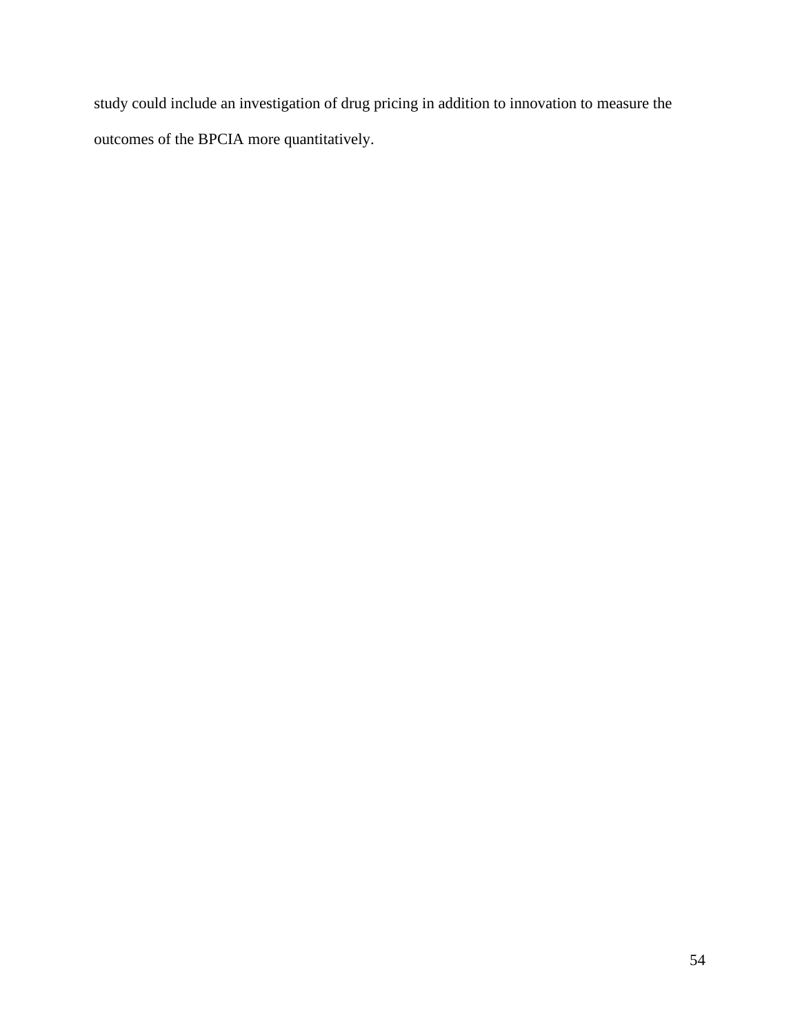study could include an investigation of drug pricing in addition to innovation to measure the outcomes of the BPCIA more quantitatively.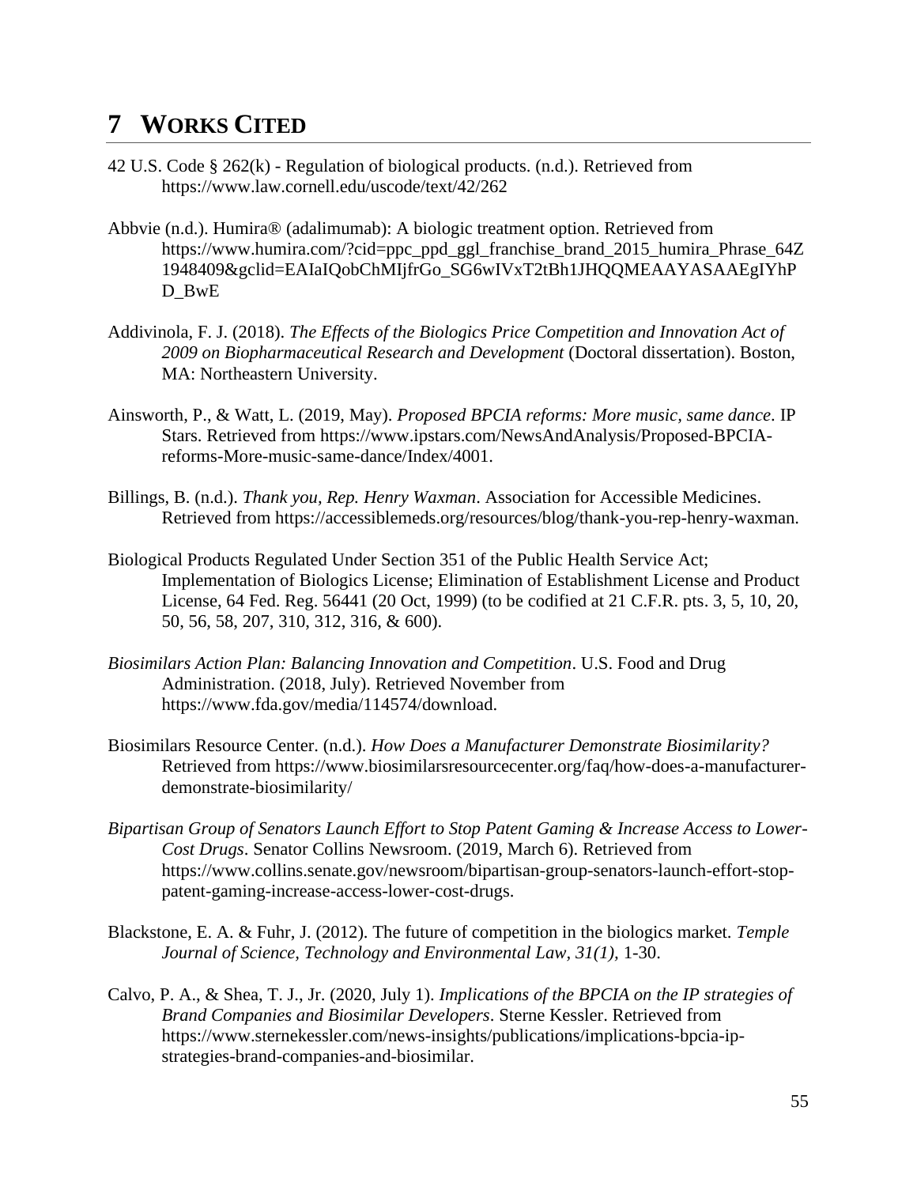# 7 WORKS CITED

42 U.S. Code § 262(k) - Regulation of biological products. (n.d.). Retrieved from https://www.law.cornell.edu/uscode/text/42/262

Abbvie (n.d.). Humira® (adalimumab): A biologic treatment option. Retrieved from https://www.humira.com/?cid=ppc_ppd_ggl_franchise_brand_2015_humira_Phrase_64Z1948409&gclid=EAIaIQobChMIjfrGo_SG6wIVxT2tBh1JHQQMEAAYASAAEgIYhPD_BwE

Addivinola, F. J. (2018). *The Effects of the Biologics Price Competition and Innovation Act of 2009 on Biopharmaceutical Research and Development* (Doctoral dissertation). Boston, MA: Northeastern University.

Ainsworth, P., & Watt, L. (2019, May). *Proposed BPCIA reforms: More music, same dance*. IP Stars. Retrieved from https://www.ipstars.com/NewsAndAnalysis/Proposed-BPCIA-reforms-More-music-same-dance/Index/4001.

Billings, B. (n.d.). *Thank you, Rep. Henry Waxman*. Association for Accessible Medicines. Retrieved from https://accessiblemeds.org/resources/blog/thank-you-rep-henry-waxman.

Biological Products Regulated Under Section 351 of the Public Health Service Act; Implementation of Biologics License; Elimination of Establishment License and Product License, 64 Fed. Reg. 56441 (20 Oct, 1999) (to be codified at 21 C.F.R. pts. 3, 5, 10, 20, 50, 56, 58, 207, 310, 312, 316, & 600).

*Biosimilars Action Plan: Balancing Innovation and Competition*. U.S. Food and Drug Administration. (2018, July). Retrieved November from https://www.fda.gov/media/114574/download.

Biosimilars Resource Center. (n.d.). *How Does a Manufacturer Demonstrate Biosimilarity?* Retrieved from https://www.biosimilarsresourcecenter.org/faq/how-does-a-manufacturer-demonstrate-biosimilarity/

*Bipartisan Group of Senators Launch Effort to Stop Patent Gaming & Increase Access to Lower-Cost Drugs*. Senator Collins Newsroom. (2019, March 6). Retrieved from https://www.collins.senate.gov/newsroom/bipartisan-group-senators-launch-effort-stop-patent-gaming-increase-access-lower-cost-drugs.

Blackstone, E. A. & Fuhr, J. (2012). The future of competition in the biologics market. *Temple Journal of Science, Technology and Environmental Law, 31(1)*, 1-30.

Calvo, P. A., & Shea, T. J., Jr. (2020, July 1). *Implications of the BPCIA on the IP strategies of Brand Companies and Biosimilar Developers*. Sterne Kessler. Retrieved from https://www.sternekessler.com/news-insights/publications/implications-bpcia-ip-strategies-brand-companies-and-biosimilar.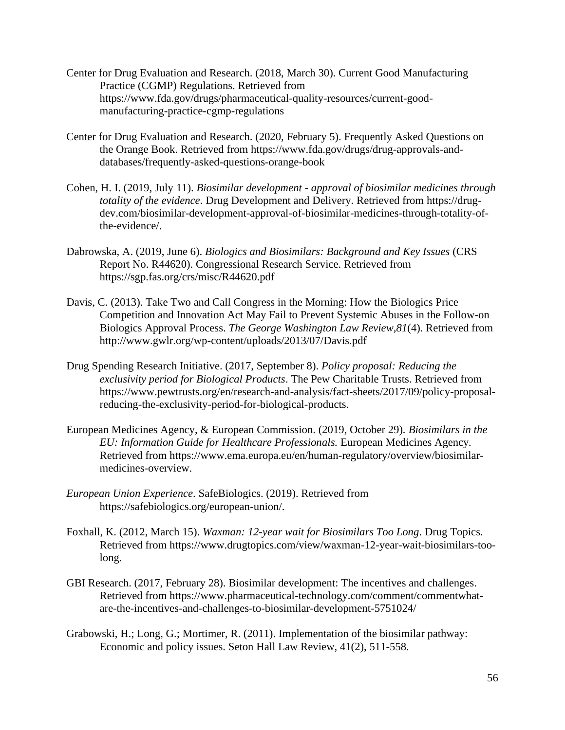Center for Drug Evaluation and Research. (2018, March 30). Current Good Manufacturing Practice (CGMP) Regulations. Retrieved from https://www.fda.gov/drugs/pharmaceutical-quality-resources/current-good-manufacturing-practice-cgmp-regulations

Center for Drug Evaluation and Research. (2020, February 5). Frequently Asked Questions on the Orange Book. Retrieved from https://www.fda.gov/drugs/drug-approvals-and-databases/frequently-asked-questions-orange-book

Cohen, H. I. (2019, July 11). *Biosimilar development - approval of biosimilar medicines through totality of the evidence*. Drug Development and Delivery. Retrieved from https://drug-dev.com/biosimilar-development-approval-of-biosimilar-medicines-through-totality-of-the-evidence/.

Dabrowska, A. (2019, June 6). *Biologics and Biosimilars: Background and Key Issues* (CRS Report No. R44620). Congressional Research Service. Retrieved from https://sgp.fas.org/crs/misc/R44620.pdf

Davis, C. (2013). Take Two and Call Congress in the Morning: How the Biologics Price Competition and Innovation Act May Fail to Prevent Systemic Abuses in the Follow-on Biologics Approval Process. *The George Washington Law Review,81*(4). Retrieved from http://www.gwlr.org/wp-content/uploads/2013/07/Davis.pdf

Drug Spending Research Initiative. (2017, September 8). *Policy proposal: Reducing the exclusivity period for Biological Products*. The Pew Charitable Trusts. Retrieved from https://www.pewtrusts.org/en/research-and-analysis/fact-sheets/2017/09/policy-proposal-reducing-the-exclusivity-period-for-biological-products.

European Medicines Agency, & European Commission. (2019, October 29). *Biosimilars in the EU: Information Guide for Healthcare Professionals.* European Medicines Agency. Retrieved from https://www.ema.europa.eu/en/human-regulatory/overview/biosimilar-medicines-overview.

*European Union Experience*. SafeBiologics. (2019). Retrieved from https://safebiologics.org/european-union/.

Foxhall, K. (2012, March 15). *Waxman: 12-year wait for Biosimilars Too Long*. Drug Topics. Retrieved from https://www.drugtopics.com/view/waxman-12-year-wait-biosimilars-too-long.

GBI Research. (2017, February 28). Biosimilar development: The incentives and challenges. Retrieved from https://www.pharmaceutical-technology.com/comment/commentwhat-are-the-incentives-and-challenges-to-biosimilar-development-5751024/

Grabowski, H.; Long, G.; Mortimer, R. (2011). Implementation of the biosimilar pathway: Economic and policy issues. Seton Hall Law Review, 41(2), 511-558.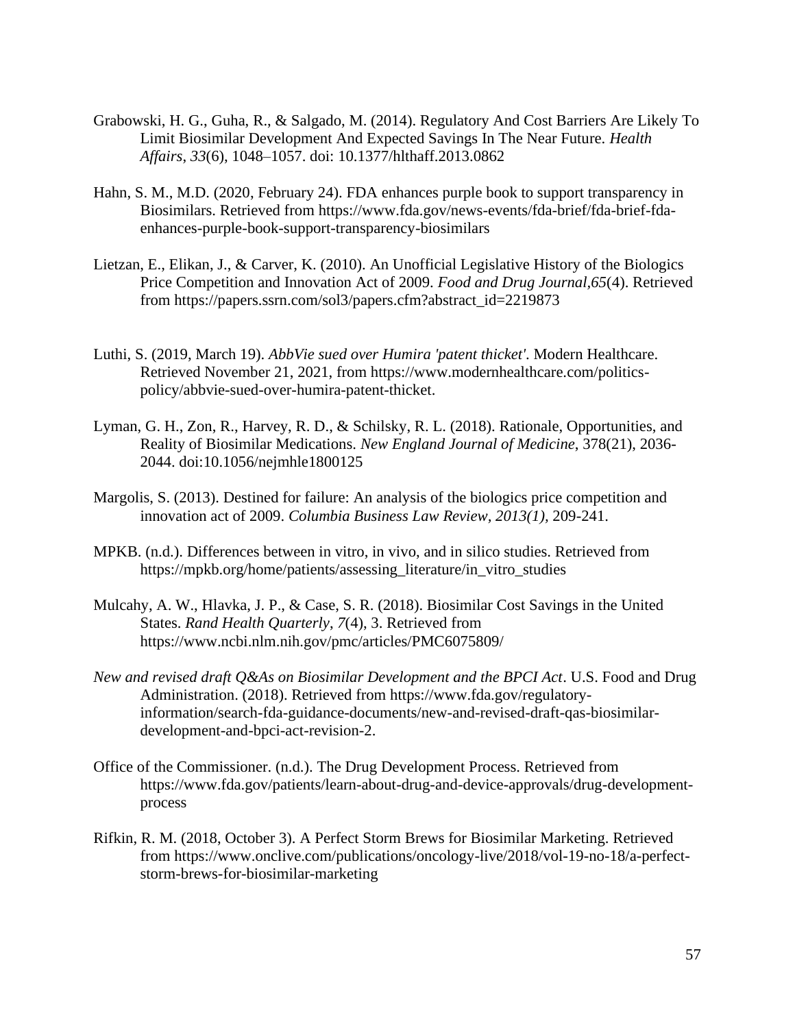Grabowski, H. G., Guha, R., & Salgado, M. (2014). Regulatory And Cost Barriers Are Likely To Limit Biosimilar Development And Expected Savings In The Near Future. *Health Affairs*, *33*(6), 1048–1057. doi: 10.1377/hlthaff.2013.0862

Hahn, S. M., M.D. (2020, February 24). FDA enhances purple book to support transparency in Biosimilars. Retrieved from https://www.fda.gov/news-events/fda-brief/fda-brief-fda-enhances-purple-book-support-transparency-biosimilars

Lietzan, E., Elikan, J., & Carver, K. (2010). An Unofficial Legislative History of the Biologics Price Competition and Innovation Act of 2009. *Food and Drug Journal,65*(4). Retrieved from https://papers.ssrn.com/sol3/papers.cfm?abstract_id=2219873

Luthi, S. (2019, March 19). *AbbVie sued over Humira 'patent thicket'*. Modern Healthcare. Retrieved November 21, 2021, from https://www.modernhealthcare.com/politics-policy/abbvie-sued-over-humira-patent-thicket.

Lyman, G. H., Zon, R., Harvey, R. D., & Schilsky, R. L. (2018). Rationale, Opportunities, and Reality of Biosimilar Medications. *New England Journal of Medicine*, 378(21), 2036-2044. doi:10.1056/nejmhle1800125

Margolis, S. (2013). Destined for failure: An analysis of the biologics price competition and innovation act of 2009. *Columbia Business Law Review, 2013(1),* 209-241.

MPKB. (n.d.). Differences between in vitro, in vivo, and in silico studies. Retrieved from https://mpkb.org/home/patients/assessing_literature/in_vitro_studies

Mulcahy, A. W., Hlavka, J. P., & Case, S. R. (2018). Biosimilar Cost Savings in the United States. *Rand Health Quarterly*, *7*(4), 3. Retrieved from https://www.ncbi.nlm.nih.gov/pmc/articles/PMC6075809/

*New and revised draft Q&As on Biosimilar Development and the BPCI Act*. U.S. Food and Drug Administration. (2018). Retrieved from https://www.fda.gov/regulatory-information/search-fda-guidance-documents/new-and-revised-draft-qas-biosimilar-development-and-bpci-act-revision-2.

Office of the Commissioner. (n.d.). The Drug Development Process. Retrieved from https://www.fda.gov/patients/learn-about-drug-and-device-approvals/drug-development-process

Rifkin, R. M. (2018, October 3). A Perfect Storm Brews for Biosimilar Marketing. Retrieved from https://www.onclive.com/publications/oncology-live/2018/vol-19-no-18/a-perfect-storm-brews-for-biosimilar-marketing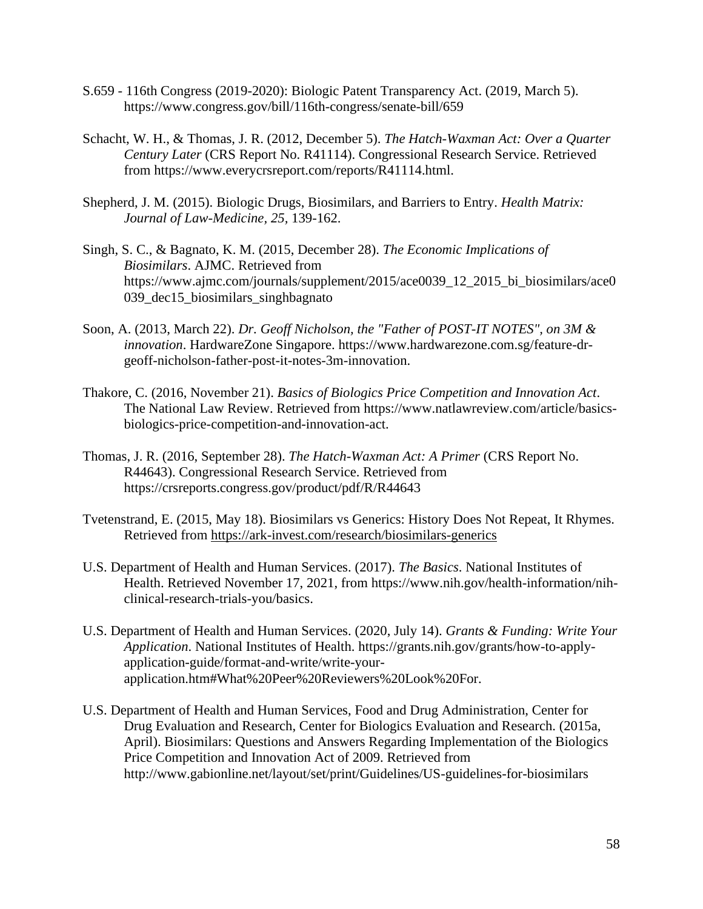S.659 - 116th Congress (2019-2020): Biologic Patent Transparency Act. (2019, March 5). https://www.congress.gov/bill/116th-congress/senate-bill/659

Schacht, W. H., & Thomas, J. R. (2012, December 5). *The Hatch-Waxman Act: Over a Quarter Century Later* (CRS Report No. R41114). Congressional Research Service. Retrieved from https://www.everycrsreport.com/reports/R41114.html.

Shepherd, J. M. (2015). Biologic Drugs, Biosimilars, and Barriers to Entry. *Health Matrix: Journal of Law-Medicine, 25*, 139-162.

Singh, S. C., & Bagnato, K. M. (2015, December 28). *The Economic Implications of Biosimilars*. AJMC. Retrieved from https://www.ajmc.com/journals/supplement/2015/ace0039_12_2015_bi_biosimilars/ace0039_dec15_biosimilars_singhbagnato

Soon, A. (2013, March 22). *Dr. Geoff Nicholson, the "Father of POST-IT NOTES", on 3M & innovation*. HardwareZone Singapore. https://www.hardwarezone.com.sg/feature-dr-geoff-nicholson-father-post-it-notes-3m-innovation.

Thakore, C. (2016, November 21). *Basics of Biologics Price Competition and Innovation Act*. The National Law Review. Retrieved from https://www.natlawreview.com/article/basics-biologics-price-competition-and-innovation-act.

Thomas, J. R. (2016, September 28). *The Hatch-Waxman Act: A Primer* (CRS Report No. R44643). Congressional Research Service. Retrieved from https://crsreports.congress.gov/product/pdf/R/R44643

Tvetenstrand, E. (2015, May 18). Biosimilars vs Generics: History Does Not Repeat, It Rhymes. Retrieved from https://ark-invest.com/research/biosimilars-generics

U.S. Department of Health and Human Services. (2017). *The Basics*. National Institutes of Health. Retrieved November 17, 2021, from https://www.nih.gov/health-information/nih-clinical-research-trials-you/basics.

U.S. Department of Health and Human Services. (2020, July 14). *Grants & Funding: Write Your Application*. National Institutes of Health. https://grants.nih.gov/grants/how-to-apply-application-guide/format-and-write/write-your-application.htm#What%20Peer%20Reviewers%20Look%20For.

U.S. Department of Health and Human Services, Food and Drug Administration, Center for Drug Evaluation and Research, Center for Biologics Evaluation and Research. (2015a, April). Biosimilars: Questions and Answers Regarding Implementation of the Biologics Price Competition and Innovation Act of 2009. Retrieved from http://www.gabionline.net/layout/set/print/Guidelines/US-guidelines-for-biosimilars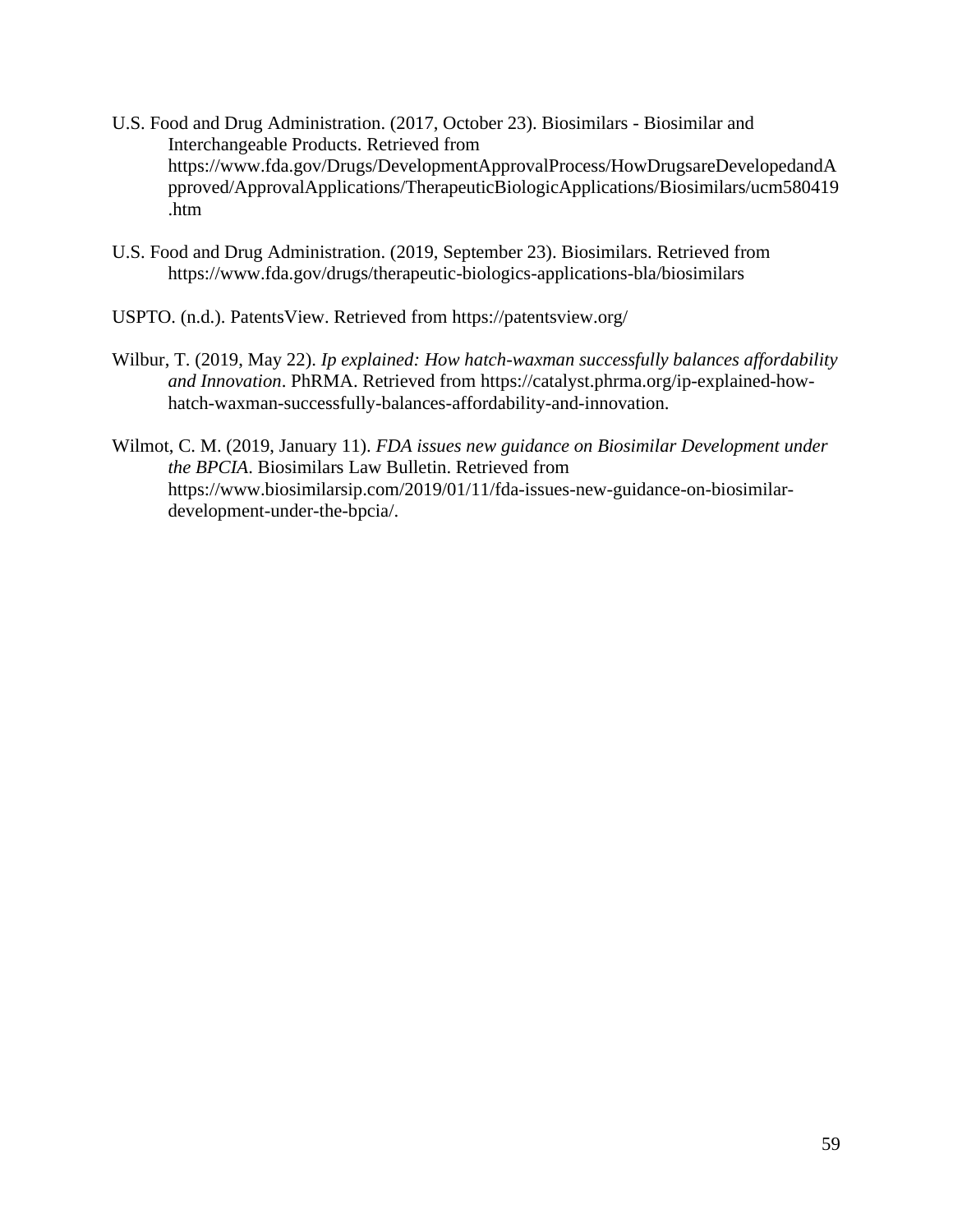U.S. Food and Drug Administration. (2017, October 23). Biosimilars - Biosimilar and Interchangeable Products. Retrieved from https://www.fda.gov/Drugs/DevelopmentApprovalProcess/HowDrugsareDevelopedandApproved/ApprovalApplications/TherapeuticBiologicApplications/Biosimilars/ucm580419.htm

U.S. Food and Drug Administration. (2019, September 23). Biosimilars. Retrieved from https://www.fda.gov/drugs/therapeutic-biologics-applications-bla/biosimilars

USPTO. (n.d.). PatentsView. Retrieved from https://patentsview.org/

Wilbur, T. (2019, May 22). *Ip explained: How hatch-waxman successfully balances affordability and Innovation*. PhRMA. Retrieved from https://catalyst.phrma.org/ip-explained-how-hatch-waxman-successfully-balances-affordability-and-innovation.

Wilmot, C. M. (2019, January 11). *FDA issues new guidance on Biosimilar Development under the BPCIA*. Biosimilars Law Bulletin. Retrieved from https://www.biosimilarsip.com/2019/01/11/fda-issues-new-guidance-on-biosimilar-development-under-the-bpcia/.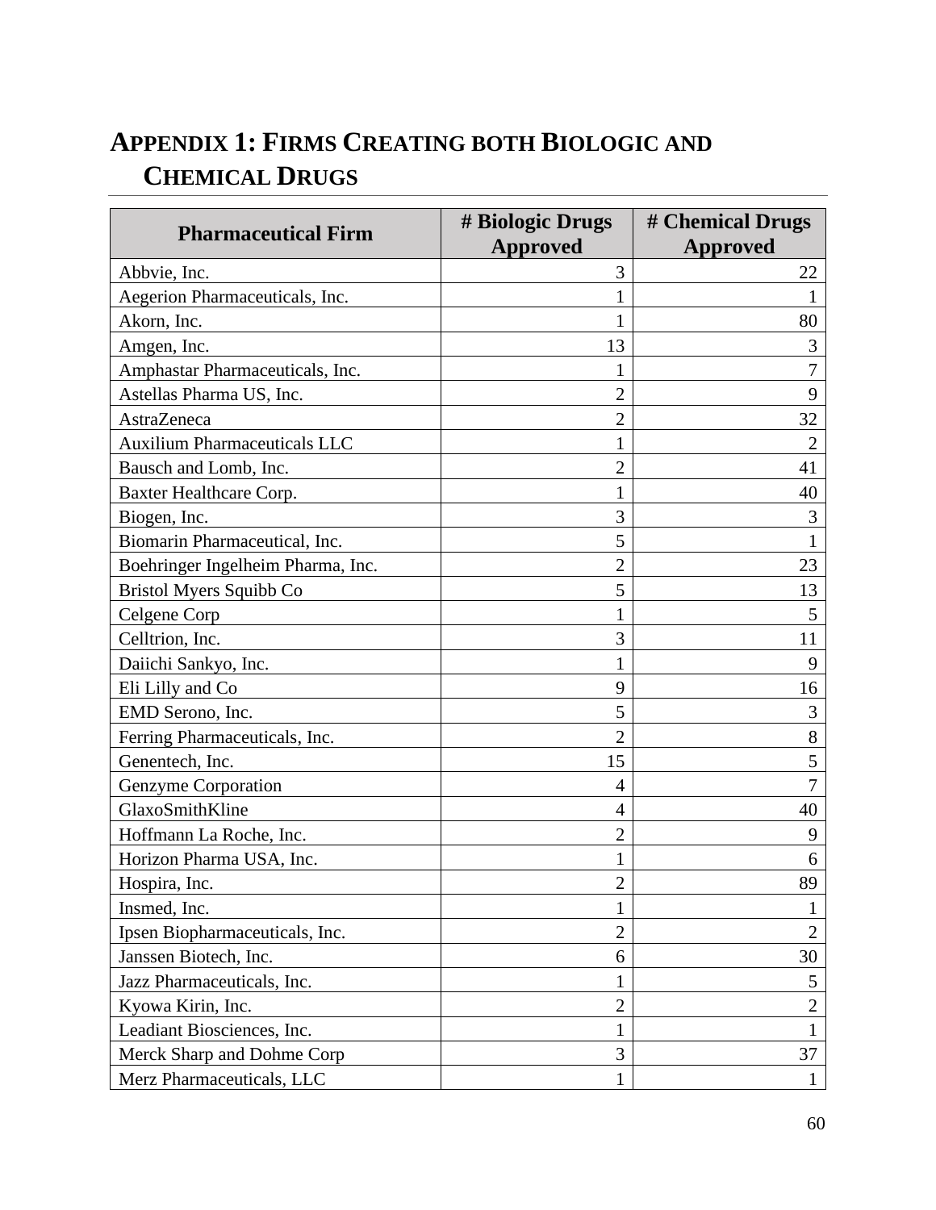# APPENDIX 1: FIRMS CREATING BOTH BIOLOGIC AND CHEMICAL DRUGS

| Pharmaceutical Firm | # Biologic Drugs Approved | # Chemical Drugs Approved |
|---|---|---|
| Abbvie, Inc. | 3 | 22 |
| Aegerion Pharmaceuticals, Inc. | 1 | 1 |
| Akorn, Inc. | 1 | 80 |
| Amgen, Inc. | 13 | 3 |
| Amphastar Pharmaceuticals, Inc. | 1 | 7 |
| Astellas Pharma US, Inc. | 2 | 9 |
| AstraZeneca | 2 | 32 |
| Auxilium Pharmaceuticals LLC | 1 | 2 |
| Bausch and Lomb, Inc. | 2 | 41 |
| Baxter Healthcare Corp. | 1 | 40 |
| Biogen, Inc. | 3 | 3 |
| Biomarin Pharmaceutical, Inc. | 5 | 1 |
| Boehringer Ingelheim Pharma, Inc. | 2 | 23 |
| Bristol Myers Squibb Co | 5 | 13 |
| Celgene Corp | 1 | 5 |
| Celltrion, Inc. | 3 | 11 |
| Daiichi Sankyo, Inc. | 1 | 9 |
| Eli Lilly and Co | 9 | 16 |
| EMD Serono, Inc. | 5 | 3 |
| Ferring Pharmaceuticals, Inc. | 2 | 8 |
| Genentech, Inc. | 15 | 5 |
| Genzyme Corporation | 4 | 7 |
| GlaxoSmithKline | 4 | 40 |
| Hoffmann La Roche, Inc. | 2 | 9 |
| Horizon Pharma USA, Inc. | 1 | 6 |
| Hospira, Inc. | 2 | 89 |
| Insmed, Inc. | 1 | 1 |
| Ipsen Biopharmaceuticals, Inc. | 2 | 2 |
| Janssen Biotech, Inc. | 6 | 30 |
| Jazz Pharmaceuticals, Inc. | 1 | 5 |
| Kyowa Kirin, Inc. | 2 | 2 |
| Leadiant Biosciences, Inc. | 1 | 1 |
| Merck Sharp and Dohme Corp | 3 | 37 |
| Merz Pharmaceuticals, LLC | 1 | 1 |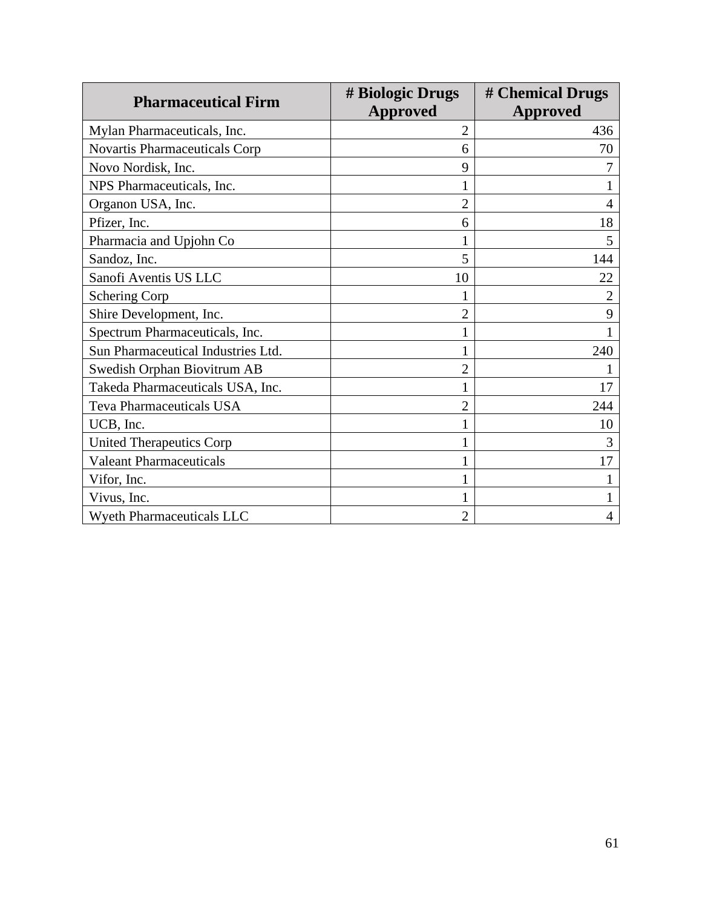| Pharmaceutical Firm | # Biologic Drugs Approved | # Chemical Drugs Approved |
|---|---|---|
| Mylan Pharmaceuticals, Inc. | 2 | 436 |
| Novartis Pharmaceuticals Corp | 6 | 70 |
| Novo Nordisk, Inc. | 9 | 7 |
| NPS Pharmaceuticals, Inc. | 1 | 1 |
| Organon USA, Inc. | 2 | 4 |
| Pfizer, Inc. | 6 | 18 |
| Pharmacia and Upjohn Co | 1 | 5 |
| Sandoz, Inc. | 5 | 144 |
| Sanofi Aventis US LLC | 10 | 22 |
| Schering Corp | 1 | 2 |
| Shire Development, Inc. | 2 | 9 |
| Spectrum Pharmaceuticals, Inc. | 1 | 1 |
| Sun Pharmaceutical Industries Ltd. | 1 | 240 |
| Swedish Orphan Biovitrum AB | 2 | 1 |
| Takeda Pharmaceuticals USA, Inc. | 1 | 17 |
| Teva Pharmaceuticals USA | 2 | 244 |
| UCB, Inc. | 1 | 10 |
| United Therapeutics Corp | 1 | 3 |
| Valeant Pharmaceuticals | 1 | 17 |
| Vifor, Inc. | 1 | 1 |
| Vivus, Inc. | 1 | 1 |
| Wyeth Pharmaceuticals LLC | 2 | 4 |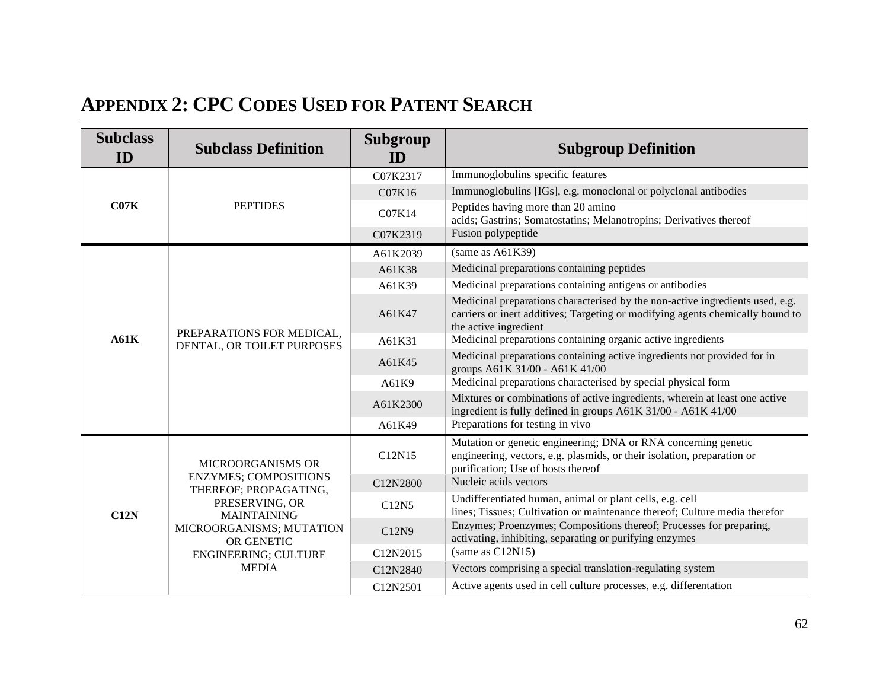# Appendix 2: CPC Codes Used for Patent Search

| Subclass ID | Subclass Definition | Subgroup ID | Subgroup Definition |
|---|---|---|---|
| **C07K** | PEPTIDES | C07K2317 | Immunoglobulins specific features |
| | | C07K16 | Immunoglobulins [IGs], e.g. monoclonal or polyclonal antibodies |
| | | C07K14 | Peptides having more than 20 amino acids; Gastrins; Somatostatins; Melanotropins; Derivatives thereof |
| | | C07K2319 | Fusion polypeptide |
| **A61K** | PREPARATIONS FOR MEDICAL, DENTAL, OR TOILET PURPOSES | A61K2039 | (same as A61K39) |
| | | A61K38 | Medicinal preparations containing peptides |
| | | A61K39 | Medicinal preparations containing antigens or antibodies |
| | | A61K47 | Medicinal preparations characterised by the non-active ingredients used, e.g. carriers or inert additives; Targeting or modifying agents chemically bound to the active ingredient |
| | | A61K31 | Medicinal preparations containing organic active ingredients |
| | | A61K45 | Medicinal preparations containing active ingredients not provided for in groups A61K 31/00 - A61K 41/00 |
| | | A61K9 | Medicinal preparations characterised by special physical form |
| | | A61K2300 | Mixtures or combinations of active ingredients, wherein at least one active ingredient is fully defined in groups A61K 31/00 - A61K 41/00 |
| | | A61K49 | Preparations for testing in vivo |
| **C12N** | MICROORGANISMS OR ENZYMES; COMPOSITIONS THEREOF; PROPAGATING, PRESERVING, OR MAINTAINING MICROORGANISMS; MUTATION OR GENETIC ENGINEERING; CULTURE MEDIA | C12N15 | Mutation or genetic engineering; DNA or RNA concerning genetic engineering, vectors, e.g. plasmids, or their isolation, preparation or purification; Use of hosts thereof |
| | | C12N2800 | Nucleic acids vectors |
| | | C12N5 | Undifferentiated human, animal or plant cells, e.g. cell lines; Tissues; Cultivation or maintenance thereof; Culture media therefor |
| | | C12N9 | Enzymes; Proenzymes; Compositions thereof; Processes for preparing, activating, inhibiting, separating or purifying enzymes |
| | | C12N2015 | (same as C12N15) |
| | | C12N2840 | Vectors comprising a special translation-regulating system |
| | | C12N2501 | Active agents used in cell culture processes, e.g. differentation |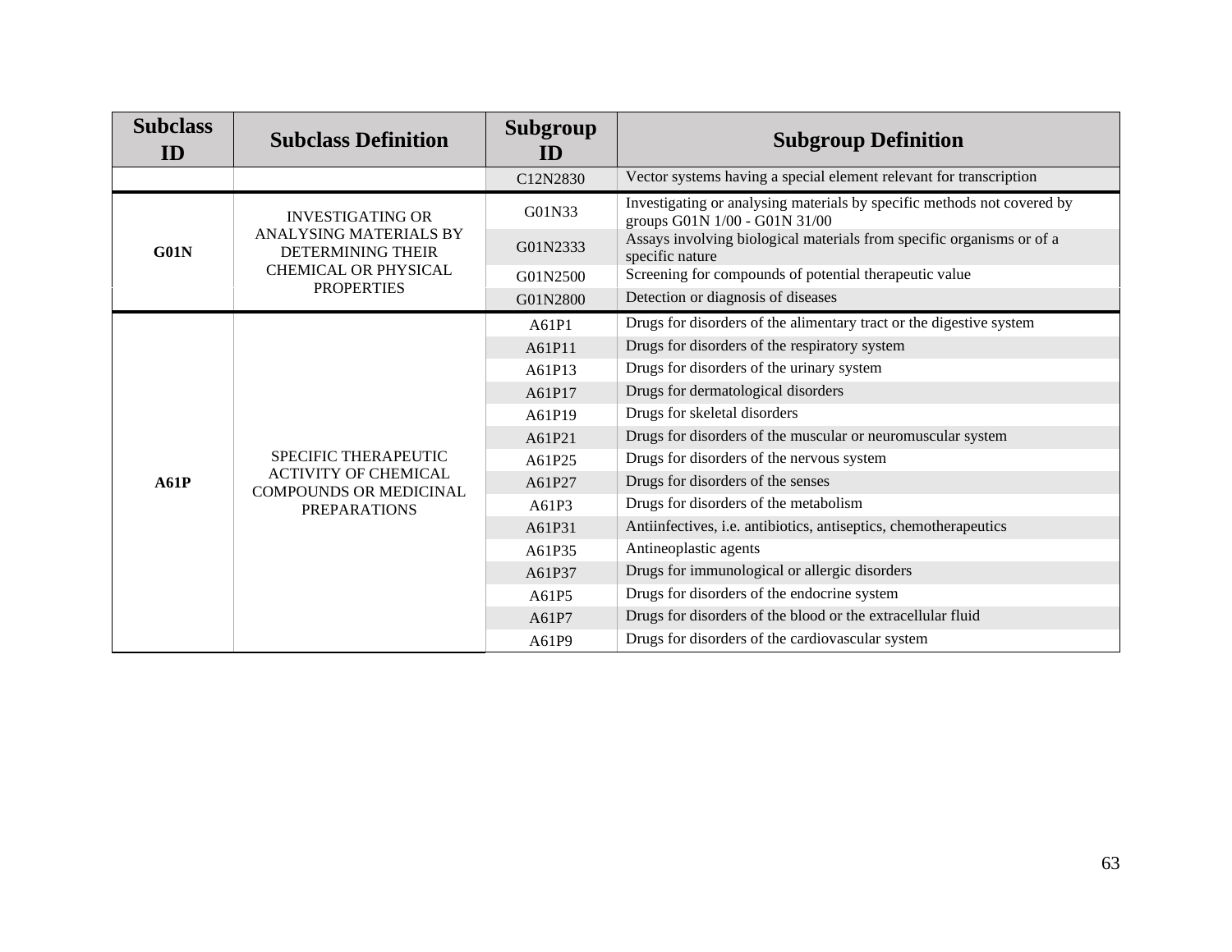| Subclass ID | Subclass Definition | Subgroup ID | Subgroup Definition |
|---|---|---|---|
| | | C12N2830 | Vector systems having a special element relevant for transcription |
| G01N | INVESTIGATING OR ANALYSING MATERIALS BY DETERMINING THEIR CHEMICAL OR PHYSICAL PROPERTIES | G01N33 | Investigating or analysing materials by specific methods not covered by groups G01N 1/00 - G01N 31/00 |
| | | G01N2333 | Assays involving biological materials from specific organisms or of a specific nature |
| | | G01N2500 | Screening for compounds of potential therapeutic value |
| | | G01N2800 | Detection or diagnosis of diseases |
| A61P | SPECIFIC THERAPEUTIC ACTIVITY OF CHEMICAL COMPOUNDS OR MEDICINAL PREPARATIONS | A61P1 | Drugs for disorders of the alimentary tract or the digestive system |
| | | A61P11 | Drugs for disorders of the respiratory system |
| | | A61P13 | Drugs for disorders of the urinary system |
| | | A61P17 | Drugs for dermatological disorders |
| | | A61P19 | Drugs for skeletal disorders |
| | | A61P21 | Drugs for disorders of the muscular or neuromuscular system |
| | | A61P25 | Drugs for disorders of the nervous system |
| | | A61P27 | Drugs for disorders of the senses |
| | | A61P3 | Drugs for disorders of the metabolism |
| | | A61P31 | Antiinfectives, i.e. antibiotics, antiseptics, chemotherapeutics |
| | | A61P35 | Antineoplastic agents |
| | | A61P37 | Drugs for immunological or allergic disorders |
| | | A61P5 | Drugs for disorders of the endocrine system |
| | | A61P7 | Drugs for disorders of the blood or the extracellular fluid |
| | | A61P9 | Drugs for disorders of the cardiovascular system |